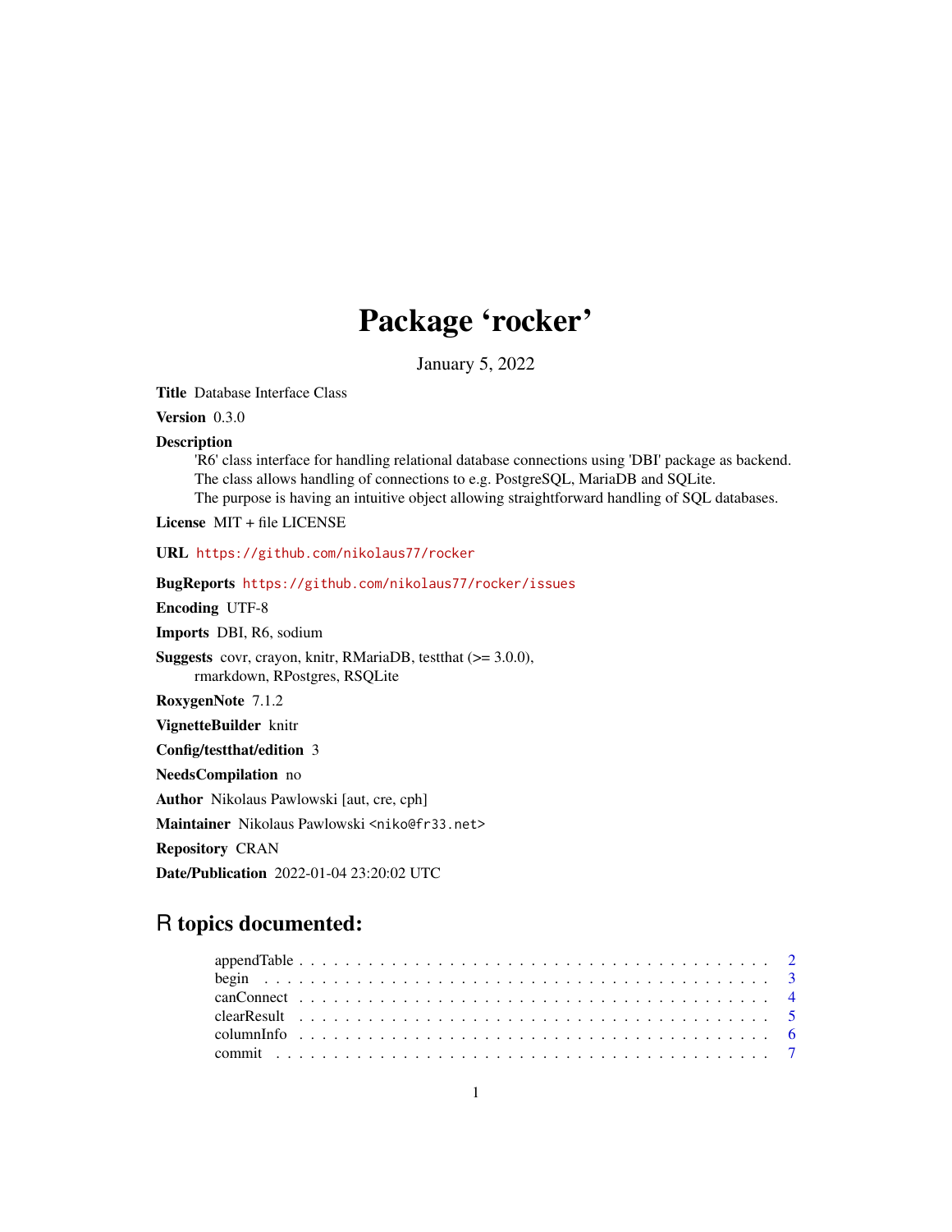# Package 'rocker'

January 5, 2022

**Title** Database Interface Class

**Version** 0.3.0

**Description**
'R6' class interface for handling relational database connections using 'DBI' package as backend. The class allows handling of connections to e.g. PostgreSQL, MariaDB and SQLite. The purpose is having an intuitive object allowing straightforward handling of SQL databases.

**License** MIT + file LICENSE

**URL** https://github.com/nikolaus77/rocker

**BugReports** https://github.com/nikolaus77/rocker/issues

**Encoding** UTF-8

**Imports** DBI, R6, sodium

**Suggests** covr, crayon, knitr, RMariaDB, testthat (>= 3.0.0), rmarkdown, RPostgres, RSQLite

**RoxygenNote** 7.1.2

**VignetteBuilder** knitr

**Config/testthat/edition** 3

**NeedsCompilation** no

**Author** Nikolaus Pawlowski [aut, cre, cph]

**Maintainer** Nikolaus Pawlowski <niko@fr33.net>

**Repository** CRAN

**Date/Publication** 2022-01-04 23:20:02 UTC

## R topics documented:

- appendTable . . . . . . . . . . . . . . . . . . . . . . . . . . . . . . . . . . . . . . . . 2
- begin . . . . . . . . . . . . . . . . . . . . . . . . . . . . . . . . . . . . . . . . 3
- canConnect . . . . . . . . . . . . . . . . . . . . . . . . . . . . . . . . . . . . . . . . 4
- clearResult . . . . . . . . . . . . . . . . . . . . . . . . . . . . . . . . . . . . . . . . 5
- columnInfo . . . . . . . . . . . . . . . . . . . . . . . . . . . . . . . . . . . . . . . . 6
- commit . . . . . . . . . . . . . . . . . . . . . . . . . . . . . . . . . . . . . . . . 7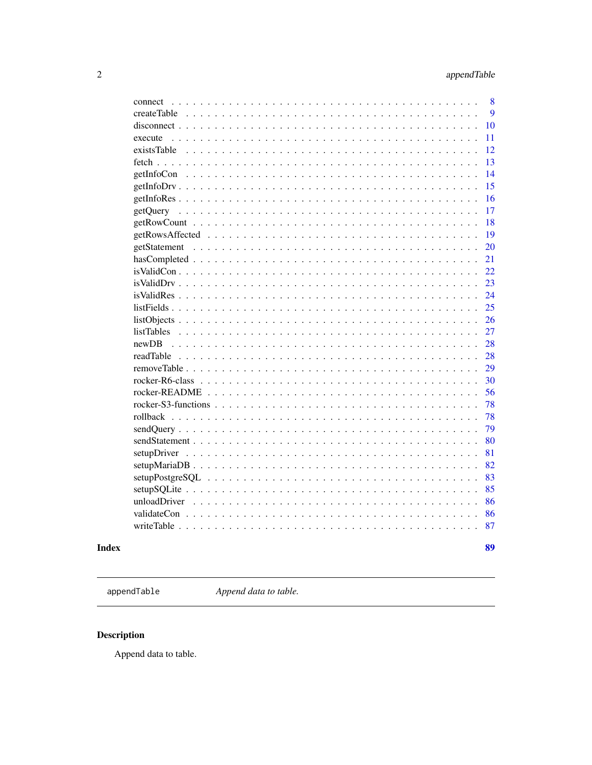| | |
|---|---|
| connect | 8 |
| createTable | 9 |
| disconnect | 10 |
| execute | 11 |
| existsTable | 12 |
| fetch | 13 |
| getInfoCon | 14 |
| getInfoDrv | 15 |
| getInfoRes | 16 |
| getQuery | 17 |
| getRowCount | 18 |
| getRowsAffected | 19 |
| getStatement | 20 |
| hasCompleted | 21 |
| isValidCon | 22 |
| isValidDrv | 23 |
| isValidRes | 24 |
| listFields | 25 |
| listObjects | 26 |
| listTables | 27 |
| newDB | 28 |
| readTable | 28 |
| removeTable | 29 |
| rocker-R6-class | 30 |
| rocker-README | 56 |
| rocker-S3-functions | 78 |
| rollback | 78 |
| sendQuery | 79 |
| sendStatement | 80 |
| setupDriver | 81 |
| setupMariaDB | 82 |
| setupPostgreSQL | 83 |
| setupSQLite | 85 |
| unloadDriver | 86 |
| validateCon | 86 |
| writeTable | 87 |

**Index** **89**

---

`appendTable` *Append data to table.*

---

## Description

Append data to table.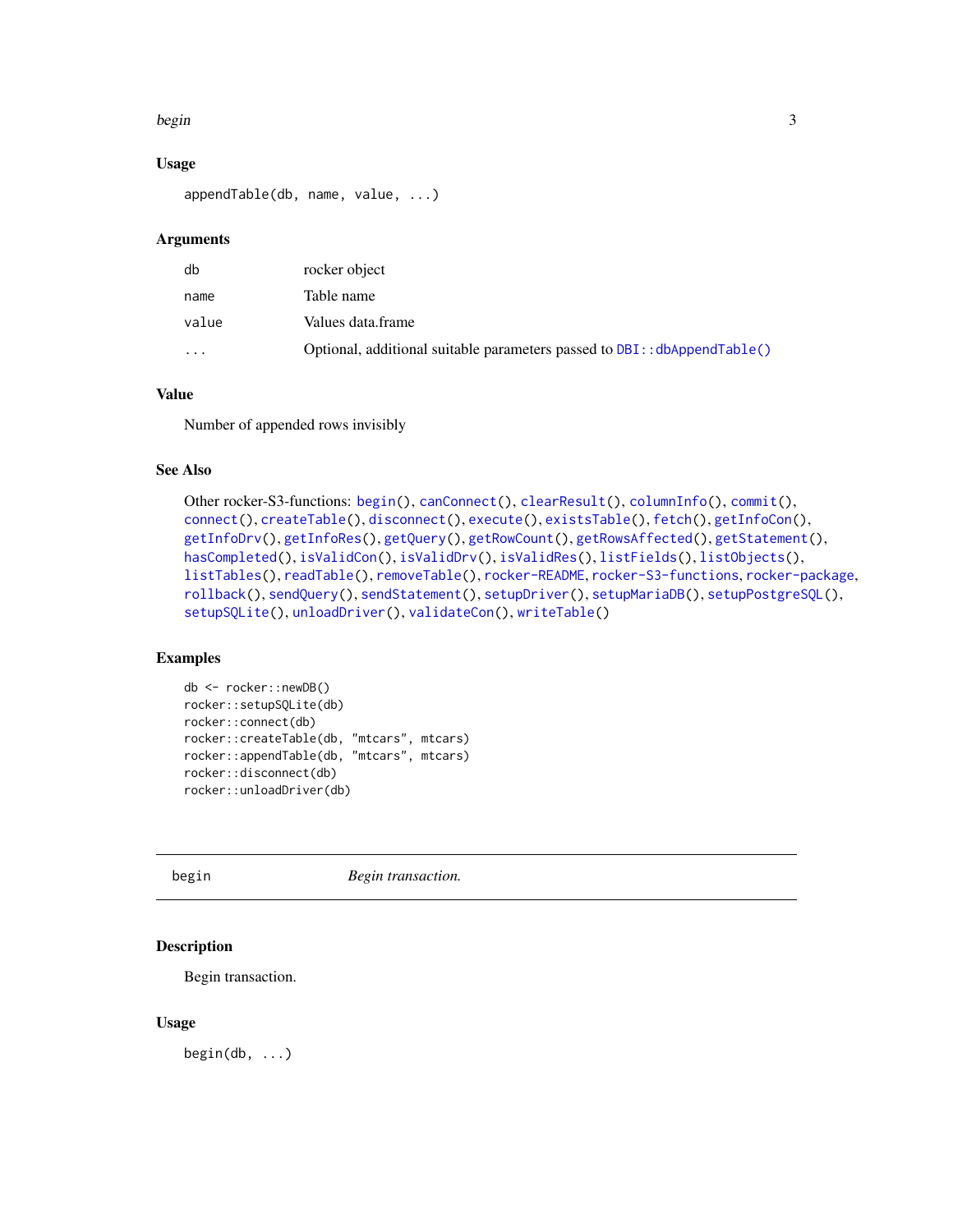## Usage

```
appendTable(db, name, value, ...)
```

## Arguments

| | |
|---|---|
| db | rocker object |
| name | Table name |
| value | Values data.frame |
| ... | Optional, additional suitable parameters passed to `DBI::dbAppendTable()` |

## Value

Number of appended rows invisibly

## See Also

Other rocker-S3-functions: `begin()`, `canConnect()`, `clearResult()`, `columnInfo()`, `commit()`, `connect()`, `createTable()`, `disconnect()`, `execute()`, `existsTable()`, `fetch()`, `getInfoCon()`, `getInfoDrv()`, `getInfoRes()`, `getQuery()`, `getRowCount()`, `getRowsAffected()`, `getStatement()`, `hasCompleted()`, `isValidCon()`, `isValidDrv()`, `isValidRes()`, `listFields()`, `listObjects()`, `listTables()`, `readTable()`, `removeTable()`, `rocker-README`, `rocker-S3-functions`, `rocker-package`, `rollback()`, `sendQuery()`, `sendStatement()`, `setupDriver()`, `setupMariaDB()`, `setupPostgreSQL()`, `setupSQLite()`, `unloadDriver()`, `validateCon()`, `writeTable()`

## Examples

```
db <- rocker::newDB()
rocker::setupSQLite(db)
rocker::connect(db)
rocker::createTable(db, "mtcars", mtcars)
rocker::appendTable(db, "mtcars", mtcars)
rocker::disconnect(db)
rocker::unloadDriver(db)
```

---

# begin — *Begin transaction.*

---

## Description

Begin transaction.

## Usage

```
begin(db, ...)
```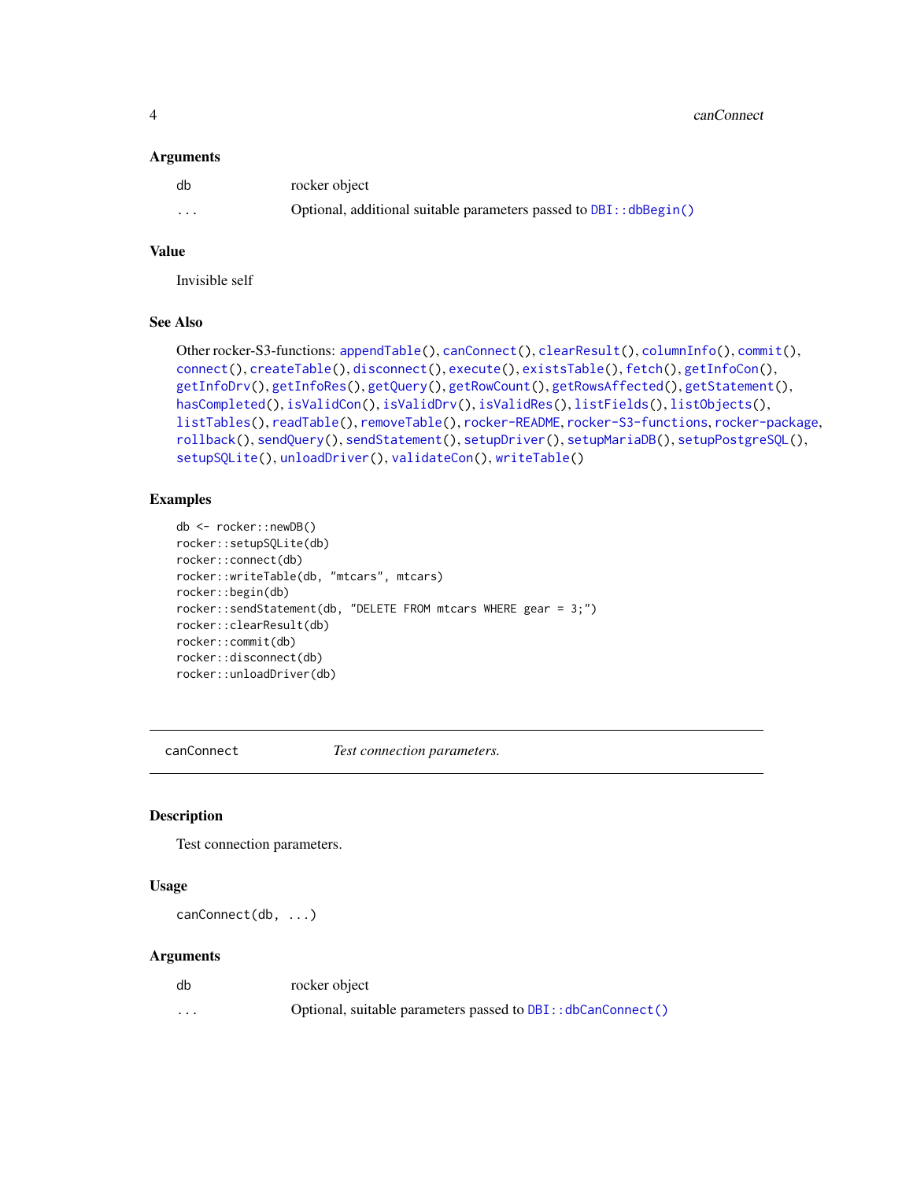### Arguments

| | |
|---|---|
| db | rocker object |
| ... | Optional, additional suitable parameters passed to `DBI::dbBegin()` |

### Value

Invisible self

### See Also

Other rocker-S3-functions: `appendTable()`, `canConnect()`, `clearResult()`, `columnInfo()`, `commit()`, `connect()`, `createTable()`, `disconnect()`, `execute()`, `existsTable()`, `fetch()`, `getInfoCon()`, `getInfoDrv()`, `getInfoRes()`, `getQuery()`, `getRowCount()`, `getRowsAffected()`, `getStatement()`, `hasCompleted()`, `isValidCon()`, `isValidDrv()`, `isValidRes()`, `listFields()`, `listObjects()`, `listTables()`, `readTable()`, `removeTable()`, `rocker-README`, `rocker-S3-functions`, `rocker-package`, `rollback()`, `sendQuery()`, `sendStatement()`, `setupDriver()`, `setupMariaDB()`, `setupPostgreSQL()`, `setupSQLite()`, `unloadDriver()`, `validateCon()`, `writeTable()`

### Examples

```
db <- rocker::newDB()
rocker::setupSQLite(db)
rocker::connect(db)
rocker::writeTable(db, "mtcars", mtcars)
rocker::begin(db)
rocker::sendStatement(db, "DELETE FROM mtcars WHERE gear = 3;")
rocker::clearResult(db)
rocker::commit(db)
rocker::disconnect(db)
rocker::unloadDriver(db)
```

---

## canConnect — *Test connection parameters.*

### Description

Test connection parameters.

### Usage

```
canConnect(db, ...)
```

### Arguments

| | |
|---|---|
| db | rocker object |
| ... | Optional, suitable parameters passed to `DBI::dbCanConnect()` |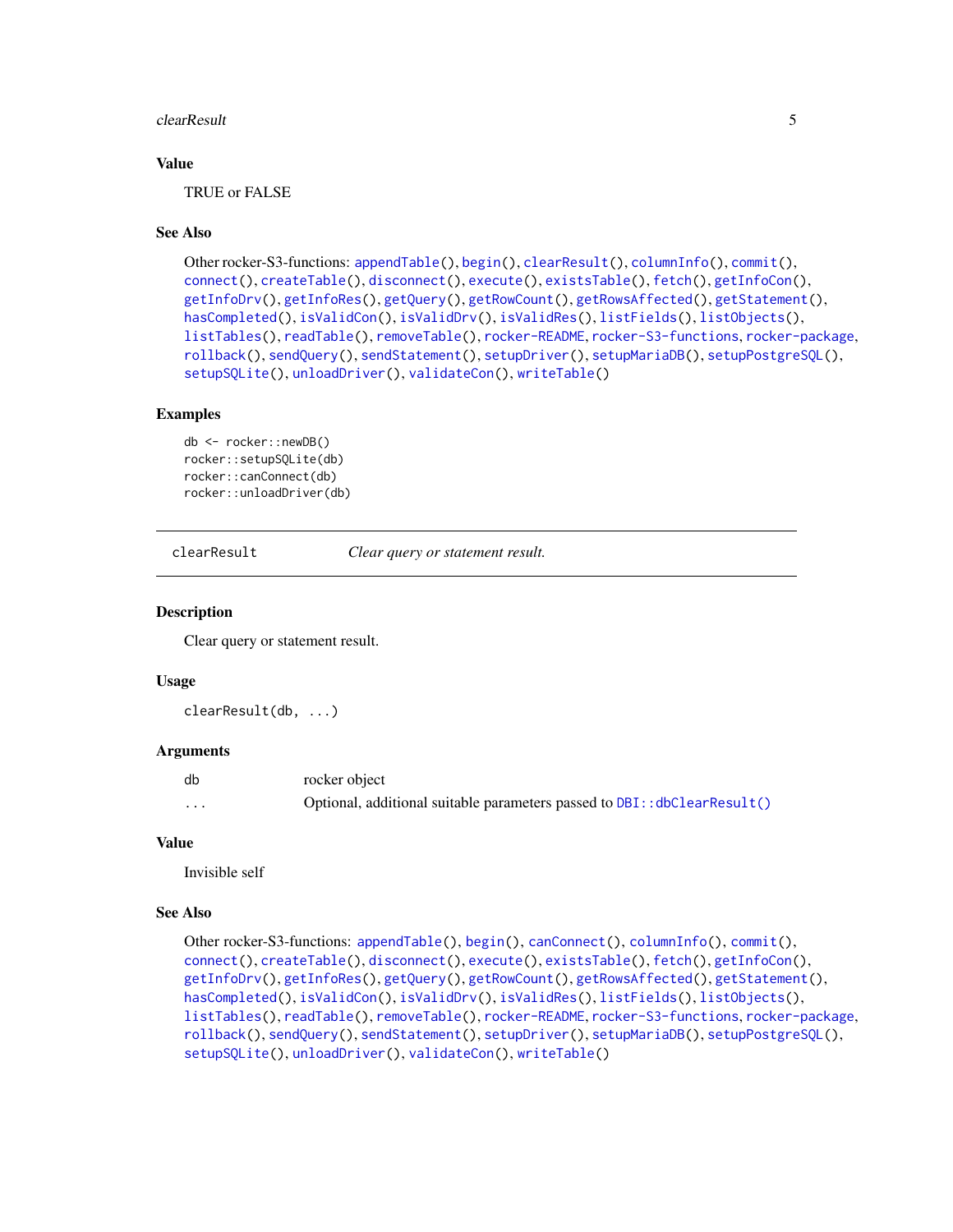### Value

TRUE or FALSE

### See Also

Other rocker-S3-functions: appendTable(), begin(), clearResult(), columnInfo(), commit(), connect(), createTable(), disconnect(), execute(), existsTable(), fetch(), getInfoCon(), getInfoDrv(), getInfoRes(), getQuery(), getRowCount(), getRowsAffected(), getStatement(), hasCompleted(), isValidCon(), isValidDrv(), isValidRes(), listFields(), listObjects(), listTables(), readTable(), removeTable(), rocker-README, rocker-S3-functions, rocker-package, rollback(), sendQuery(), sendStatement(), setupDriver(), setupMariaDB(), setupPostgreSQL(), setupSQLite(), unloadDriver(), validateCon(), writeTable()

### Examples

```
db <- rocker::newDB()
rocker::setupSQLite(db)
rocker::canConnect(db)
rocker::unloadDriver(db)
```

---

## clearResult    *Clear query or statement result.*

---

### Description

Clear query or statement result.

### Usage

```
clearResult(db, ...)
```

### Arguments

| | |
|---|---|
| db | rocker object |
| ... | Optional, additional suitable parameters passed to DBI::dbClearResult() |

### Value

Invisible self

### See Also

Other rocker-S3-functions: appendTable(), begin(), canConnect(), columnInfo(), commit(), connect(), createTable(), disconnect(), execute(), existsTable(), fetch(), getInfoCon(), getInfoDrv(), getInfoRes(), getQuery(), getRowCount(), getRowsAffected(), getStatement(), hasCompleted(), isValidCon(), isValidDrv(), isValidRes(), listFields(), listObjects(), listTables(), readTable(), removeTable(), rocker-README, rocker-S3-functions, rocker-package, rollback(), sendQuery(), sendStatement(), setupDriver(), setupMariaDB(), setupPostgreSQL(), setupSQLite(), unloadDriver(), validateCon(), writeTable()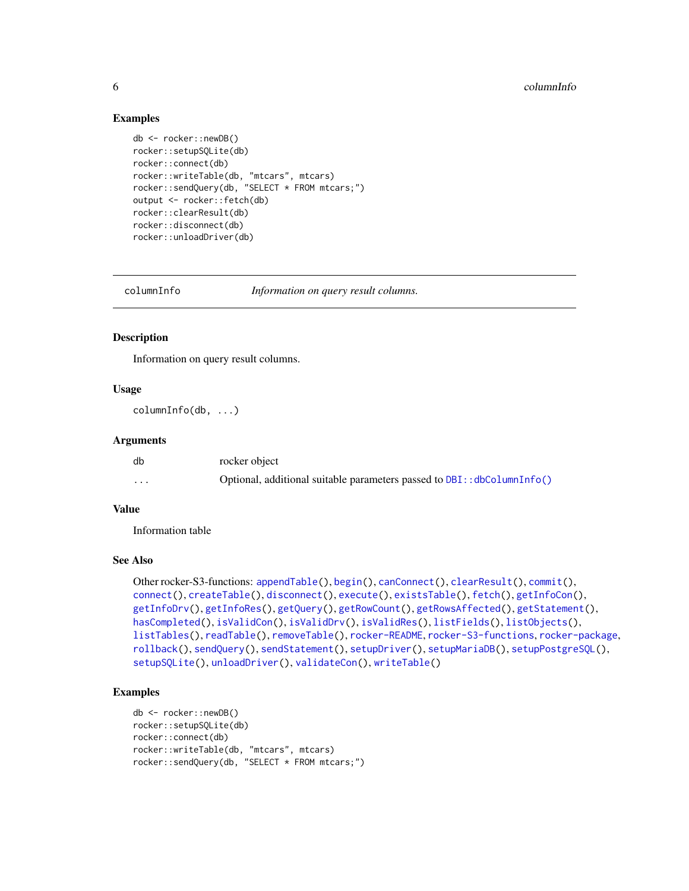### Examples

```
db <- rocker::newDB()
rocker::setupSQLite(db)
rocker::connect(db)
rocker::writeTable(db, "mtcars", mtcars)
rocker::sendQuery(db, "SELECT * FROM mtcars;")
output <- rocker::fetch(db)
rocker::clearResult(db)
rocker::disconnect(db)
rocker::unloadDriver(db)
```

---

## columnInfo — *Information on query result columns.*

### Description

Information on query result columns.

### Usage

```
columnInfo(db, ...)
```

### Arguments

| | |
|---|---|
| db | rocker object |
| ... | Optional, additional suitable parameters passed to `DBI::dbColumnInfo()` |

### Value

Information table

### See Also

Other rocker-S3-functions: `appendTable()`, `begin()`, `canConnect()`, `clearResult()`, `commit()`, `connect()`, `createTable()`, `disconnect()`, `execute()`, `existsTable()`, `fetch()`, `getInfoCon()`, `getInfoDrv()`, `getInfoRes()`, `getQuery()`, `getRowCount()`, `getRowsAffected()`, `getStatement()`, `hasCompleted()`, `isValidCon()`, `isValidDrv()`, `isValidRes()`, `listFields()`, `listObjects()`, `listTables()`, `readTable()`, `removeTable()`, `rocker-README`, `rocker-S3-functions`, `rocker-package`, `rollback()`, `sendQuery()`, `sendStatement()`, `setupDriver()`, `setupMariaDB()`, `setupPostgreSQL()`, `setupSQLite()`, `unloadDriver()`, `validateCon()`, `writeTable()`

### Examples

```
db <- rocker::newDB()
rocker::setupSQLite(db)
rocker::connect(db)
rocker::writeTable(db, "mtcars", mtcars)
rocker::sendQuery(db, "SELECT * FROM mtcars;")
```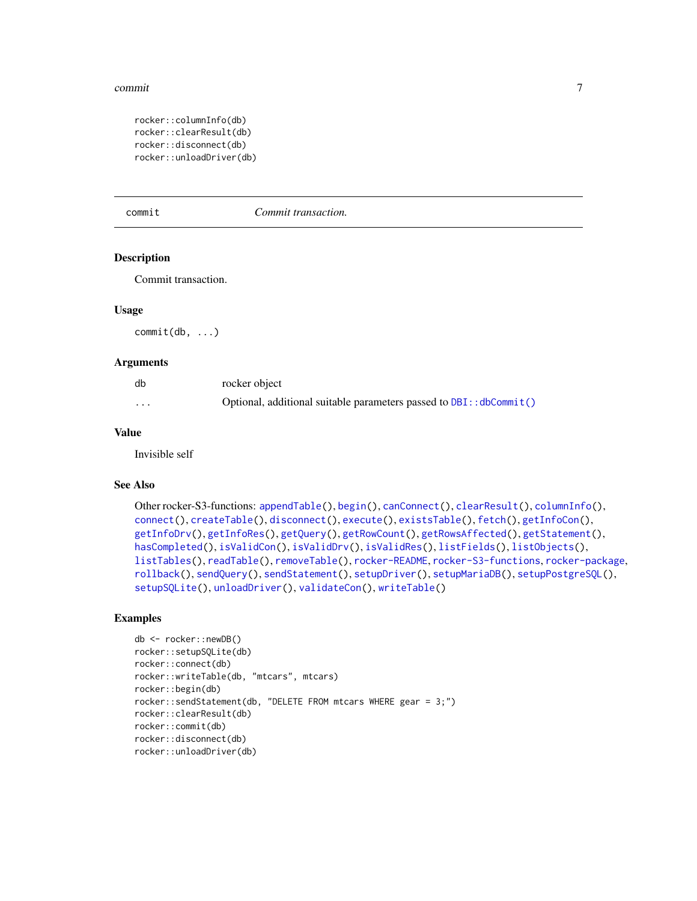```
rocker::columnInfo(db)
rocker::clearResult(db)
rocker::disconnect(db)
rocker::unloadDriver(db)
```

---

## commit — *Commit transaction.*

### Description

Commit transaction.

### Usage

```
commit(db, ...)
```

### Arguments

| | |
|---|---|
| db | rocker object |
| ... | Optional, additional suitable parameters passed to `DBI::dbCommit()` |

### Value

Invisible self

### See Also

Other rocker-S3-functions: `appendTable()`, `begin()`, `canConnect()`, `clearResult()`, `columnInfo()`, `connect()`, `createTable()`, `disconnect()`, `execute()`, `existsTable()`, `fetch()`, `getInfoCon()`, `getInfoDrv()`, `getInfoRes()`, `getQuery()`, `getRowCount()`, `getRowsAffected()`, `getStatement()`, `hasCompleted()`, `isValidCon()`, `isValidDrv()`, `isValidRes()`, `listFields()`, `listObjects()`, `listTables()`, `readTable()`, `removeTable()`, `rocker-README`, `rocker-S3-functions`, `rocker-package`, `rollback()`, `sendQuery()`, `sendStatement()`, `setupDriver()`, `setupMariaDB()`, `setupPostgreSQL()`, `setupSQLite()`, `unloadDriver()`, `validateCon()`, `writeTable()`

### Examples

```
db <- rocker::newDB()
rocker::setupSQLite(db)
rocker::connect(db)
rocker::writeTable(db, "mtcars", mtcars)
rocker::begin(db)
rocker::sendStatement(db, "DELETE FROM mtcars WHERE gear = 3;")
rocker::clearResult(db)
rocker::commit(db)
rocker::disconnect(db)
rocker::unloadDriver(db)
```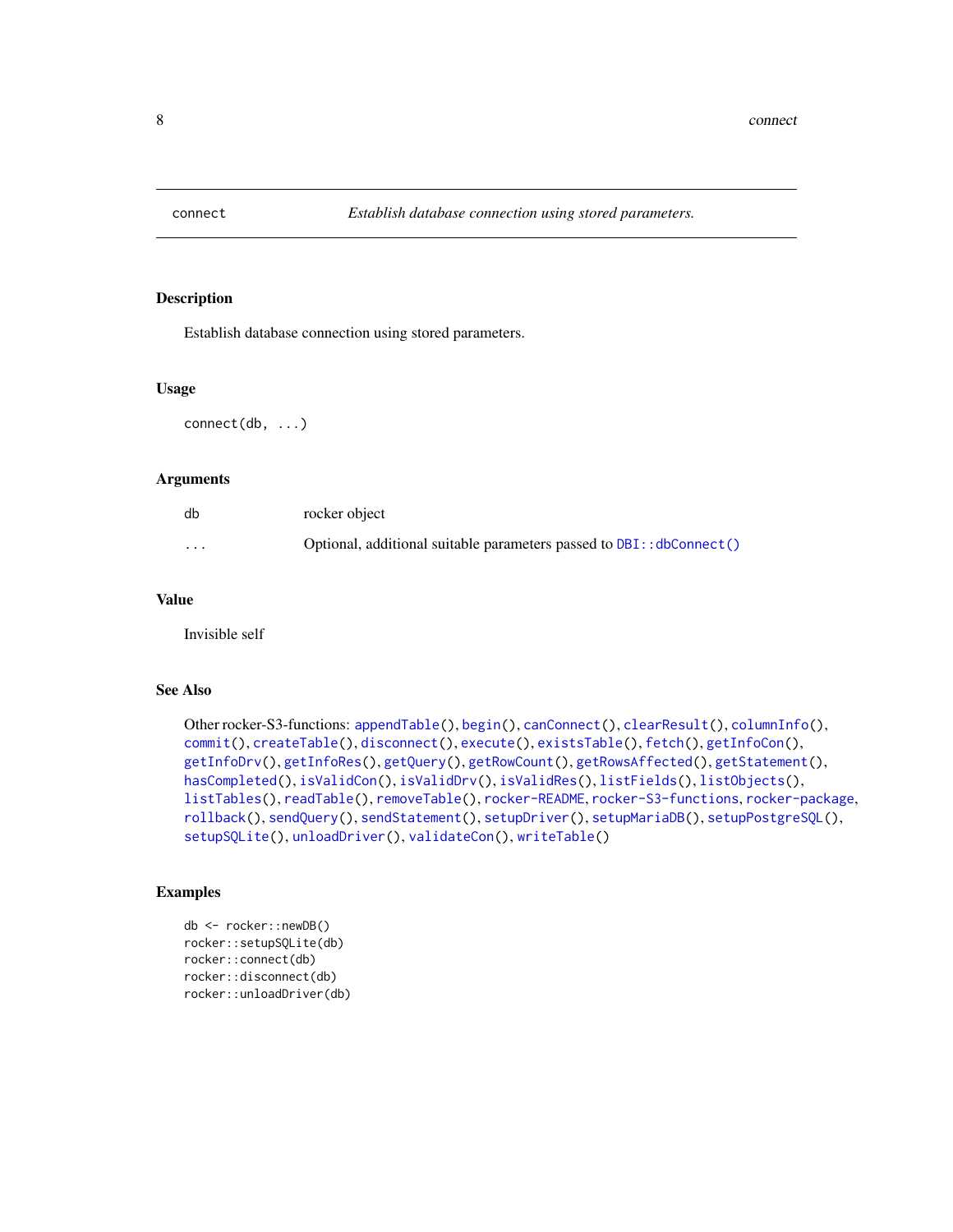# connect — *Establish database connection using stored parameters.*

## Description

Establish database connection using stored parameters.

## Usage

```
connect(db, ...)
```

## Arguments

| | |
|---|---|
| db | rocker object |
| ... | Optional, additional suitable parameters passed to `DBI::dbConnect()` |

## Value

Invisible self

## See Also

Other rocker-S3-functions: `appendTable()`, `begin()`, `canConnect()`, `clearResult()`, `columnInfo()`, `commit()`, `createTable()`, `disconnect()`, `execute()`, `existsTable()`, `fetch()`, `getInfoCon()`, `getInfoDrv()`, `getInfoRes()`, `getQuery()`, `getRowCount()`, `getRowsAffected()`, `getStatement()`, `hasCompleted()`, `isValidCon()`, `isValidDrv()`, `isValidRes()`, `listFields()`, `listObjects()`, `listTables()`, `readTable()`, `removeTable()`, `rocker-README`, `rocker-S3-functions`, `rocker-package`, `rollback()`, `sendQuery()`, `sendStatement()`, `setupDriver()`, `setupMariaDB()`, `setupPostgreSQL()`, `setupSQLite()`, `unloadDriver()`, `validateCon()`, `writeTable()`

## Examples

```
db <- rocker::newDB()
rocker::setupSQLite(db)
rocker::connect(db)
rocker::disconnect(db)
rocker::unloadDriver(db)
```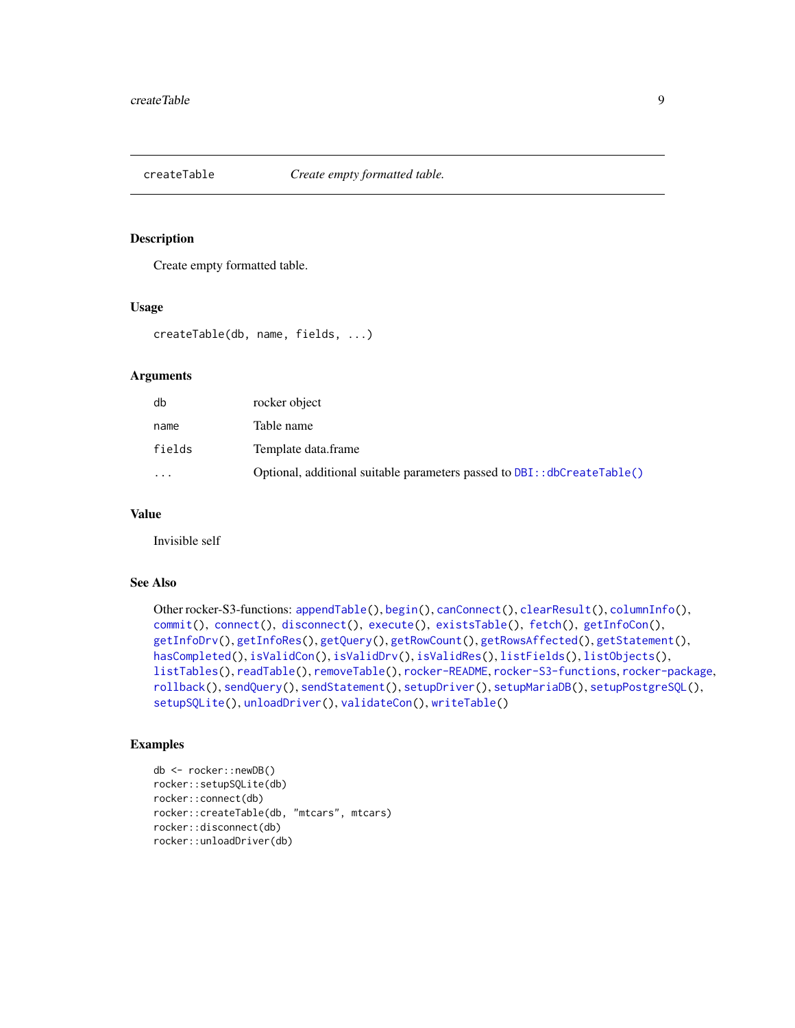## createTable — *Create empty formatted table.*

### Description

Create empty formatted table.

### Usage

```
createTable(db, name, fields, ...)
```

### Arguments

| | |
|---|---|
| db | rocker object |
| name | Table name |
| fields | Template data.frame |
| ... | Optional, additional suitable parameters passed to DBI::dbCreateTable() |

### Value

Invisible self

### See Also

Other rocker-S3-functions: appendTable(), begin(), canConnect(), clearResult(), columnInfo(), commit(), connect(), disconnect(), execute(), existsTable(), fetch(), getInfoCon(), getInfoDrv(), getInfoRes(), getQuery(), getRowCount(), getRowsAffected(), getStatement(), hasCompleted(), isValidCon(), isValidDrv(), isValidRes(), listFields(), listObjects(), listTables(), readTable(), removeTable(), rocker-README, rocker-S3-functions, rocker-package, rollback(), sendQuery(), sendStatement(), setupDriver(), setupMariaDB(), setupPostgreSQL(), setupSQLite(), unloadDriver(), validateCon(), writeTable()

### Examples

```
db <- rocker::newDB()
rocker::setupSQLite(db)
rocker::connect(db)
rocker::createTable(db, "mtcars", mtcars)
rocker::disconnect(db)
rocker::unloadDriver(db)
```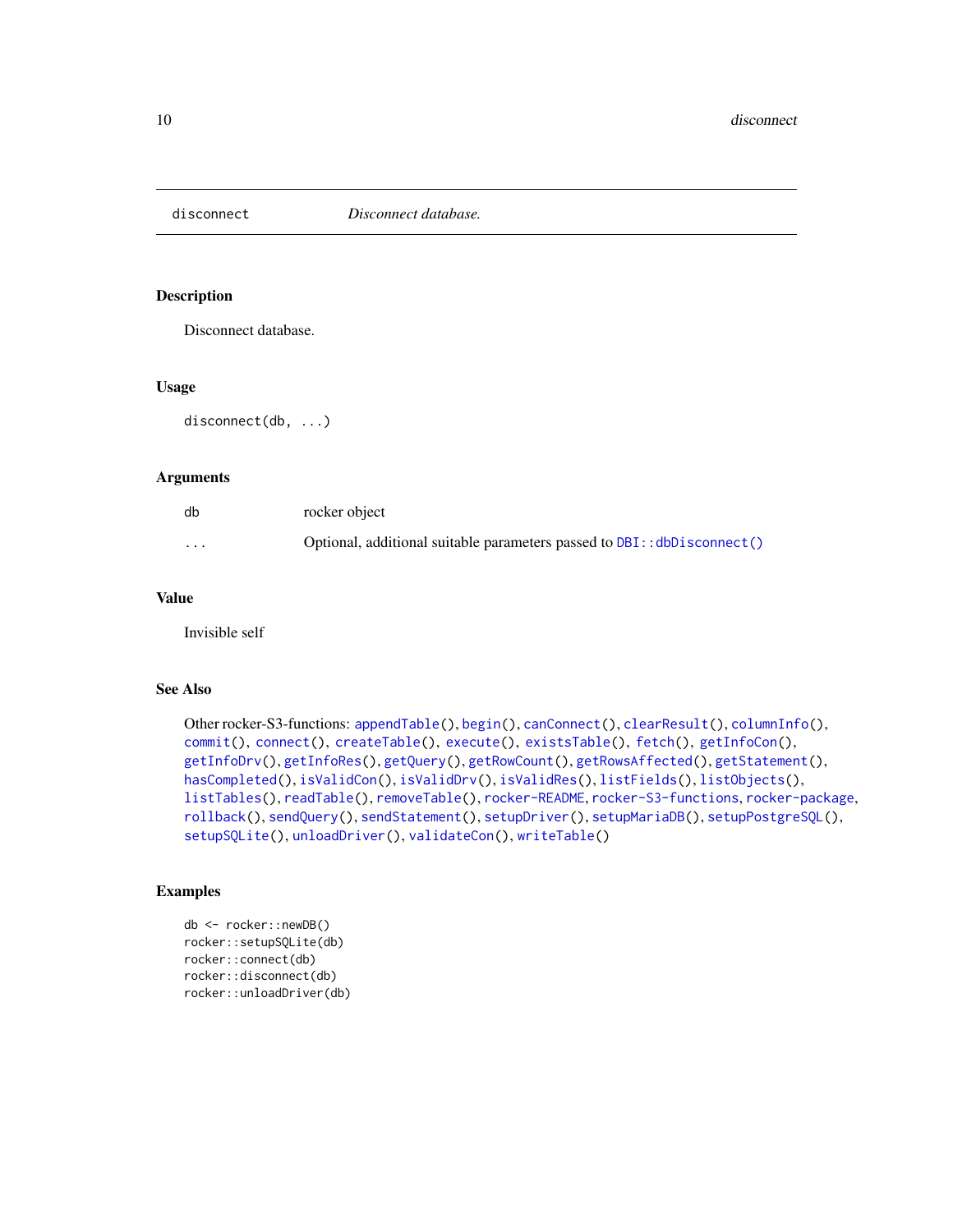## disconnect — *Disconnect database.*

### Description

Disconnect database.

### Usage

```
disconnect(db, ...)
```

### Arguments

| | |
|---|---|
| db | rocker object |
| ... | Optional, additional suitable parameters passed to `DBI::dbDisconnect()` |

### Value

Invisible self

### See Also

Other rocker-S3-functions: `appendTable()`, `begin()`, `canConnect()`, `clearResult()`, `columnInfo()`, `commit()`, `connect()`, `createTable()`, `execute()`, `existsTable()`, `fetch()`, `getInfoCon()`, `getInfoDrv()`, `getInfoRes()`, `getQuery()`, `getRowCount()`, `getRowsAffected()`, `getStatement()`, `hasCompleted()`, `isValidCon()`, `isValidDrv()`, `isValidRes()`, `listFields()`, `listObjects()`, `listTables()`, `readTable()`, `removeTable()`, `rocker-README`, `rocker-S3-functions`, `rocker-package`, `rollback()`, `sendQuery()`, `sendStatement()`, `setupDriver()`, `setupMariaDB()`, `setupPostgreSQL()`, `setupSQLite()`, `unloadDriver()`, `validateCon()`, `writeTable()`

### Examples

```
db <- rocker::newDB()
rocker::setupSQLite(db)
rocker::connect(db)
rocker::disconnect(db)
rocker::unloadDriver(db)
```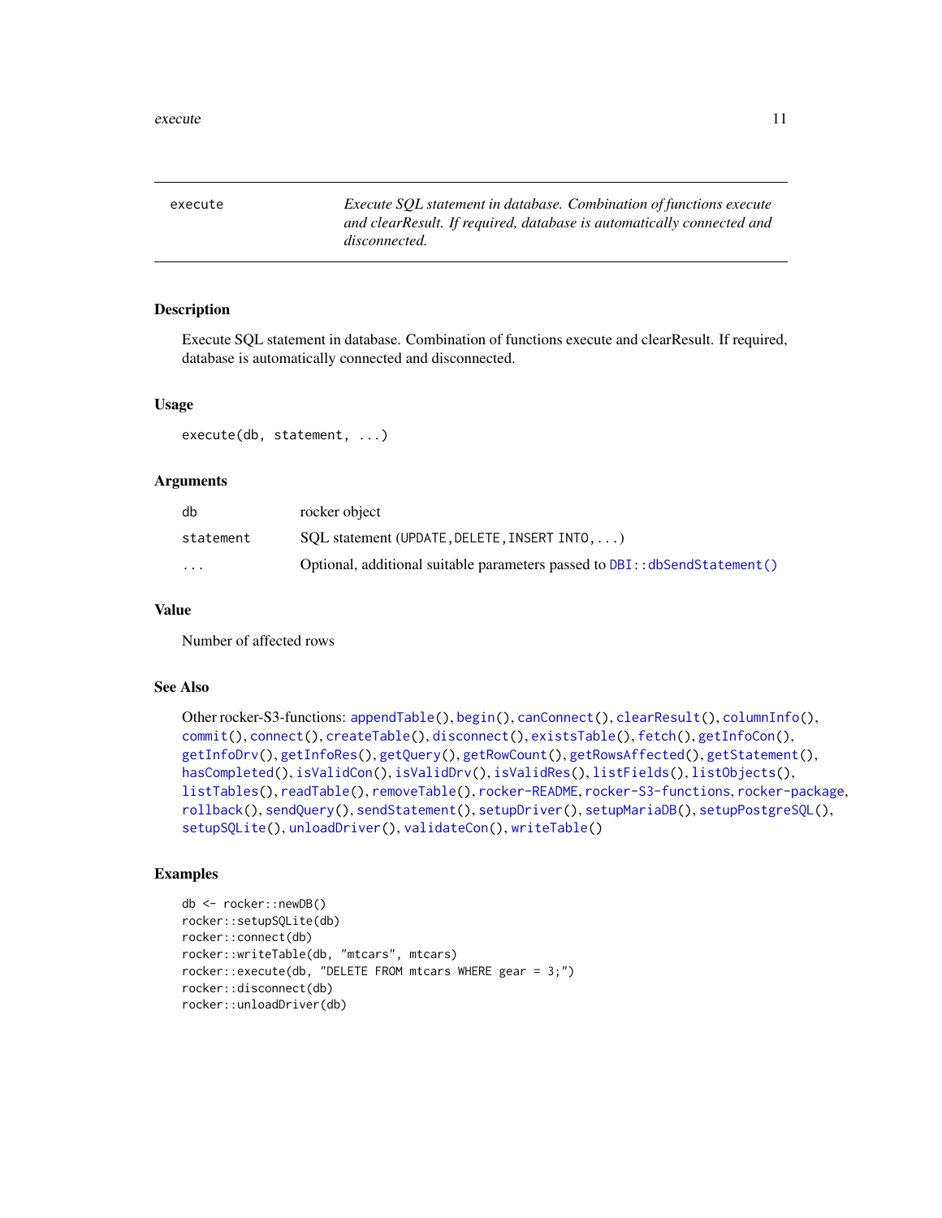## execute

*Execute SQL statement in database. Combination of functions execute and clearResult. If required, database is automatically connected and disconnected.*

### Description

Execute SQL statement in database. Combination of functions execute and clearResult. If required, database is automatically connected and disconnected.

### Usage

```
execute(db, statement, ...)
```

### Arguments

| | |
|---|---|
| db | rocker object |
| statement | SQL statement (`UPDATE, DELETE, INSERT INTO, ...`) |
| ... | Optional, additional suitable parameters passed to `DBI::dbSendStatement()` |

### Value

Number of affected rows

### See Also

Other rocker-S3-functions: `appendTable()`, `begin()`, `canConnect()`, `clearResult()`, `columnInfo()`, `commit()`, `connect()`, `createTable()`, `disconnect()`, `existsTable()`, `fetch()`, `getInfoCon()`, `getInfoDrv()`, `getInfoRes()`, `getQuery()`, `getRowCount()`, `getRowsAffected()`, `getStatement()`, `hasCompleted()`, `isValidCon()`, `isValidDrv()`, `isValidRes()`, `listFields()`, `listObjects()`, `listTables()`, `readTable()`, `removeTable()`, `rocker-README`, `rocker-S3-functions`, `rocker-package`, `rollback()`, `sendQuery()`, `sendStatement()`, `setupDriver()`, `setupMariaDB()`, `setupPostgreSQL()`, `setupSQLite()`, `unloadDriver()`, `validateCon()`, `writeTable()`

### Examples

```
db <- rocker::newDB()
rocker::setupSQLite(db)
rocker::connect(db)
rocker::writeTable(db, "mtcars", mtcars)
rocker::execute(db, "DELETE FROM mtcars WHERE gear = 3;")
rocker::disconnect(db)
rocker::unloadDriver(db)
```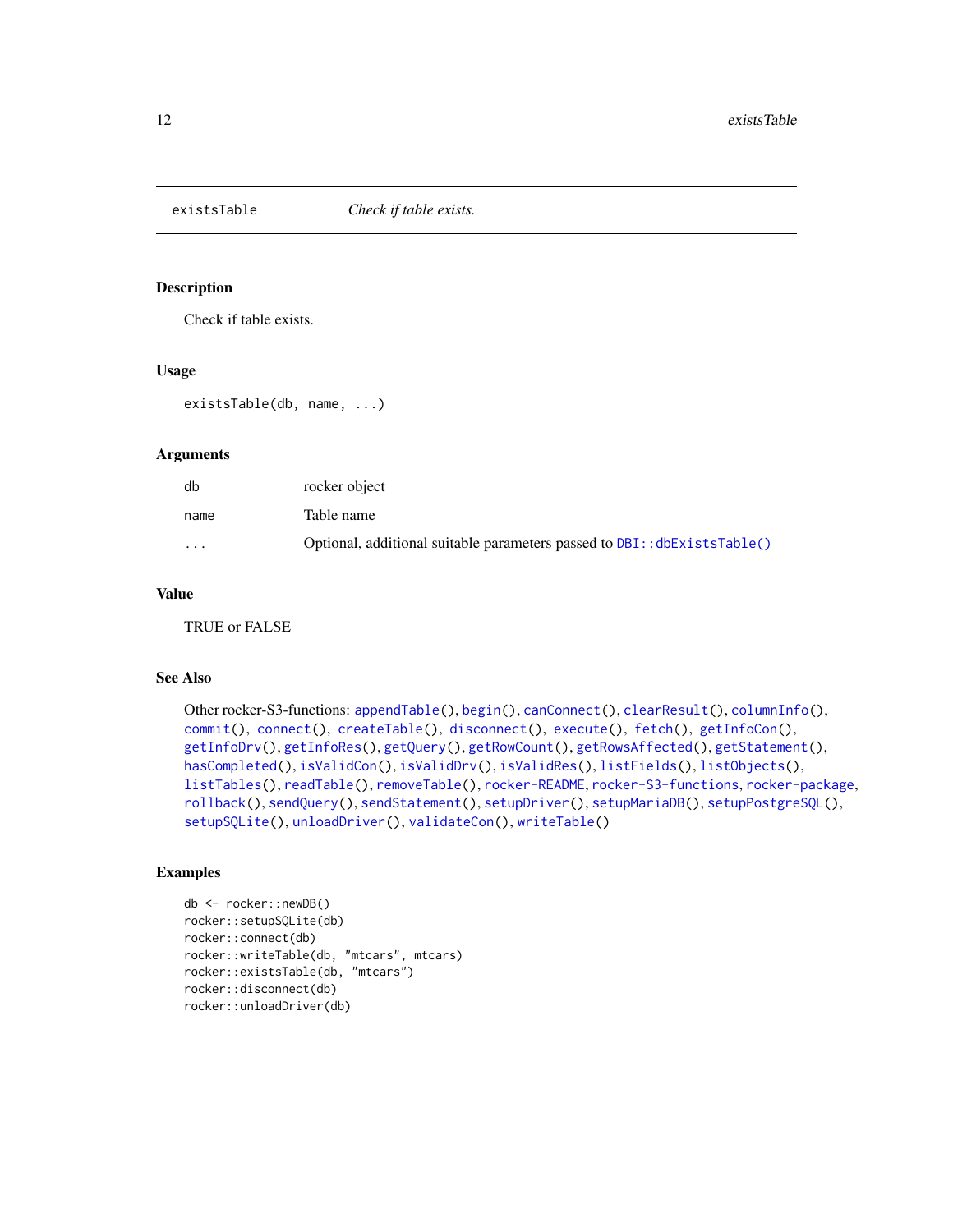## existsTable — *Check if table exists.*

### Description

Check if table exists.

### Usage

```
existsTable(db, name, ...)
```

### Arguments

| | |
|---|---|
| db | rocker object |
| name | Table name |
| ... | Optional, additional suitable parameters passed to DBI::dbExistsTable() |

### Value

TRUE or FALSE

### See Also

Other rocker-S3-functions: appendTable(), begin(), canConnect(), clearResult(), columnInfo(), commit(), connect(), createTable(), disconnect(), execute(), fetch(), getInfoCon(), getInfoDrv(), getInfoRes(), getQuery(), getRowCount(), getRowsAffected(), getStatement(), hasCompleted(), isValidCon(), isValidDrv(), isValidRes(), listFields(), listObjects(), listTables(), readTable(), removeTable(), rocker-README, rocker-S3-functions, rocker-package, rollback(), sendQuery(), sendStatement(), setupDriver(), setupMariaDB(), setupPostgreSQL(), setupSQLite(), unloadDriver(), validateCon(), writeTable()

### Examples

```
db <- rocker::newDB()
rocker::setupSQLite(db)
rocker::connect(db)
rocker::writeTable(db, "mtcars", mtcars)
rocker::existsTable(db, "mtcars")
rocker::disconnect(db)
rocker::unloadDriver(db)
```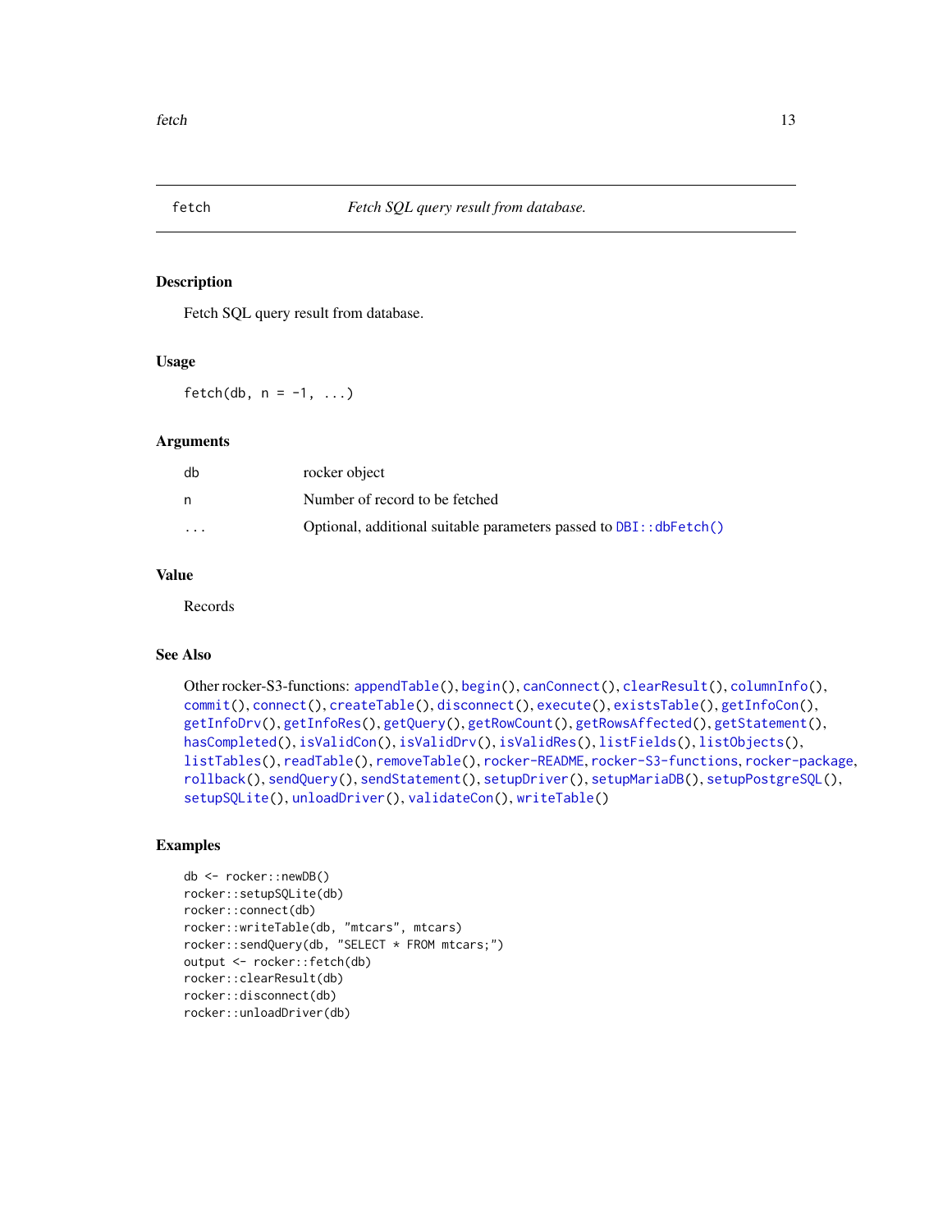## fetch — *Fetch SQL query result from database.*

### Description

Fetch SQL query result from database.

### Usage

```
fetch(db, n = -1, ...)
```

### Arguments

| | |
|---|---|
| db | rocker object |
| n | Number of record to be fetched |
| ... | Optional, additional suitable parameters passed to DBI::dbFetch() |

### Value

Records

### See Also

Other rocker-S3-functions: appendTable(), begin(), canConnect(), clearResult(), columnInfo(), commit(), connect(), createTable(), disconnect(), execute(), existsTable(), getInfoCon(), getInfoDrv(), getInfoRes(), getQuery(), getRowCount(), getRowsAffected(), getStatement(), hasCompleted(), isValidCon(), isValidDrv(), isValidRes(), listFields(), listObjects(), listTables(), readTable(), removeTable(), rocker-README, rocker-S3-functions, rocker-package, rollback(), sendQuery(), sendStatement(), setupDriver(), setupMariaDB(), setupPostgreSQL(), setupSQLite(), unloadDriver(), validateCon(), writeTable()

### Examples

```
db <- rocker::newDB()
rocker::setupSQLite(db)
rocker::connect(db)
rocker::writeTable(db, "mtcars", mtcars)
rocker::sendQuery(db, "SELECT * FROM mtcars;")
output <- rocker::fetch(db)
rocker::clearResult(db)
rocker::disconnect(db)
rocker::unloadDriver(db)
```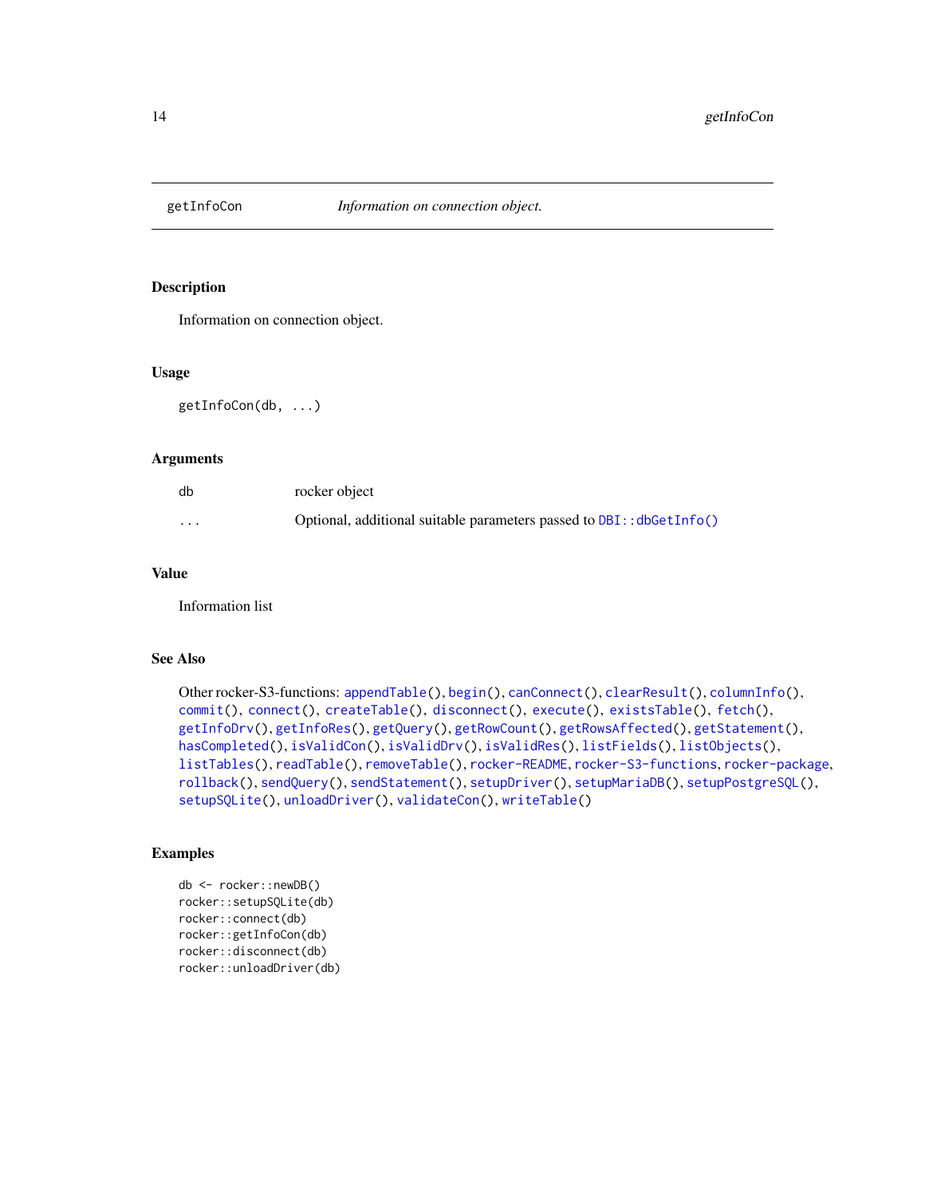## getInfoCon — *Information on connection object.*

### Description

Information on connection object.

### Usage

```
getInfoCon(db, ...)
```

### Arguments

| | |
|---|---|
| db | rocker object |
| ... | Optional, additional suitable parameters passed to DBI::dbGetInfo() |

### Value

Information list

### See Also

Other rocker-S3-functions: appendTable(), begin(), canConnect(), clearResult(), columnInfo(), commit(), connect(), createTable(), disconnect(), execute(), existsTable(), fetch(), getInfoDrv(), getInfoRes(), getQuery(), getRowCount(), getRowsAffected(), getStatement(), hasCompleted(), isValidCon(), isValidDrv(), isValidRes(), listFields(), listObjects(), listTables(), readTable(), removeTable(), rocker-README, rocker-S3-functions, rocker-package, rollback(), sendQuery(), sendStatement(), setupDriver(), setupMariaDB(), setupPostgreSQL(), setupSQLite(), unloadDriver(), validateCon(), writeTable()

### Examples

```
db <- rocker::newDB()
rocker::setupSQLite(db)
rocker::connect(db)
rocker::getInfoCon(db)
rocker::disconnect(db)
rocker::unloadDriver(db)
```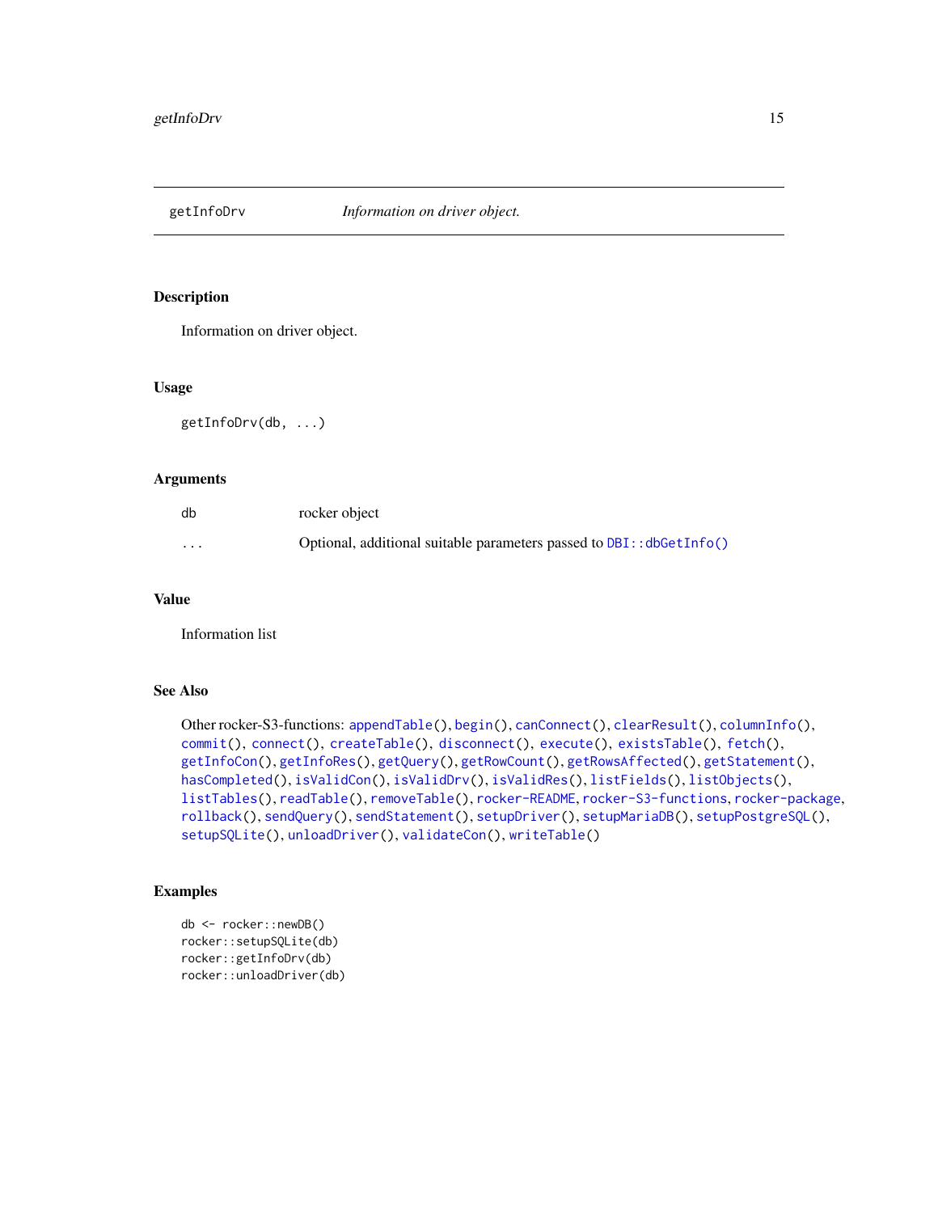## getInfoDrv *Information on driver object.*

### Description

Information on driver object.

### Usage

```
getInfoDrv(db, ...)
```

### Arguments

| | |
|---|---|
| db | rocker object |
| ... | Optional, additional suitable parameters passed to `DBI::dbGetInfo()` |

### Value

Information list

### See Also

Other rocker-S3-functions: `appendTable()`, `begin()`, `canConnect()`, `clearResult()`, `columnInfo()`, `commit()`, `connect()`, `createTable()`, `disconnect()`, `execute()`, `existsTable()`, `fetch()`, `getInfoCon()`, `getInfoRes()`, `getQuery()`, `getRowCount()`, `getRowsAffected()`, `getStatement()`, `hasCompleted()`, `isValidCon()`, `isValidDrv()`, `isValidRes()`, `listFields()`, `listObjects()`, `listTables()`, `readTable()`, `removeTable()`, `rocker-README`, `rocker-S3-functions`, `rocker-package`, `rollback()`, `sendQuery()`, `sendStatement()`, `setupDriver()`, `setupMariaDB()`, `setupPostgreSQL()`, `setupSQLite()`, `unloadDriver()`, `validateCon()`, `writeTable()`

### Examples

```
db <- rocker::newDB()
rocker::setupSQLite(db)
rocker::getInfoDrv(db)
rocker::unloadDriver(db)
```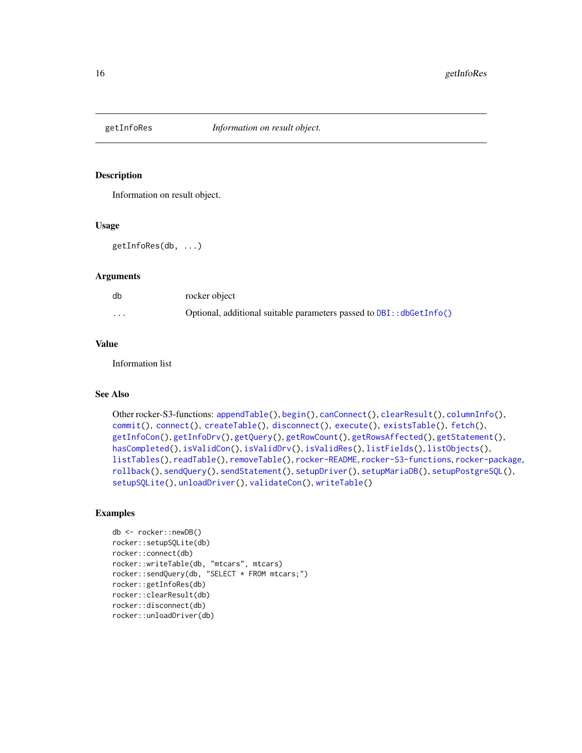# getInfoRes — *Information on result object.*

## Description

Information on result object.

## Usage

```
getInfoRes(db, ...)
```

## Arguments

| | |
|---|---|
| db | rocker object |
| ... | Optional, additional suitable parameters passed to DBI::dbGetInfo() |

## Value

Information list

## See Also

Other rocker-S3-functions: appendTable(), begin(), canConnect(), clearResult(), columnInfo(), commit(), connect(), createTable(), disconnect(), execute(), existsTable(), fetch(), getInfoCon(), getInfoDrv(), getQuery(), getRowCount(), getRowsAffected(), getStatement(), hasCompleted(), isValidCon(), isValidDrv(), isValidRes(), listFields(), listObjects(), listTables(), readTable(), removeTable(), rocker-README, rocker-S3-functions, rocker-package, rollback(), sendQuery(), sendStatement(), setupDriver(), setupMariaDB(), setupPostgreSQL(), setupSQLite(), unloadDriver(), validateCon(), writeTable()

## Examples

```
db <- rocker::newDB()
rocker::setupSQLite(db)
rocker::connect(db)
rocker::writeTable(db, "mtcars", mtcars)
rocker::sendQuery(db, "SELECT * FROM mtcars;")
rocker::getInfoRes(db)
rocker::clearResult(db)
rocker::disconnect(db)
rocker::unloadDriver(db)
```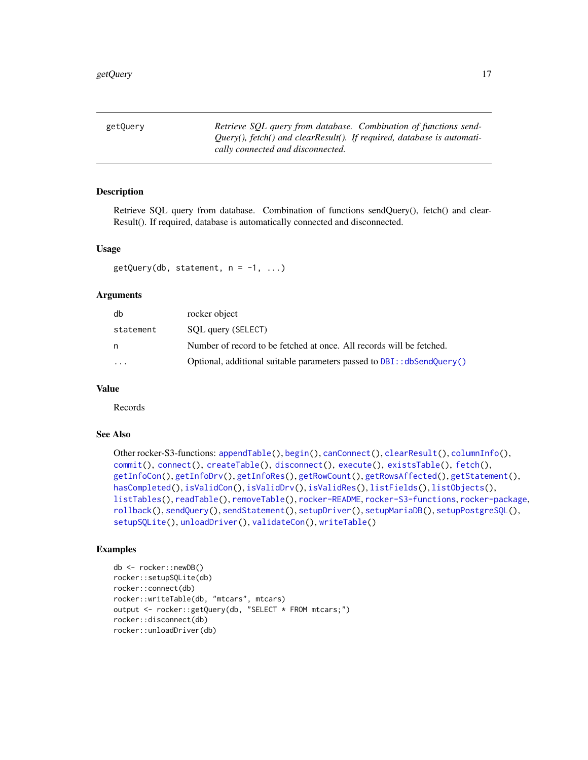| getQuery | *Retrieve SQL query from database. Combination of functions sendQuery(), fetch() and clearResult(). If required, database is automatically connected and disconnected.* |
| --- | --- |

## Description

Retrieve SQL query from database. Combination of functions sendQuery(), fetch() and clearResult(). If required, database is automatically connected and disconnected.

## Usage

```
getQuery(db, statement, n = -1, ...)
```

## Arguments

| | |
| --- | --- |
| db | rocker object |
| statement | SQL query (SELECT) |
| n | Number of record to be fetched at once. All records will be fetched. |
| ... | Optional, additional suitable parameters passed to `DBI::dbSendQuery()` |

## Value

Records

## See Also

Other rocker-S3-functions: `appendTable()`, `begin()`, `canConnect()`, `clearResult()`, `columnInfo()`, `commit()`, `connect()`, `createTable()`, `disconnect()`, `execute()`, `existsTable()`, `fetch()`, `getInfoCon()`, `getInfoDrv()`, `getInfoRes()`, `getRowCount()`, `getRowsAffected()`, `getStatement()`, `hasCompleted()`, `isValidCon()`, `isValidDrv()`, `isValidRes()`, `listFields()`, `listObjects()`, `listTables()`, `readTable()`, `removeTable()`, `rocker-README`, `rocker-S3-functions`, `rocker-package`, `rollback()`, `sendQuery()`, `sendStatement()`, `setupDriver()`, `setupMariaDB()`, `setupPostgreSQL()`, `setupSQLite()`, `unloadDriver()`, `validateCon()`, `writeTable()`

## Examples

```
db <- rocker::newDB()
rocker::setupSQLite(db)
rocker::connect(db)
rocker::writeTable(db, "mtcars", mtcars)
output <- rocker::getQuery(db, "SELECT * FROM mtcars;")
rocker::disconnect(db)
rocker::unloadDriver(db)
```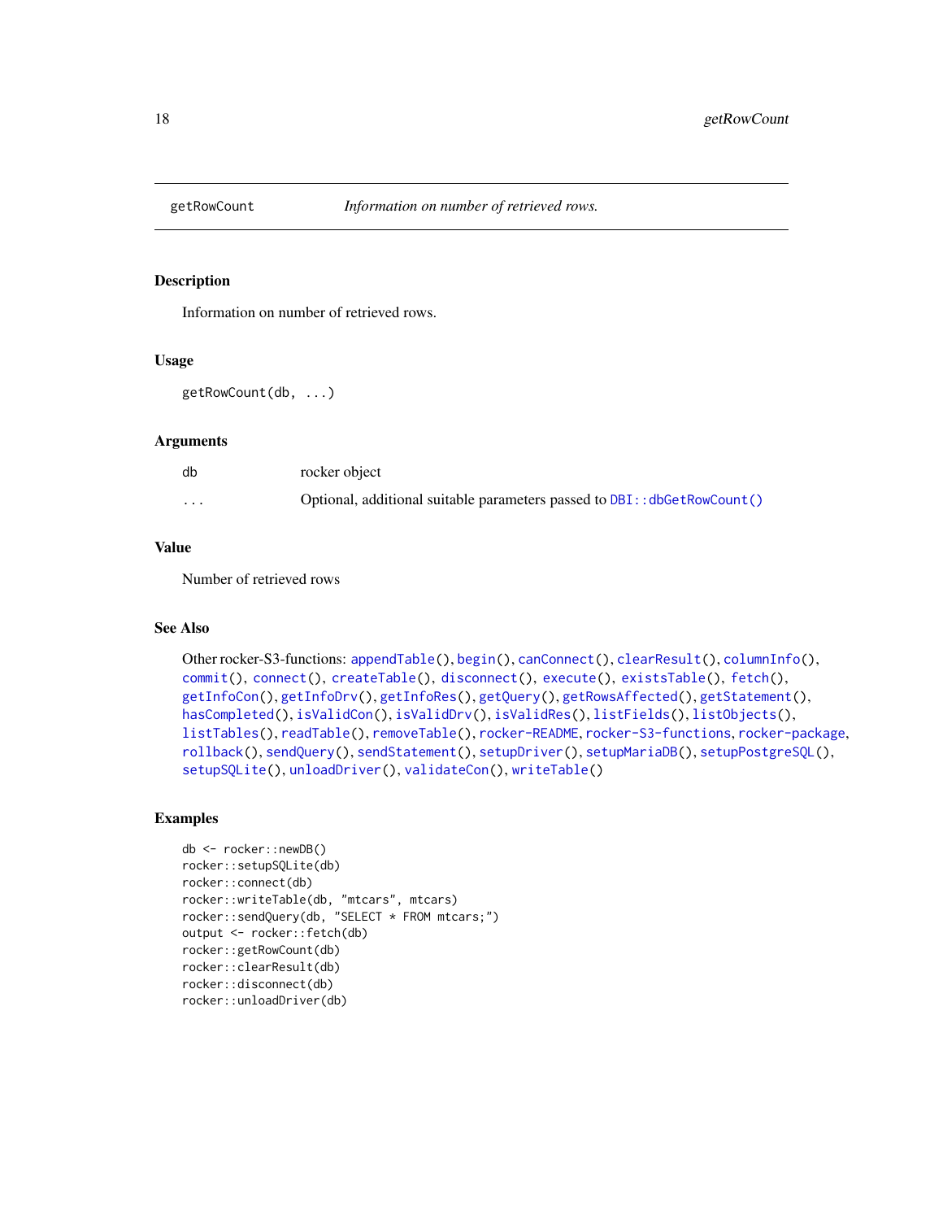# getRowCount — *Information on number of retrieved rows.*

## Description

Information on number of retrieved rows.

## Usage

```
getRowCount(db, ...)
```

## Arguments

| | |
|---|---|
| db | rocker object |
| ... | Optional, additional suitable parameters passed to DBI::dbGetRowCount() |

## Value

Number of retrieved rows

## See Also

Other rocker-S3-functions: appendTable(), begin(), canConnect(), clearResult(), columnInfo(), commit(), connect(), createTable(), disconnect(), execute(), existsTable(), fetch(), getInfoCon(), getInfoDrv(), getInfoRes(), getQuery(), getRowsAffected(), getStatement(), hasCompleted(), isValidCon(), isValidDrv(), isValidRes(), listFields(), listObjects(), listTables(), readTable(), removeTable(), rocker-README, rocker-S3-functions, rocker-package, rollback(), sendQuery(), sendStatement(), setupDriver(), setupMariaDB(), setupPostgreSQL(), setupSQLite(), unloadDriver(), validateCon(), writeTable()

## Examples

```
db <- rocker::newDB()
rocker::setupSQLite(db)
rocker::connect(db)
rocker::writeTable(db, "mtcars", mtcars)
rocker::sendQuery(db, "SELECT * FROM mtcars;")
output <- rocker::fetch(db)
rocker::getRowCount(db)
rocker::clearResult(db)
rocker::disconnect(db)
rocker::unloadDriver(db)
```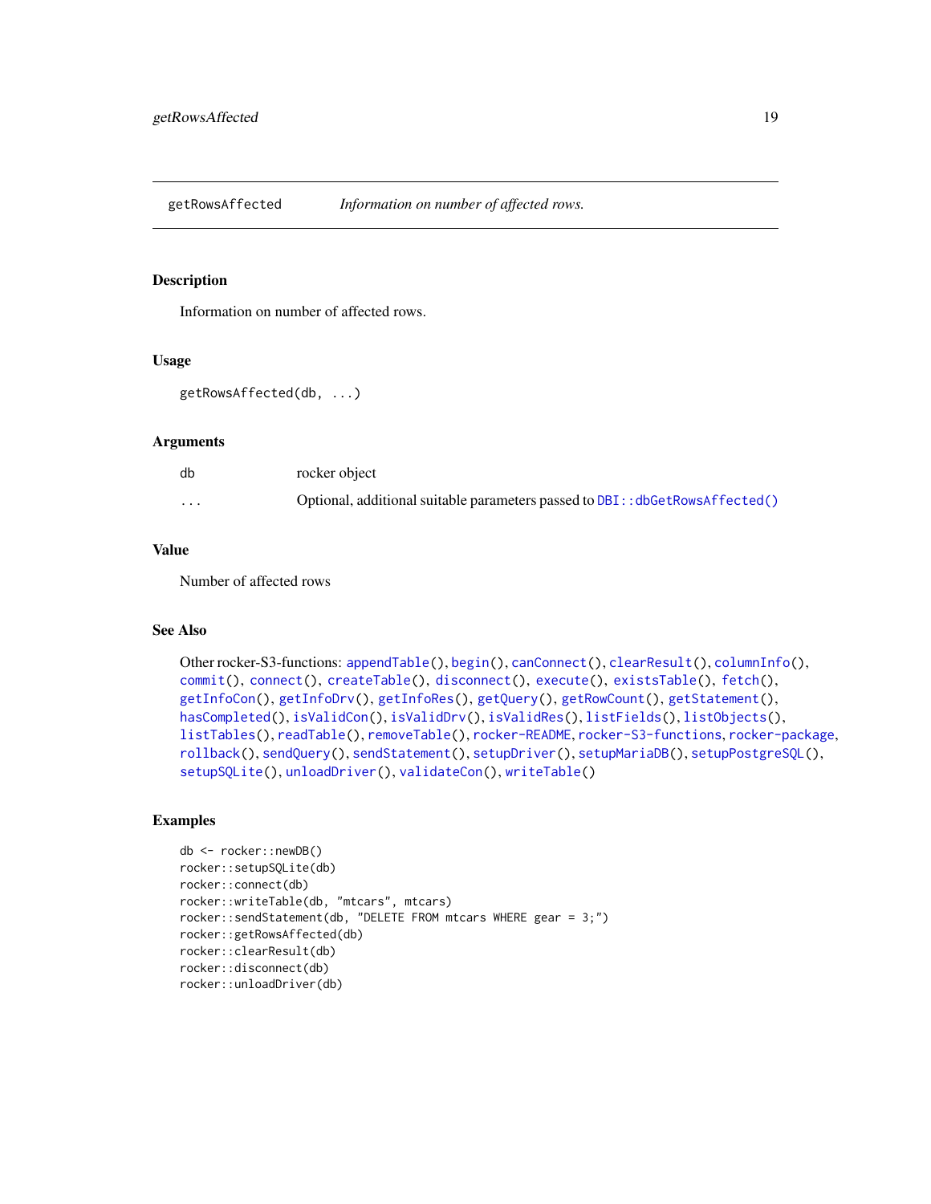`getRowsAffected` *Information on number of affected rows.*

## Description

Information on number of affected rows.

## Usage

```
getRowsAffected(db, ...)
```

## Arguments

| | |
|---|---|
| `db` | rocker object |
| `...` | Optional, additional suitable parameters passed to `DBI::dbGetRowsAffected()` |

## Value

Number of affected rows

## See Also

Other rocker-S3-functions: `appendTable()`, `begin()`, `canConnect()`, `clearResult()`, `columnInfo()`, `commit()`, `connect()`, `createTable()`, `disconnect()`, `execute()`, `existsTable()`, `fetch()`, `getInfoCon()`, `getInfoDrv()`, `getInfoRes()`, `getQuery()`, `getRowCount()`, `getStatement()`, `hasCompleted()`, `isValidCon()`, `isValidDrv()`, `isValidRes()`, `listFields()`, `listObjects()`, `listTables()`, `readTable()`, `removeTable()`, `rocker-README`, `rocker-S3-functions`, `rocker-package`, `rollback()`, `sendQuery()`, `sendStatement()`, `setupDriver()`, `setupMariaDB()`, `setupPostgreSQL()`, `setupSQLite()`, `unloadDriver()`, `validateCon()`, `writeTable()`

## Examples

```
db <- rocker::newDB()
rocker::setupSQLite(db)
rocker::connect(db)
rocker::writeTable(db, "mtcars", mtcars)
rocker::sendStatement(db, "DELETE FROM mtcars WHERE gear = 3;")
rocker::getRowsAffected(db)
rocker::clearResult(db)
rocker::disconnect(db)
rocker::unloadDriver(db)
```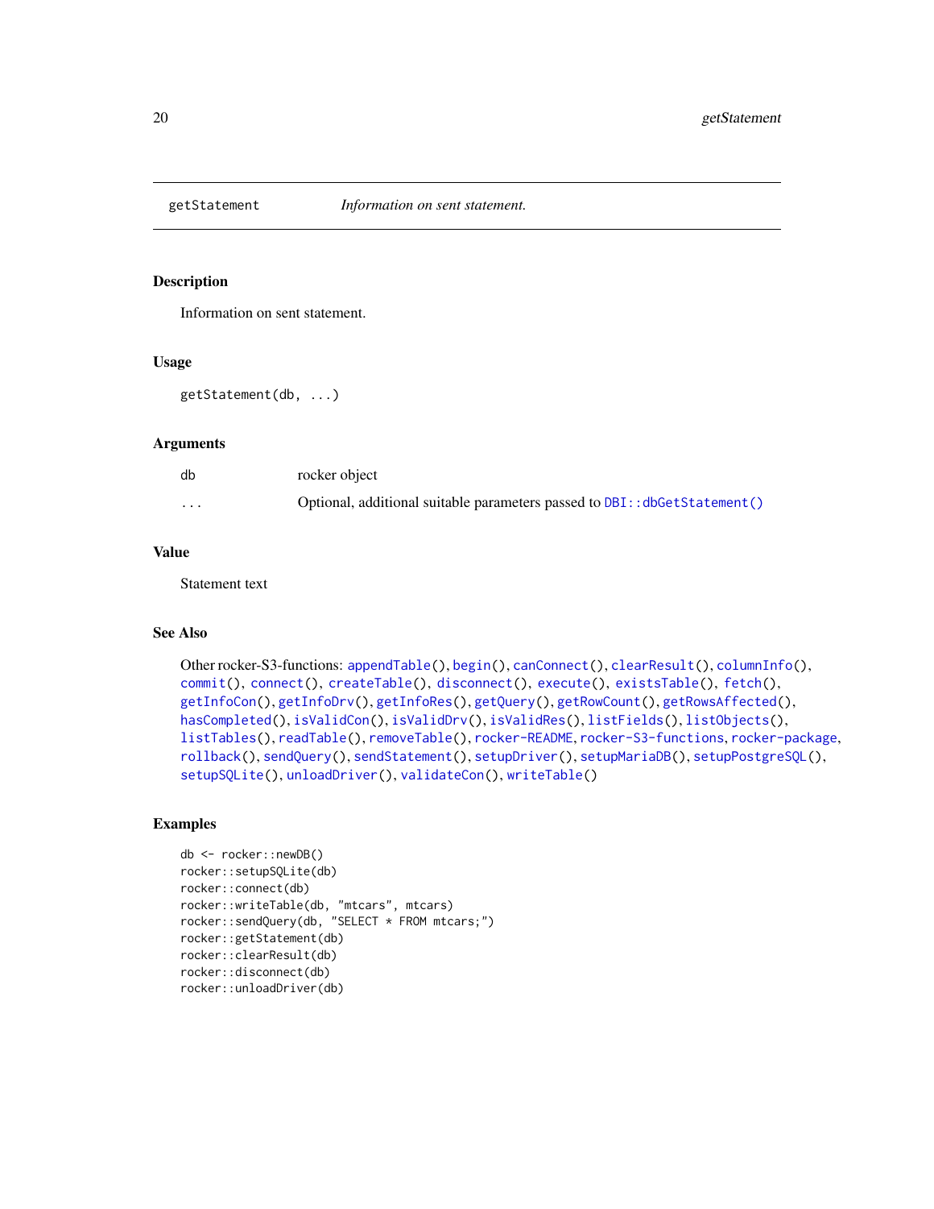# getStatement *Information on sent statement.*

## Description

Information on sent statement.

## Usage

```
getStatement(db, ...)
```

## Arguments

| | |
|---|---|
| db | rocker object |
| ... | Optional, additional suitable parameters passed to `DBI::dbGetStatement()` |

## Value

Statement text

## See Also

Other rocker-S3-functions: `appendTable()`, `begin()`, `canConnect()`, `clearResult()`, `columnInfo()`, `commit()`, `connect()`, `createTable()`, `disconnect()`, `execute()`, `existsTable()`, `fetch()`, `getInfoCon()`, `getInfoDrv()`, `getInfoRes()`, `getQuery()`, `getRowCount()`, `getRowsAffected()`, `hasCompleted()`, `isValidCon()`, `isValidDrv()`, `isValidRes()`, `listFields()`, `listObjects()`, `listTables()`, `readTable()`, `removeTable()`, `rocker-README`, `rocker-S3-functions`, `rocker-package`, `rollback()`, `sendQuery()`, `sendStatement()`, `setupDriver()`, `setupMariaDB()`, `setupPostgreSQL()`, `setupSQLite()`, `unloadDriver()`, `validateCon()`, `writeTable()`

## Examples

```
db <- rocker::newDB()
rocker::setupSQLite(db)
rocker::connect(db)
rocker::writeTable(db, "mtcars", mtcars)
rocker::sendQuery(db, "SELECT * FROM mtcars;")
rocker::getStatement(db)
rocker::clearResult(db)
rocker::disconnect(db)
rocker::unloadDriver(db)
```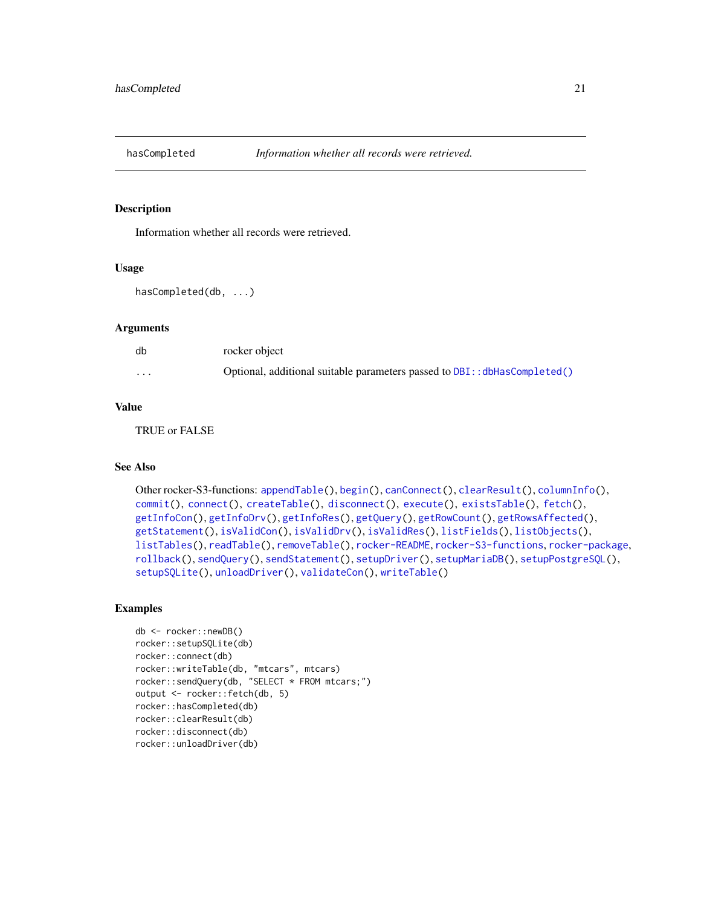## hasCompleted — *Information whether all records were retrieved.*

### Description

Information whether all records were retrieved.

### Usage

```
hasCompleted(db, ...)
```

### Arguments

| | |
|---|---|
| db | rocker object |
| ... | Optional, additional suitable parameters passed to DBI::dbHasCompleted() |

### Value

TRUE or FALSE

### See Also

Other rocker-S3-functions: appendTable(), begin(), canConnect(), clearResult(), columnInfo(), commit(), connect(), createTable(), disconnect(), execute(), existsTable(), fetch(), getInfoCon(), getInfoDrv(), getInfoRes(), getQuery(), getRowCount(), getRowsAffected(), getStatement(), isValidCon(), isValidDrv(), isValidRes(), listFields(), listObjects(), listTables(), readTable(), removeTable(), rocker-README, rocker-S3-functions, rocker-package, rollback(), sendQuery(), sendStatement(), setupDriver(), setupMariaDB(), setupPostgreSQL(), setupSQLite(), unloadDriver(), validateCon(), writeTable()

### Examples

```
db <- rocker::newDB()
rocker::setupSQLite(db)
rocker::connect(db)
rocker::writeTable(db, "mtcars", mtcars)
rocker::sendQuery(db, "SELECT * FROM mtcars;")
output <- rocker::fetch(db, 5)
rocker::hasCompleted(db)
rocker::clearResult(db)
rocker::disconnect(db)
rocker::unloadDriver(db)
```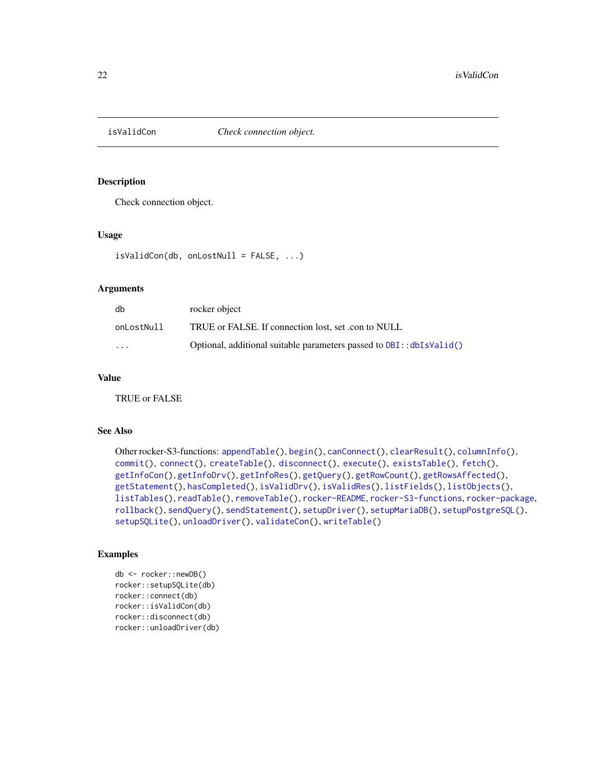## isValidCon    *Check connection object.*

### Description

Check connection object.

### Usage

```
isValidCon(db, onLostNull = FALSE, ...)
```

### Arguments

| | |
|---|---|
| db | rocker object |
| onLostNull | TRUE or FALSE. If connection lost, set .con to NULL |
| ... | Optional, additional suitable parameters passed to DBI::dbIsValid() |

### Value

TRUE or FALSE

### See Also

Other rocker-S3-functions: appendTable(), begin(), canConnect(), clearResult(), columnInfo(), commit(), connect(), createTable(), disconnect(), execute(), existsTable(), fetch(), getInfoCon(), getInfoDrv(), getInfoRes(), getQuery(), getRowCount(), getRowsAffected(), getStatement(), hasCompleted(), isValidDrv(), isValidRes(), listFields(), listObjects(), listTables(), readTable(), removeTable(), rocker-README, rocker-S3-functions, rocker-package, rollback(), sendQuery(), sendStatement(), setupDriver(), setupMariaDB(), setupPostgreSQL(), setupSQLite(), unloadDriver(), validateCon(), writeTable()

### Examples

```
db <- rocker::newDB()
rocker::setupSQLite(db)
rocker::connect(db)
rocker::isValidCon(db)
rocker::disconnect(db)
rocker::unloadDriver(db)
```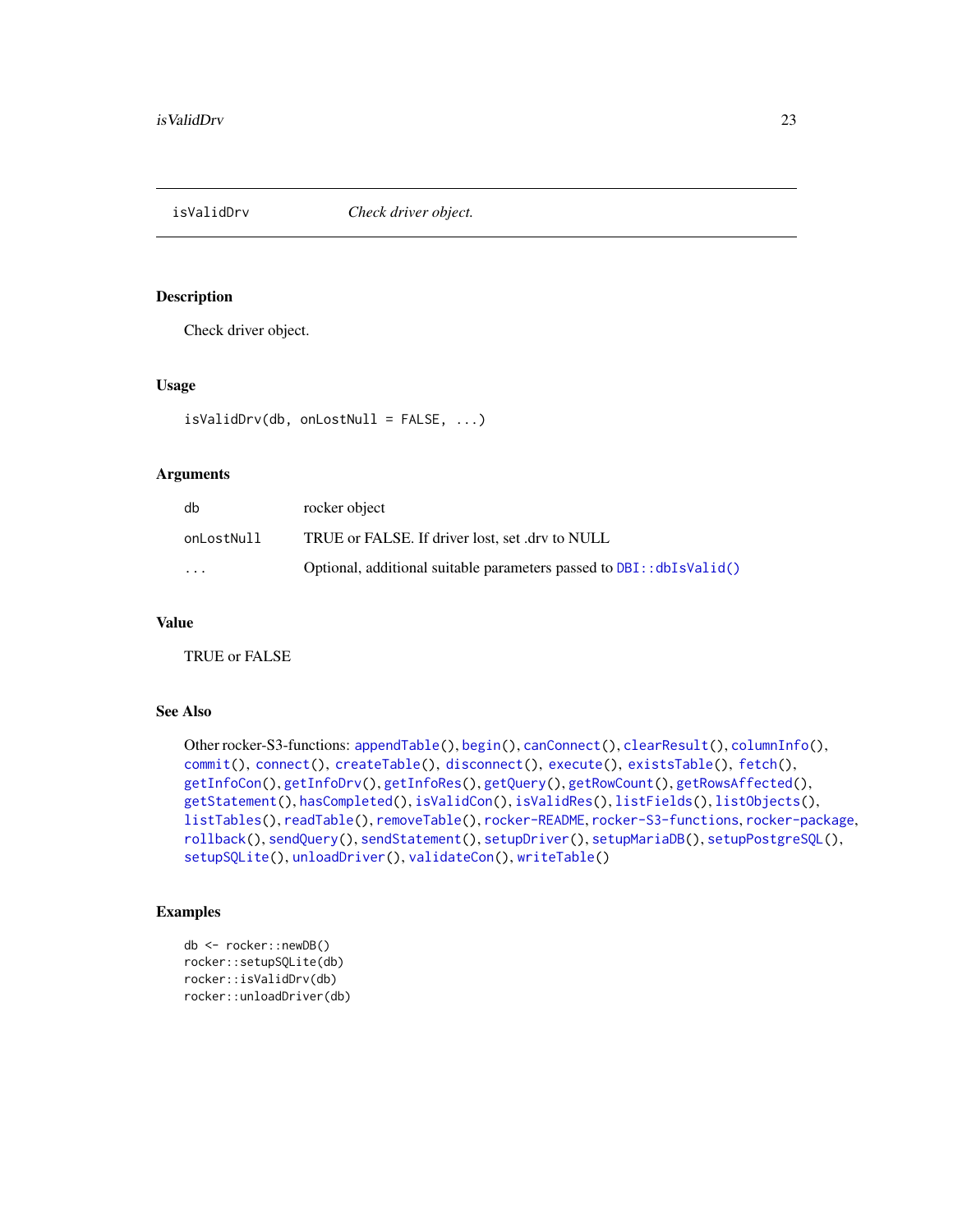## isValidDrv — *Check driver object.*

### Description

Check driver object.

### Usage

```
isValidDrv(db, onLostNull = FALSE, ...)
```

### Arguments

| | |
|---|---|
| db | rocker object |
| onLostNull | TRUE or FALSE. If driver lost, set .drv to NULL |
| ... | Optional, additional suitable parameters passed to `DBI::dbIsValid()` |

### Value

TRUE or FALSE

### See Also

Other rocker-S3-functions: `appendTable()`, `begin()`, `canConnect()`, `clearResult()`, `columnInfo()`, `commit()`, `connect()`, `createTable()`, `disconnect()`, `execute()`, `existsTable()`, `fetch()`, `getInfoCon()`, `getInfoDrv()`, `getInfoRes()`, `getQuery()`, `getRowCount()`, `getRowsAffected()`, `getStatement()`, `hasCompleted()`, `isValidCon()`, `isValidRes()`, `listFields()`, `listObjects()`, `listTables()`, `readTable()`, `removeTable()`, `rocker-README`, `rocker-S3-functions`, `rocker-package`, `rollback()`, `sendQuery()`, `sendStatement()`, `setupDriver()`, `setupMariaDB()`, `setupPostgreSQL()`, `setupSQLite()`, `unloadDriver()`, `validateCon()`, `writeTable()`

### Examples

```
db <- rocker::newDB()
rocker::setupSQLite(db)
rocker::isValidDrv(db)
rocker::unloadDriver(db)
```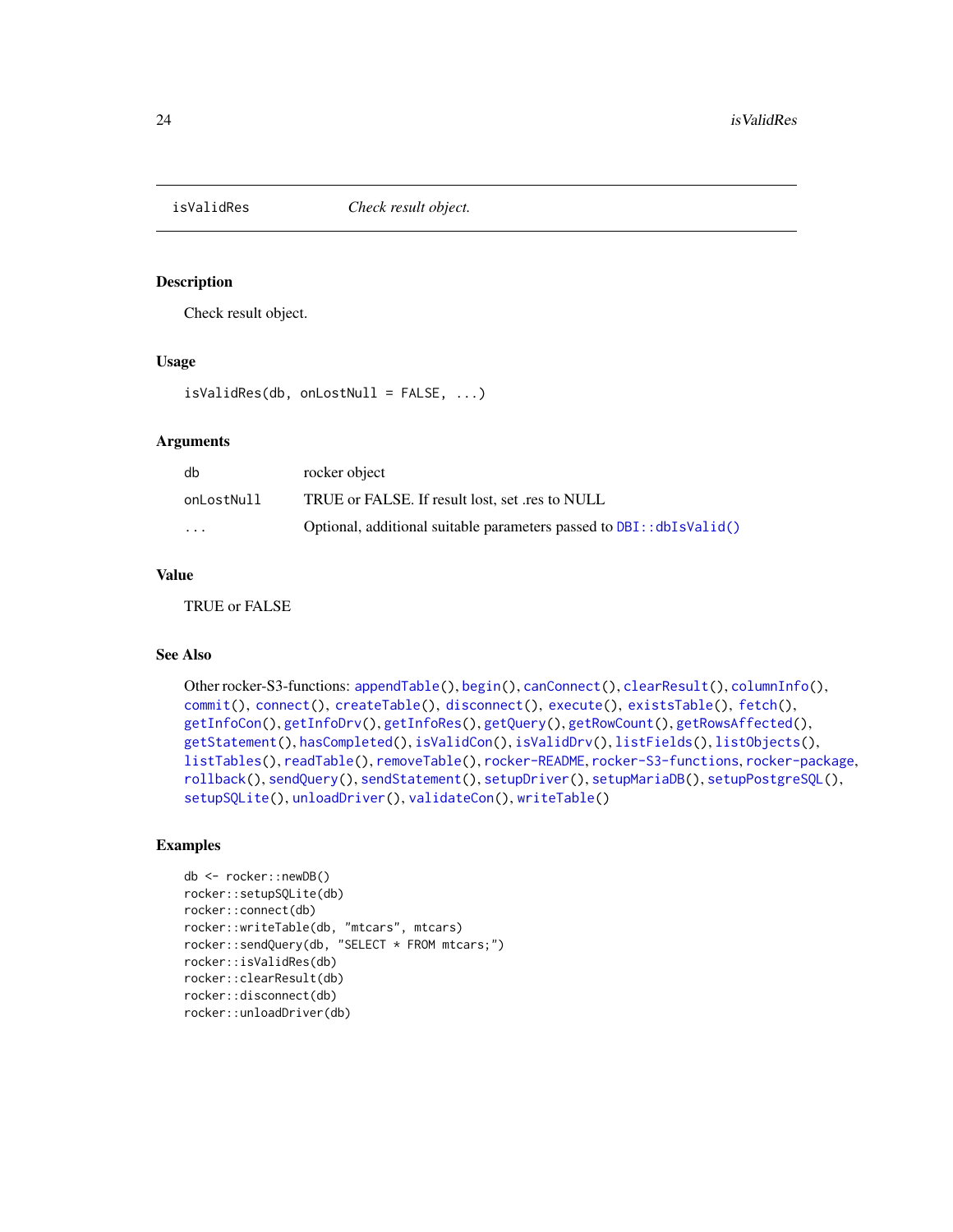## isValidRes    *Check result object.*

### Description

Check result object.

### Usage

```
isValidRes(db, onLostNull = FALSE, ...)
```

### Arguments

| | |
|---|---|
| db | rocker object |
| onLostNull | TRUE or FALSE. If result lost, set .res to NULL |
| ... | Optional, additional suitable parameters passed to DBI::dbIsValid() |

### Value

TRUE or FALSE

### See Also

Other rocker-S3-functions: appendTable(), begin(), canConnect(), clearResult(), columnInfo(), commit(), connect(), createTable(), disconnect(), execute(), existsTable(), fetch(), getInfoCon(), getInfoDrv(), getInfoRes(), getQuery(), getRowCount(), getRowsAffected(), getStatement(), hasCompleted(), isValidCon(), isValidDrv(), listFields(), listObjects(), listTables(), readTable(), removeTable(), rocker-README, rocker-S3-functions, rocker-package, rollback(), sendQuery(), sendStatement(), setupDriver(), setupMariaDB(), setupPostgreSQL(), setupSQLite(), unloadDriver(), validateCon(), writeTable()

### Examples

```
db <- rocker::newDB()
rocker::setupSQLite(db)
rocker::connect(db)
rocker::writeTable(db, "mtcars", mtcars)
rocker::sendQuery(db, "SELECT * FROM mtcars;")
rocker::isValidRes(db)
rocker::clearResult(db)
rocker::disconnect(db)
rocker::unloadDriver(db)
```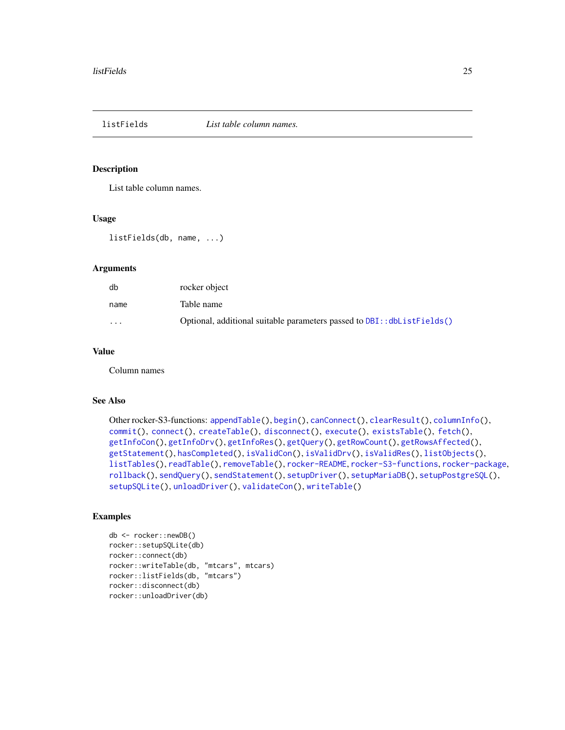# listFields — *List table column names.*

## Description

List table column names.

## Usage

```
listFields(db, name, ...)
```

## Arguments

| | |
|---|---|
| db | rocker object |
| name | Table name |
| ... | Optional, additional suitable parameters passed to `DBI::dbListFields()` |

## Value

Column names

## See Also

Other rocker-S3-functions: `appendTable()`, `begin()`, `canConnect()`, `clearResult()`, `columnInfo()`, `commit()`, `connect()`, `createTable()`, `disconnect()`, `execute()`, `existsTable()`, `fetch()`, `getInfoCon()`, `getInfoDrv()`, `getInfoRes()`, `getQuery()`, `getRowCount()`, `getRowsAffected()`, `getStatement()`, `hasCompleted()`, `isValidCon()`, `isValidDrv()`, `isValidRes()`, `listObjects()`, `listTables()`, `readTable()`, `removeTable()`, `rocker-README`, `rocker-S3-functions`, `rocker-package`, `rollback()`, `sendQuery()`, `sendStatement()`, `setupDriver()`, `setupMariaDB()`, `setupPostgreSQL()`, `setupSQLite()`, `unloadDriver()`, `validateCon()`, `writeTable()`

## Examples

```
db <- rocker::newDB()
rocker::setupSQLite(db)
rocker::connect(db)
rocker::writeTable(db, "mtcars", mtcars)
rocker::listFields(db, "mtcars")
rocker::disconnect(db)
rocker::unloadDriver(db)
```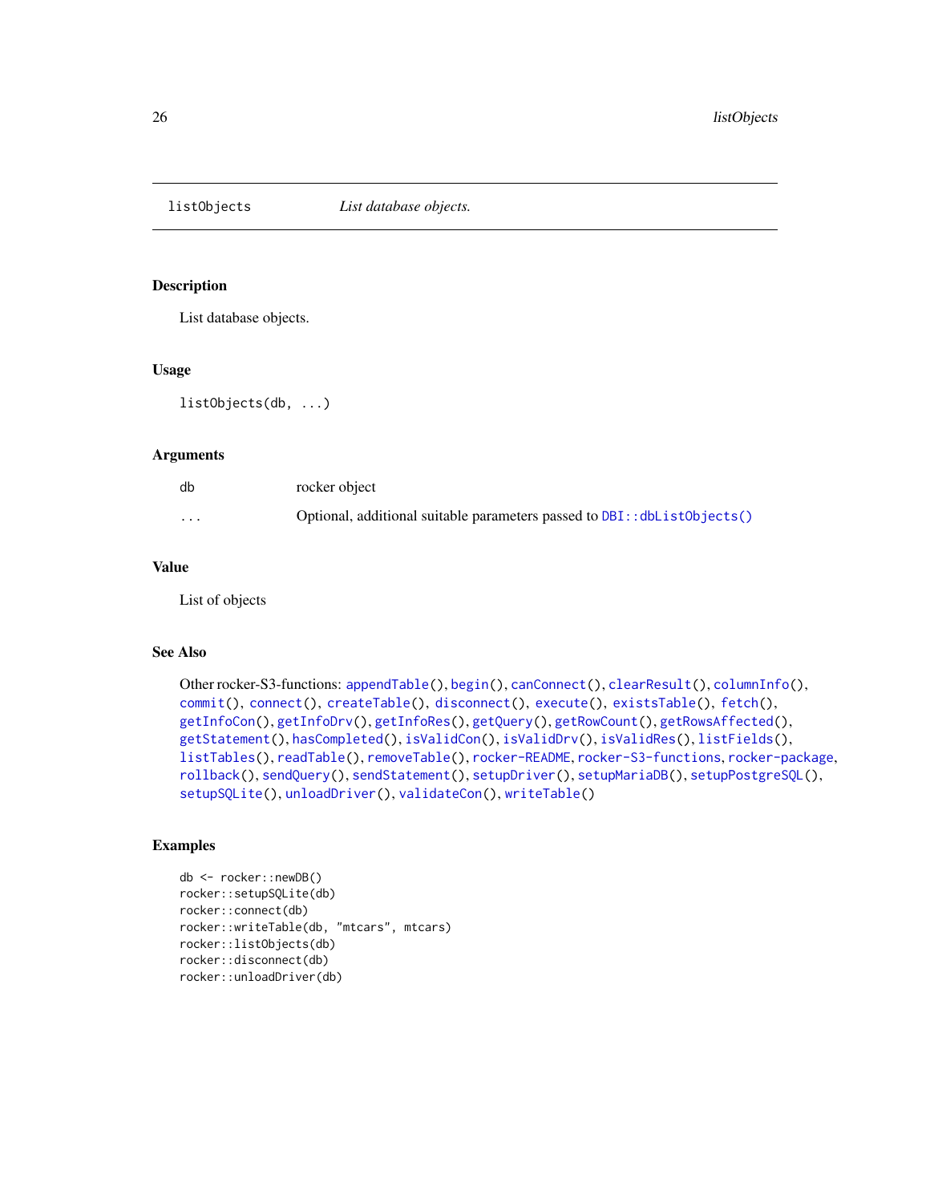`listObjects` *List database objects.*

### Description

List database objects.

### Usage

```
listObjects(db, ...)
```

### Arguments

| | |
|---|---|
| db | rocker object |
| ... | Optional, additional suitable parameters passed to `DBI::dbListObjects()` |

### Value

List of objects

### See Also

Other rocker-S3-functions: `appendTable()`, `begin()`, `canConnect()`, `clearResult()`, `columnInfo()`, `commit()`, `connect()`, `createTable()`, `disconnect()`, `execute()`, `existsTable()`, `fetch()`, `getInfoCon()`, `getInfoDrv()`, `getInfoRes()`, `getQuery()`, `getRowCount()`, `getRowsAffected()`, `getStatement()`, `hasCompleted()`, `isValidCon()`, `isValidDrv()`, `isValidRes()`, `listFields()`, `listTables()`, `readTable()`, `removeTable()`, `rocker-README`, `rocker-S3-functions`, `rocker-package`, `rollback()`, `sendQuery()`, `sendStatement()`, `setupDriver()`, `setupMariaDB()`, `setupPostgreSQL()`, `setupSQLite()`, `unloadDriver()`, `validateCon()`, `writeTable()`

### Examples

```
db <- rocker::newDB()
rocker::setupSQLite(db)
rocker::connect(db)
rocker::writeTable(db, "mtcars", mtcars)
rocker::listObjects(db)
rocker::disconnect(db)
rocker::unloadDriver(db)
```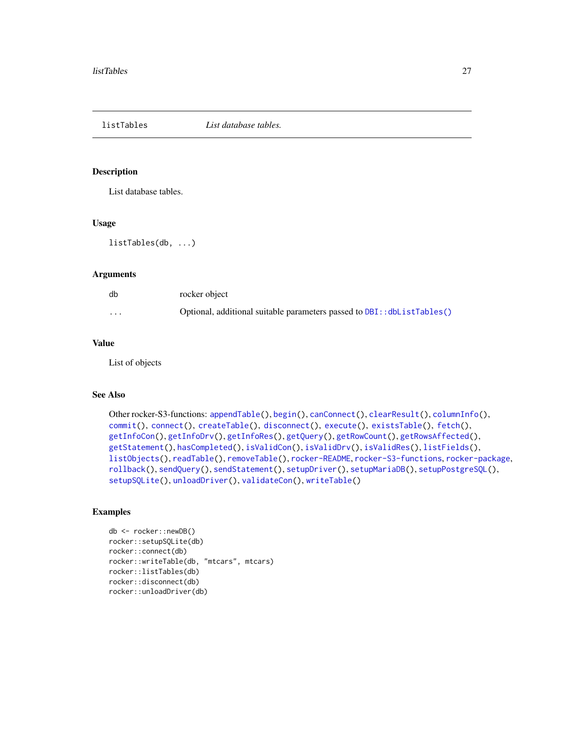# listTables — *List database tables.*

## Description

List database tables.

## Usage

```
listTables(db, ...)
```

## Arguments

| | |
|---|---|
| db | rocker object |
| ... | Optional, additional suitable parameters passed to DBI::dbListTables() |

## Value

List of objects

## See Also

Other rocker-S3-functions: appendTable(), begin(), canConnect(), clearResult(), columnInfo(), commit(), connect(), createTable(), disconnect(), execute(), existsTable(), fetch(), getInfoCon(), getInfoDrv(), getInfoRes(), getQuery(), getRowCount(), getRowsAffected(), getStatement(), hasCompleted(), isValidCon(), isValidDrv(), isValidRes(), listFields(), listObjects(), readTable(), removeTable(), rocker-README, rocker-S3-functions, rocker-package, rollback(), sendQuery(), sendStatement(), setupDriver(), setupMariaDB(), setupPostgreSQL(), setupSQLite(), unloadDriver(), validateCon(), writeTable()

## Examples

```
db <- rocker::newDB()
rocker::setupSQLite(db)
rocker::connect(db)
rocker::writeTable(db, "mtcars", mtcars)
rocker::listTables(db)
rocker::disconnect(db)
rocker::unloadDriver(db)
```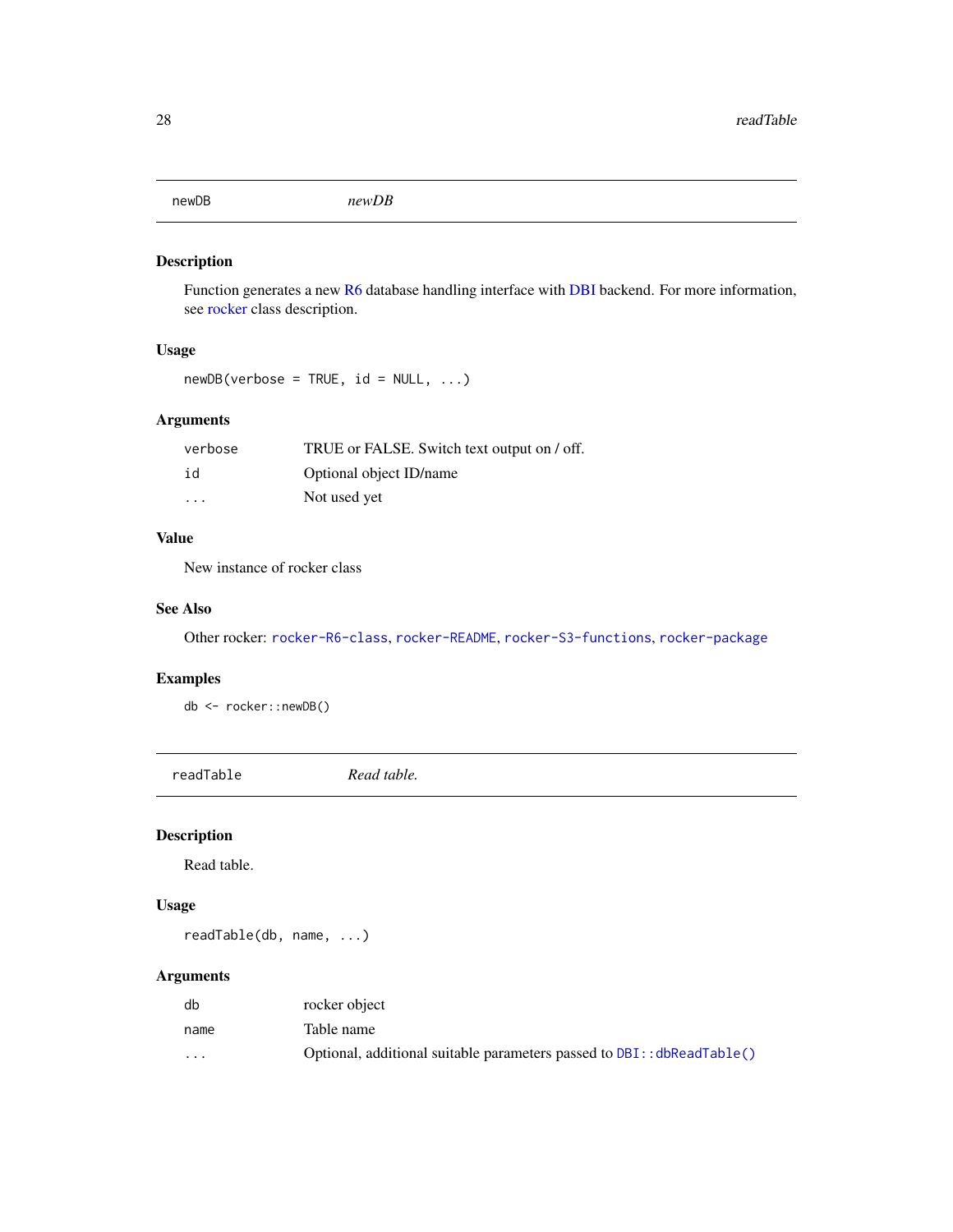## newDB — *newDB*

### Description

Function generates a new R6 database handling interface with DBI backend. For more information, see rocker class description.

### Usage

```
newDB(verbose = TRUE, id = NULL, ...)
```

### Arguments

| | |
|---|---|
| verbose | TRUE or FALSE. Switch text output on / off. |
| id | Optional object ID/name |
| ... | Not used yet |

### Value

New instance of rocker class

### See Also

Other rocker: `rocker-R6-class`, `rocker-README`, `rocker-S3-functions`, `rocker-package`

### Examples

```
db <- rocker::newDB()
```

## readTable — *Read table.*

### Description

Read table.

### Usage

```
readTable(db, name, ...)
```

### Arguments

| | |
|---|---|
| db | rocker object |
| name | Table name |
| ... | Optional, additional suitable parameters passed to `DBI::dbReadTable()` |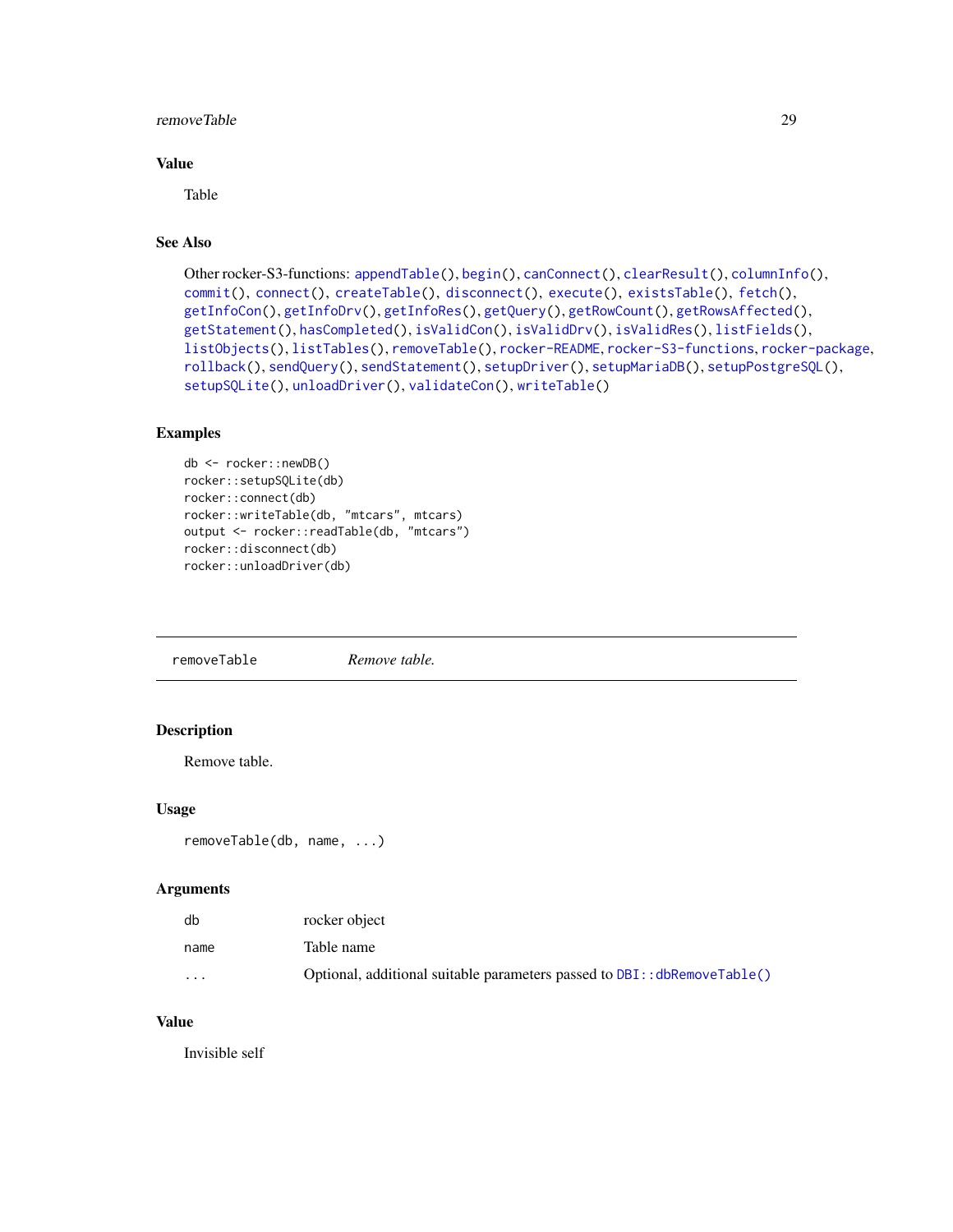### Value

Table

### See Also

Other rocker-S3-functions: appendTable(), begin(), canConnect(), clearResult(), columnInfo(), commit(), connect(), createTable(), disconnect(), execute(), existsTable(), fetch(), getInfoCon(), getInfoDrv(), getInfoRes(), getQuery(), getRowCount(), getRowsAffected(), getStatement(), hasCompleted(), isValidCon(), isValidDrv(), isValidRes(), listFields(), listObjects(), listTables(), removeTable(), rocker-README, rocker-S3-functions, rocker-package, rollback(), sendQuery(), sendStatement(), setupDriver(), setupMariaDB(), setupPostgreSQL(), setupSQLite(), unloadDriver(), validateCon(), writeTable()

### Examples

```
db <- rocker::newDB()
rocker::setupSQLite(db)
rocker::connect(db)
rocker::writeTable(db, "mtcars", mtcars)
output <- rocker::readTable(db, "mtcars")
rocker::disconnect(db)
rocker::unloadDriver(db)
```

---

## removeTable — *Remove table.*

### Description

Remove table.

### Usage

```
removeTable(db, name, ...)
```

### Arguments

| | |
|---|---|
| db | rocker object |
| name | Table name |
| ... | Optional, additional suitable parameters passed to DBI::dbRemoveTable() |

### Value

Invisible self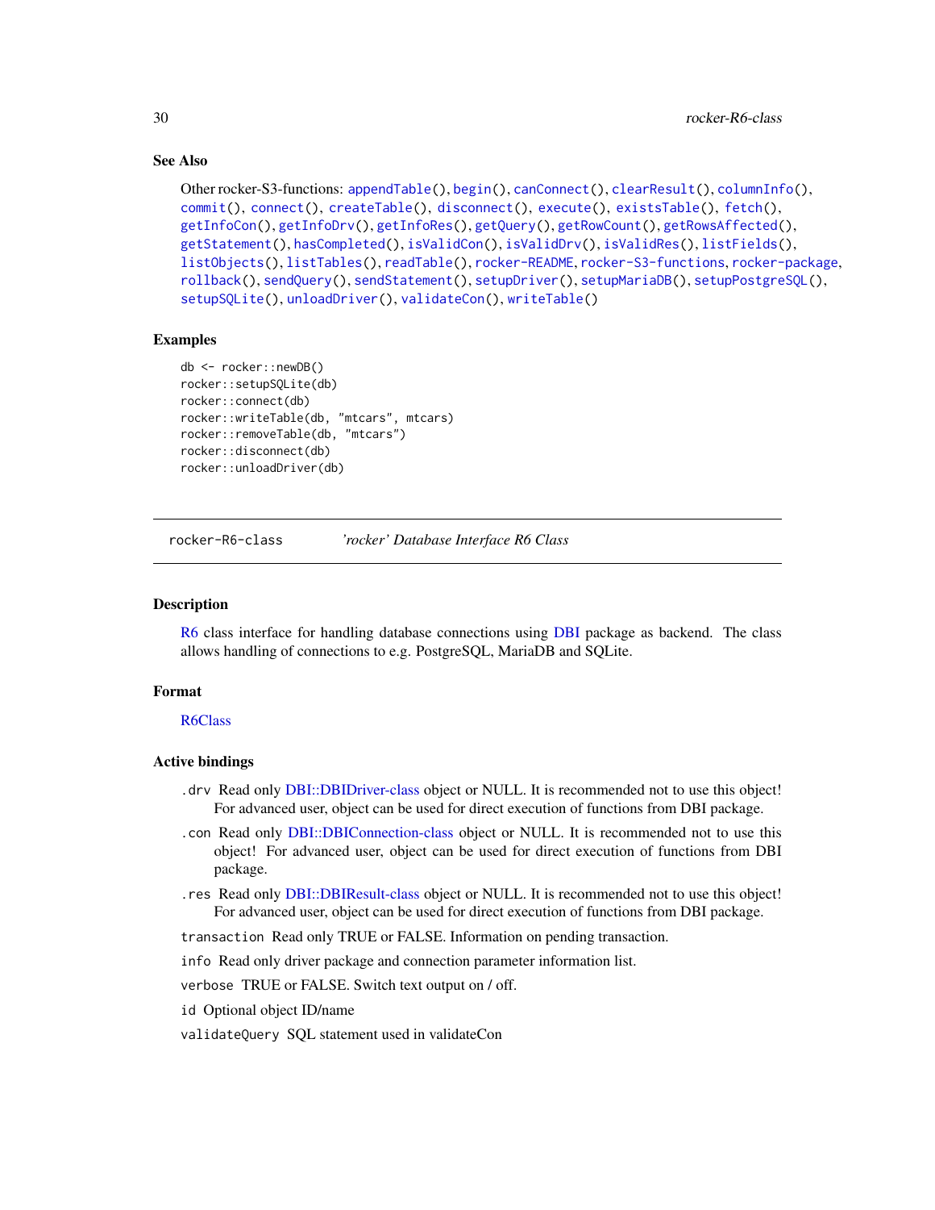### See Also

Other rocker-S3-functions: appendTable(), begin(), canConnect(), clearResult(), columnInfo(), commit(), connect(), createTable(), disconnect(), execute(), existsTable(), fetch(), getInfoCon(), getInfoDrv(), getInfoRes(), getQuery(), getRowCount(), getRowsAffected(), getStatement(), hasCompleted(), isValidCon(), isValidDrv(), isValidRes(), listFields(), listObjects(), listTables(), readTable(), rocker-README, rocker-S3-functions, rocker-package, rollback(), sendQuery(), sendStatement(), setupDriver(), setupMariaDB(), setupPostgreSQL(), setupSQLite(), unloadDriver(), validateCon(), writeTable()

### Examples

```
db <- rocker::newDB()
rocker::setupSQLite(db)
rocker::connect(db)
rocker::writeTable(db, "mtcars", mtcars)
rocker::removeTable(db, "mtcars")
rocker::disconnect(db)
rocker::unloadDriver(db)
```

---

## rocker-R6-class — *'rocker' Database Interface R6 Class*

---

### Description

R6 class interface for handling database connections using DBI package as backend. The class allows handling of connections to e.g. PostgreSQL, MariaDB and SQLite.

### Format

R6Class

### Active bindings

- `.drv` Read only DBI::DBIDriver-class object or NULL. It is recommended not to use this object! For advanced user, object can be used for direct execution of functions from DBI package.
- `.con` Read only DBI::DBIConnection-class object or NULL. It is recommended not to use this object! For advanced user, object can be used for direct execution of functions from DBI package.
- `.res` Read only DBI::DBIResult-class object or NULL. It is recommended not to use this object! For advanced user, object can be used for direct execution of functions from DBI package.
- `transaction` Read only TRUE or FALSE. Information on pending transaction.
- `info` Read only driver package and connection parameter information list.
- `verbose` TRUE or FALSE. Switch text output on / off.
- `id` Optional object ID/name
- `validateQuery` SQL statement used in validateCon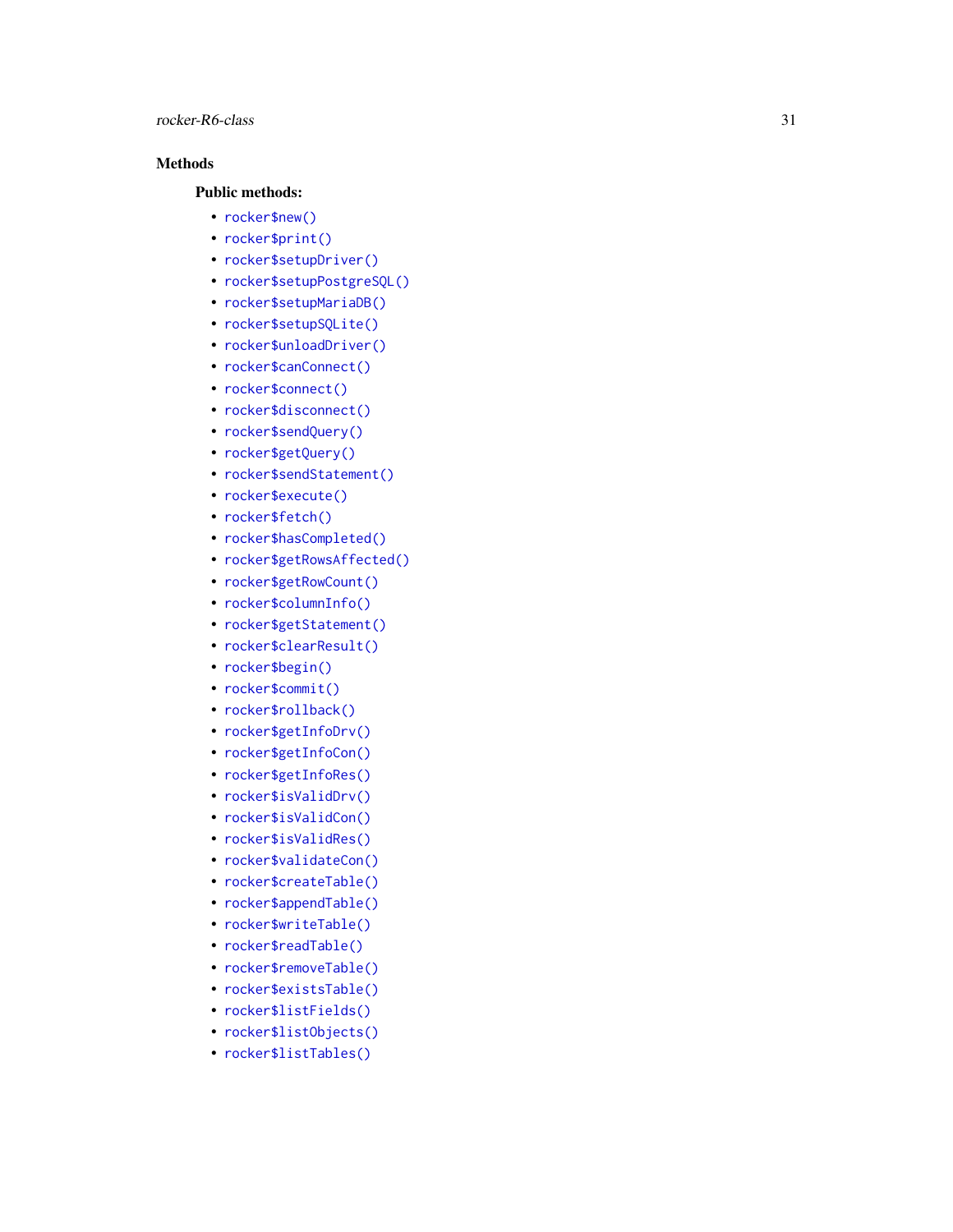## Methods

### Public methods:

- `rocker$new()`
- `rocker$print()`
- `rocker$setupDriver()`
- `rocker$setupPostgreSQL()`
- `rocker$setupMariaDB()`
- `rocker$setupSQLite()`
- `rocker$unloadDriver()`
- `rocker$canConnect()`
- `rocker$connect()`
- `rocker$disconnect()`
- `rocker$sendQuery()`
- `rocker$getQuery()`
- `rocker$sendStatement()`
- `rocker$execute()`
- `rocker$fetch()`
- `rocker$hasCompleted()`
- `rocker$getRowsAffected()`
- `rocker$getRowCount()`
- `rocker$columnInfo()`
- `rocker$getStatement()`
- `rocker$clearResult()`
- `rocker$begin()`
- `rocker$commit()`
- `rocker$rollback()`
- `rocker$getInfoDrv()`
- `rocker$getInfoCon()`
- `rocker$getInfoRes()`
- `rocker$isValidDrv()`
- `rocker$isValidCon()`
- `rocker$isValidRes()`
- `rocker$validateCon()`
- `rocker$createTable()`
- `rocker$appendTable()`
- `rocker$writeTable()`
- `rocker$readTable()`
- `rocker$removeTable()`
- `rocker$existsTable()`
- `rocker$listFields()`
- `rocker$listObjects()`
- `rocker$listTables()`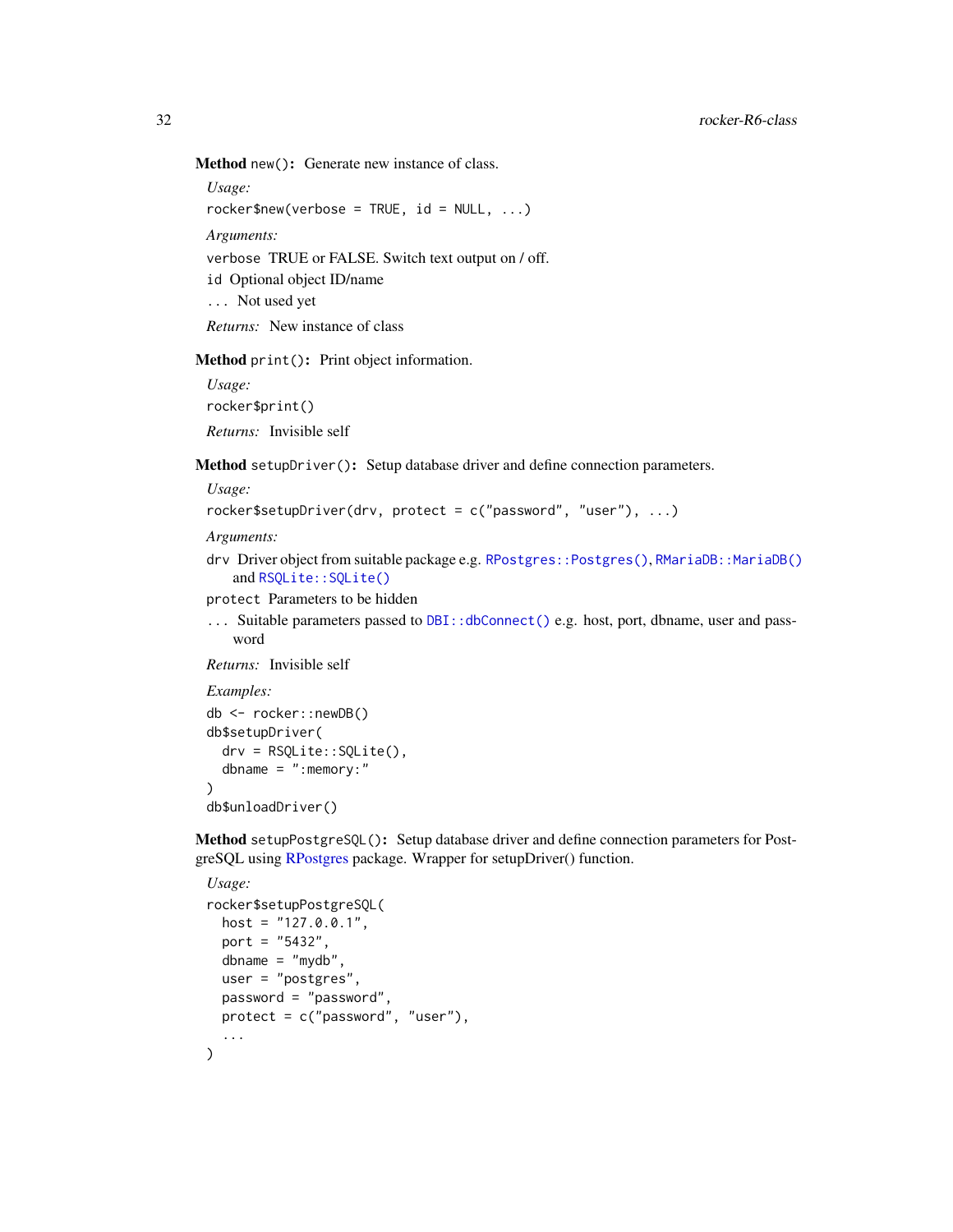**Method** `new()`**:** Generate new instance of class.

*Usage:*

```
rocker$new(verbose = TRUE, id = NULL, ...)
```

*Arguments:*

`verbose` TRUE or FALSE. Switch text output on / off.

`id` Optional object ID/name

`...` Not used yet

*Returns:* New instance of class

**Method** `print()`**:** Print object information.

*Usage:*

```
rocker$print()
```

*Returns:* Invisible self

**Method** `setupDriver()`**:** Setup database driver and define connection parameters.

*Usage:*

```
rocker$setupDriver(drv, protect = c("password", "user"), ...)
```

*Arguments:*

`drv` Driver object from suitable package e.g. `RPostgres::Postgres()`, `RMariaDB::MariaDB()` and `RSQLite::SQLite()`

`protect` Parameters to be hidden

`...` Suitable parameters passed to `DBI::dbConnect()` e.g. host, port, dbname, user and password

*Returns:* Invisible self

*Examples:*

```
db <- rocker::newDB()
db$setupDriver(
  drv = RSQLite::SQLite(),
  dbname = ":memory:"
)
db$unloadDriver()
```

**Method** `setupPostgreSQL()`**:** Setup database driver and define connection parameters for PostgreSQL using RPostgres package. Wrapper for setupDriver() function.

*Usage:*

```
rocker$setupPostgreSQL(
  host = "127.0.0.1",
  port = "5432",
  dbname = "mydb",
  user = "postgres",
  password = "password",
  protect = c("password", "user"),
  ...
)
```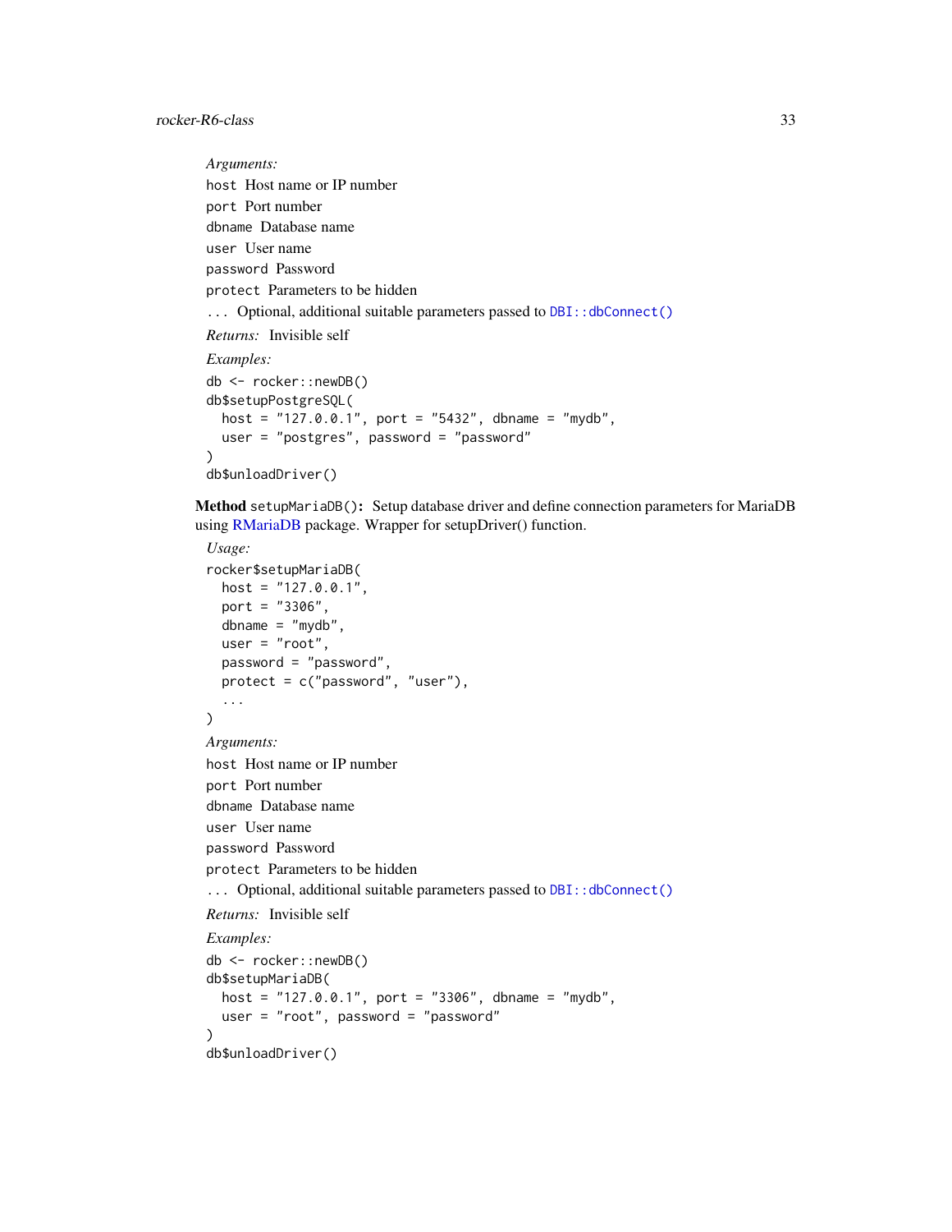*Arguments:*

`host` Host name or IP number

`port` Port number

`dbname` Database name

`user` User name

`password` Password

`protect` Parameters to be hidden

`...` Optional, additional suitable parameters passed to `DBI::dbConnect()`

*Returns:* Invisible self

*Examples:*

```
db <- rocker::newDB()
db$setupPostgreSQL(
  host = "127.0.0.1", port = "5432", dbname = "mydb",
  user = "postgres", password = "password"
)
db$unloadDriver()
```

**Method** `setupMariaDB()`**:** Setup database driver and define connection parameters for MariaDB using RMariaDB package. Wrapper for setupDriver() function.

*Usage:*

```
rocker$setupMariaDB(
  host = "127.0.0.1",
  port = "3306",
  dbname = "mydb",
  user = "root",
  password = "password",
  protect = c("password", "user"),
  ...
)
```

*Arguments:*

`host` Host name or IP number

`port` Port number

`dbname` Database name

`user` User name

`password` Password

`protect` Parameters to be hidden

`...` Optional, additional suitable parameters passed to `DBI::dbConnect()`

*Returns:* Invisible self

*Examples:*

```
db <- rocker::newDB()
db$setupMariaDB(
  host = "127.0.0.1", port = "3306", dbname = "mydb",
  user = "root", password = "password"
)
db$unloadDriver()
```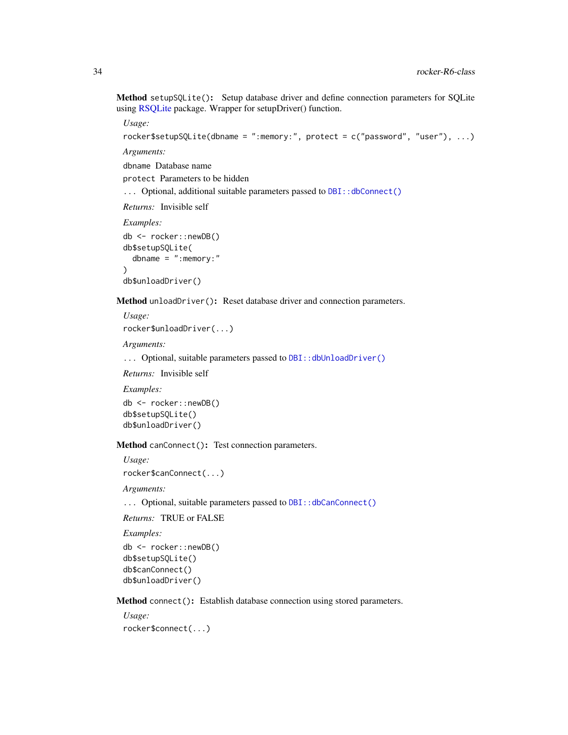**Method** `setupSQLite()`**:** Setup database driver and define connection parameters for SQLite using RSQLite package. Wrapper for setupDriver() function.

*Usage:*

```
rocker$setupSQLite(dbname = ":memory:", protect = c("password", "user"), ...)
```

*Arguments:*

`dbname` Database name

`protect` Parameters to be hidden

`...` Optional, additional suitable parameters passed to `DBI::dbConnect()`

*Returns:* Invisible self

*Examples:*

```
db <- rocker::newDB()
db$setupSQLite(
  dbname = ":memory:"
)
db$unloadDriver()
```

**Method** `unloadDriver()`**:** Reset database driver and connection parameters.

*Usage:*

```
rocker$unloadDriver(...)
```

*Arguments:*

`...` Optional, suitable parameters passed to `DBI::dbUnloadDriver()`

*Returns:* Invisible self

*Examples:*

```
db <- rocker::newDB()
db$setupSQLite()
db$unloadDriver()
```

**Method** `canConnect()`**:** Test connection parameters.

*Usage:*

```
rocker$canConnect(...)
```

*Arguments:*

`...` Optional, suitable parameters passed to `DBI::dbCanConnect()`

*Returns:* TRUE or FALSE

*Examples:*

```
db <- rocker::newDB()
db$setupSQLite()
db$canConnect()
db$unloadDriver()
```

**Method** `connect()`**:** Establish database connection using stored parameters.

*Usage:*

```
rocker$connect(...)
```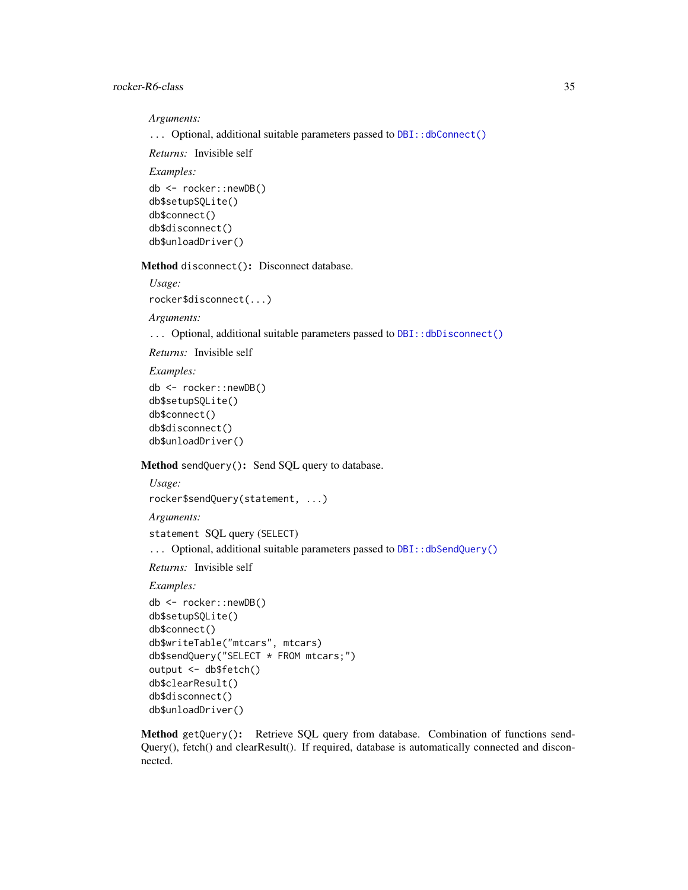*Arguments:*

`...` Optional, additional suitable parameters passed to `DBI::dbConnect()`

*Returns:* Invisible self

*Examples:*

```
db <- rocker::newDB()
db$setupSQLite()
db$connect()
db$disconnect()
db$unloadDriver()
```

**Method** `disconnect()`**:** Disconnect database.

*Usage:*

```
rocker$disconnect(...)
```

*Arguments:*

`...` Optional, additional suitable parameters passed to `DBI::dbDisconnect()`

*Returns:* Invisible self

*Examples:*

```
db <- rocker::newDB()
db$setupSQLite()
db$connect()
db$disconnect()
db$unloadDriver()
```

**Method** `sendQuery()`**:** Send SQL query to database.

*Usage:*

```
rocker$sendQuery(statement, ...)
```

*Arguments:*

`statement` SQL query (`SELECT`)

`...` Optional, additional suitable parameters passed to `DBI::dbSendQuery()`

*Returns:* Invisible self

*Examples:*

```
db <- rocker::newDB()
db$setupSQLite()
db$connect()
db$writeTable("mtcars", mtcars)
db$sendQuery("SELECT * FROM mtcars;")
output <- db$fetch()
db$clearResult()
db$disconnect()
db$unloadDriver()
```

**Method** `getQuery()`**:** Retrieve SQL query from database. Combination of functions sendQuery(), fetch() and clearResult(). If required, database is automatically connected and disconnected.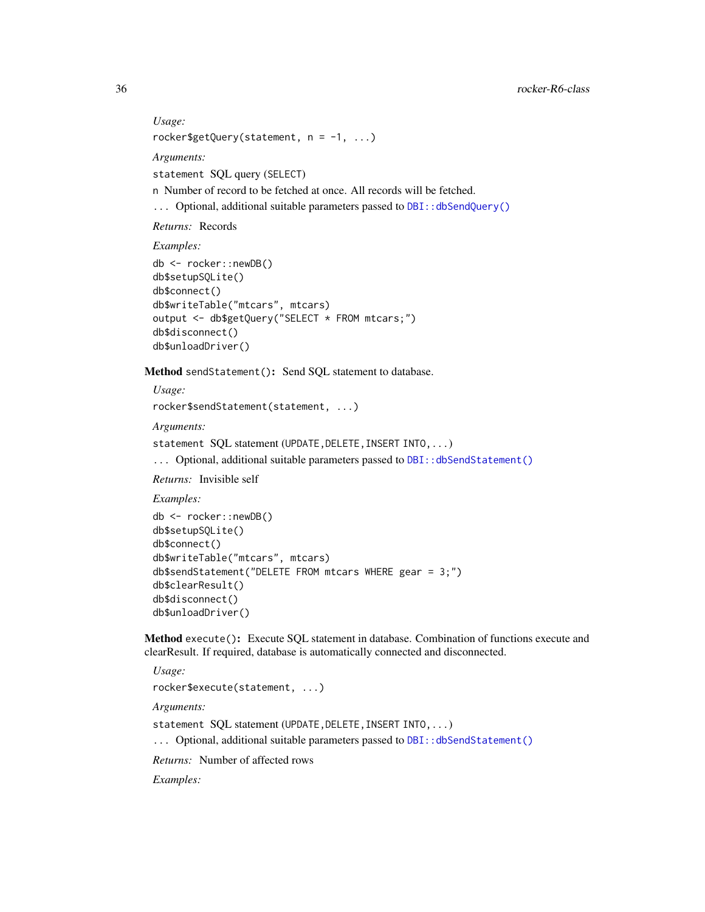*Usage:*

```
rocker$getQuery(statement, n = -1, ...)
```

*Arguments:*

`statement` SQL query (`SELECT`)

`n` Number of record to be fetched at once. All records will be fetched.

`...` Optional, additional suitable parameters passed to `DBI::dbSendQuery()`

*Returns:* Records

*Examples:*

```
db <- rocker::newDB()
db$setupSQLite()
db$connect()
db$writeTable("mtcars", mtcars)
output <- db$getQuery("SELECT * FROM mtcars;")
db$disconnect()
db$unloadDriver()
```

**Method** `sendStatement()`**:** Send SQL statement to database.

*Usage:*

```
rocker$sendStatement(statement, ...)
```

*Arguments:*

`statement` SQL statement (`UPDATE,DELETE,INSERT INTO,...`)

`...` Optional, additional suitable parameters passed to `DBI::dbSendStatement()`

*Returns:* Invisible self

*Examples:*

```
db <- rocker::newDB()
db$setupSQLite()
db$connect()
db$writeTable("mtcars", mtcars)
db$sendStatement("DELETE FROM mtcars WHERE gear = 3;")
db$clearResult()
db$disconnect()
db$unloadDriver()
```

**Method** `execute()`**:** Execute SQL statement in database. Combination of functions execute and clearResult. If required, database is automatically connected and disconnected.

*Usage:*

```
rocker$execute(statement, ...)
```

*Arguments:*

`statement` SQL statement (`UPDATE,DELETE,INSERT INTO,...`)

`...` Optional, additional suitable parameters passed to `DBI::dbSendStatement()`

*Returns:* Number of affected rows

*Examples:*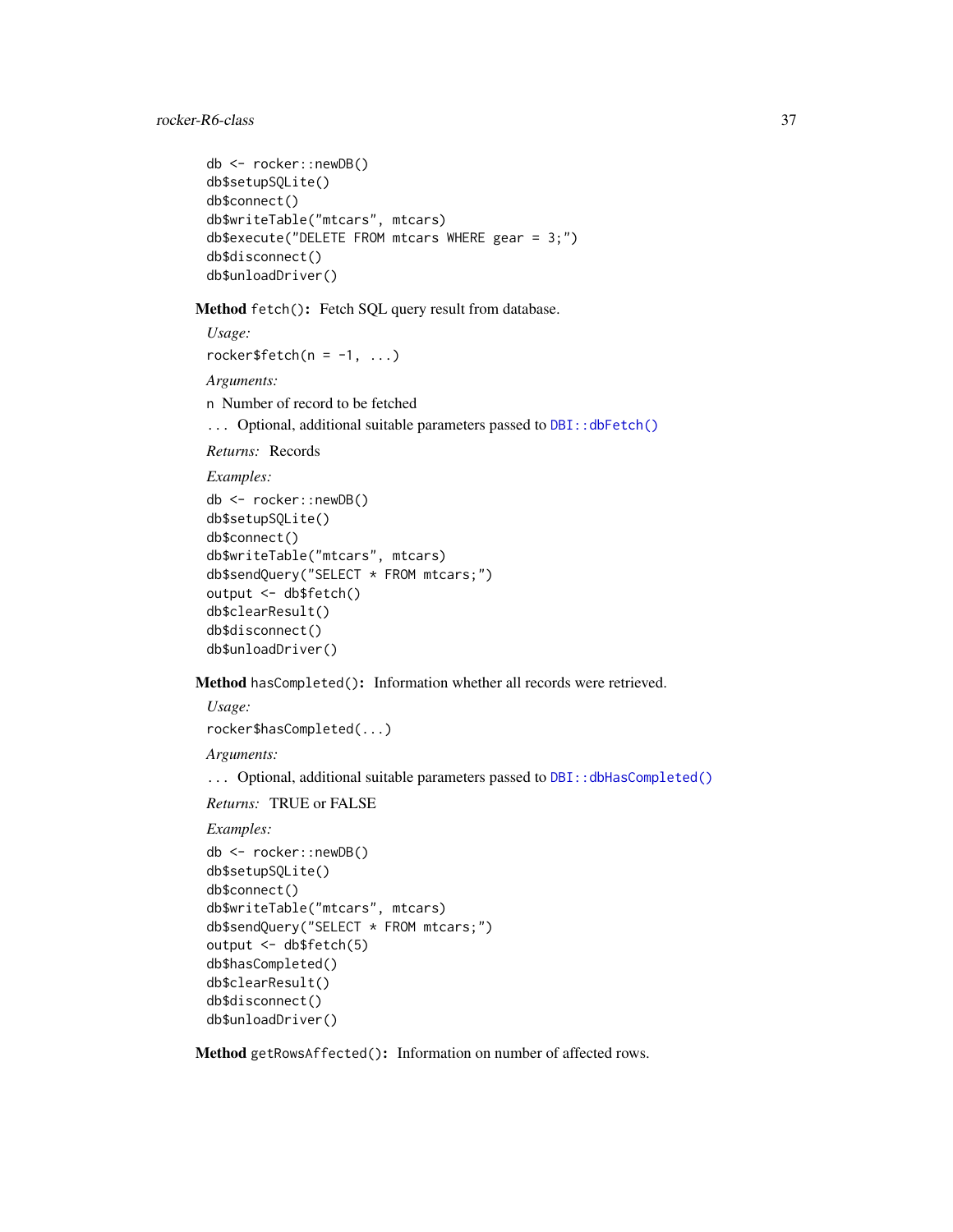```
db <- rocker::newDB()
db$setupSQLite()
db$connect()
db$writeTable("mtcars", mtcars)
db$execute("DELETE FROM mtcars WHERE gear = 3;")
db$disconnect()
db$unloadDriver()
```

**Method** `fetch()`**:** Fetch SQL query result from database.

*Usage:*

```
rocker$fetch(n = -1, ...)
```

*Arguments:*

`n` Number of record to be fetched

`...` Optional, additional suitable parameters passed to `DBI::dbFetch()`

*Returns:* Records

*Examples:*

```
db <- rocker::newDB()
db$setupSQLite()
db$connect()
db$writeTable("mtcars", mtcars)
db$sendQuery("SELECT * FROM mtcars;")
output <- db$fetch()
db$clearResult()
db$disconnect()
db$unloadDriver()
```

**Method** `hasCompleted()`**:** Information whether all records were retrieved.

*Usage:*

```
rocker$hasCompleted(...)
```

*Arguments:*

`...` Optional, additional suitable parameters passed to `DBI::dbHasCompleted()`

*Returns:* TRUE or FALSE

*Examples:*

```
db <- rocker::newDB()
db$setupSQLite()
db$connect()
db$writeTable("mtcars", mtcars)
db$sendQuery("SELECT * FROM mtcars;")
output <- db$fetch(5)
db$hasCompleted()
db$clearResult()
db$disconnect()
db$unloadDriver()
```

**Method** `getRowsAffected()`**:** Information on number of affected rows.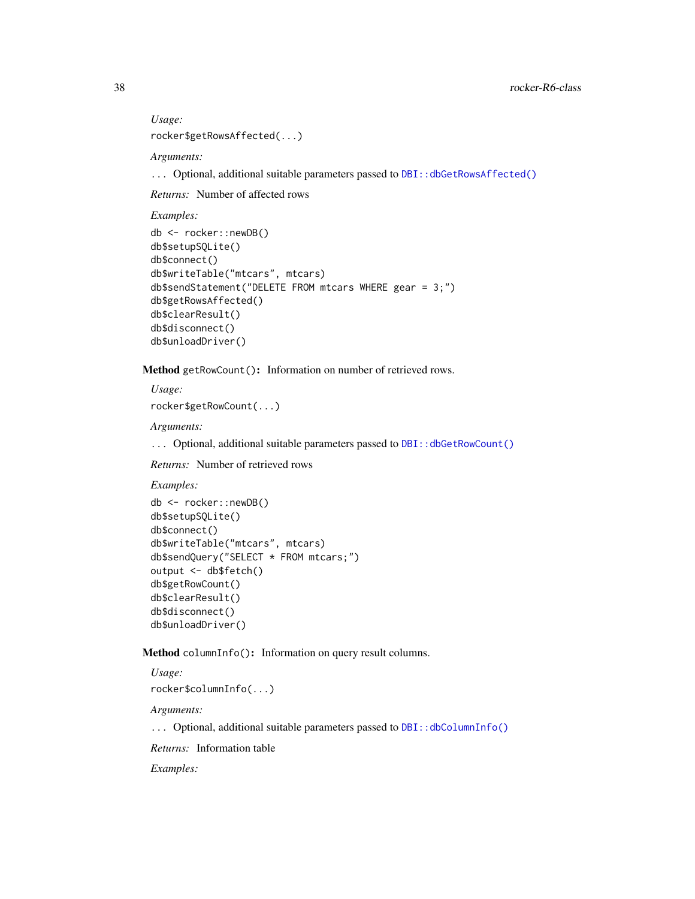*Usage:*

```
rocker$getRowsAffected(...)
```

*Arguments:*

... Optional, additional suitable parameters passed to `DBI::dbGetRowsAffected()`

*Returns:* Number of affected rows

*Examples:*

```
db <- rocker::newDB()
db$setupSQLite()
db$connect()
db$writeTable("mtcars", mtcars)
db$sendStatement("DELETE FROM mtcars WHERE gear = 3;")
db$getRowsAffected()
db$clearResult()
db$disconnect()
db$unloadDriver()
```

**Method** `getRowCount()`**:** Information on number of retrieved rows.

*Usage:*

```
rocker$getRowCount(...)
```

*Arguments:*

... Optional, additional suitable parameters passed to `DBI::dbGetRowCount()`

*Returns:* Number of retrieved rows

*Examples:*

```
db <- rocker::newDB()
db$setupSQLite()
db$connect()
db$writeTable("mtcars", mtcars)
db$sendQuery("SELECT * FROM mtcars;")
output <- db$fetch()
db$getRowCount()
db$clearResult()
db$disconnect()
db$unloadDriver()
```

**Method** `columnInfo()`**:** Information on query result columns.

*Usage:*

```
rocker$columnInfo(...)
```

*Arguments:*

... Optional, additional suitable parameters passed to `DBI::dbColumnInfo()`

*Returns:* Information table

*Examples:*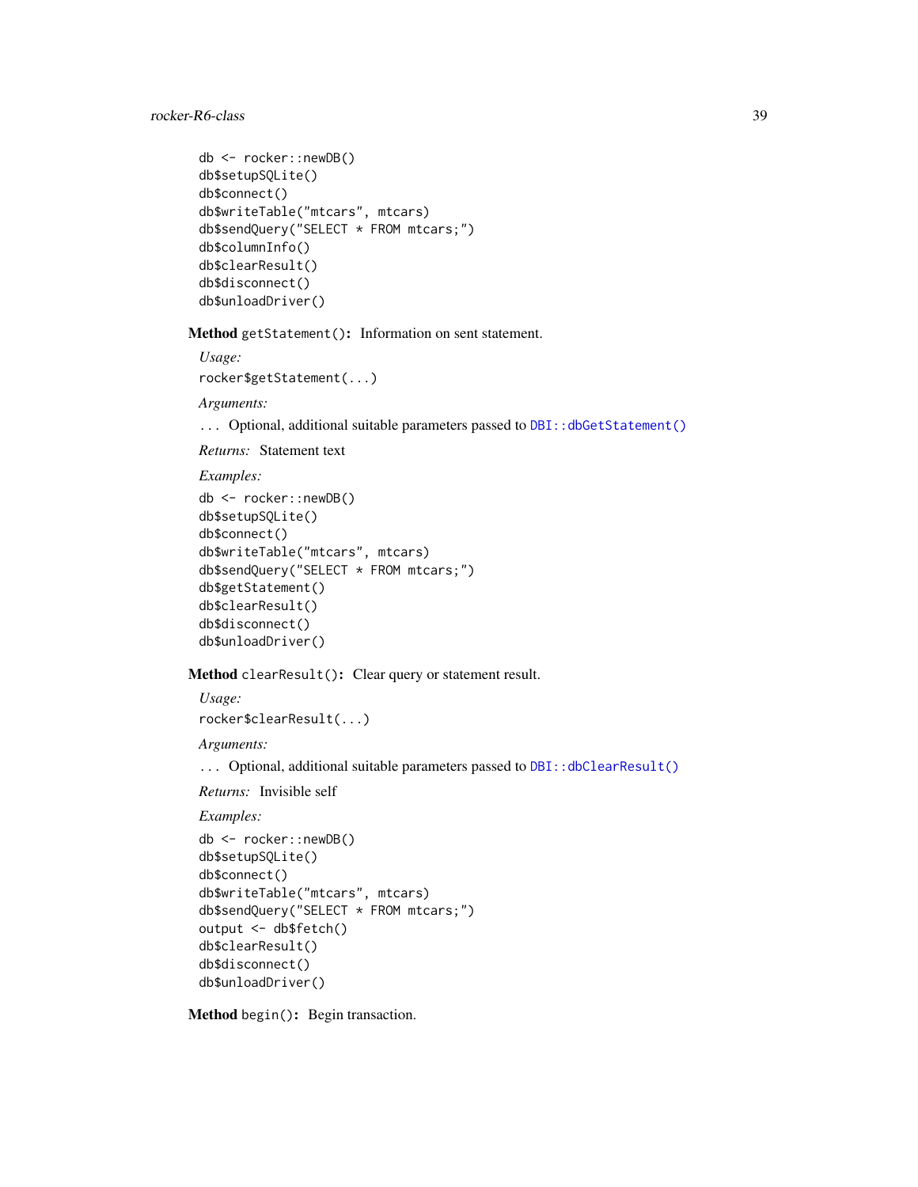```
db <- rocker::newDB()
db$setupSQLite()
db$connect()
db$writeTable("mtcars", mtcars)
db$sendQuery("SELECT * FROM mtcars;")
db$columnInfo()
db$clearResult()
db$disconnect()
db$unloadDriver()
```

**Method** `getStatement()`**:** Information on sent statement.

*Usage:*

```
rocker$getStatement(...)
```

*Arguments:*

`...` Optional, additional suitable parameters passed to `DBI::dbGetStatement()`

*Returns:* Statement text

*Examples:*

```
db <- rocker::newDB()
db$setupSQLite()
db$connect()
db$writeTable("mtcars", mtcars)
db$sendQuery("SELECT * FROM mtcars;")
db$getStatement()
db$clearResult()
db$disconnect()
db$unloadDriver()
```

**Method** `clearResult()`**:** Clear query or statement result.

*Usage:*

```
rocker$clearResult(...)
```

*Arguments:*

`...` Optional, additional suitable parameters passed to `DBI::dbClearResult()`

*Returns:* Invisible self

*Examples:*

```
db <- rocker::newDB()
db$setupSQLite()
db$connect()
db$writeTable("mtcars", mtcars)
db$sendQuery("SELECT * FROM mtcars;")
output <- db$fetch()
db$clearResult()
db$disconnect()
db$unloadDriver()
```

**Method** `begin()`**:** Begin transaction.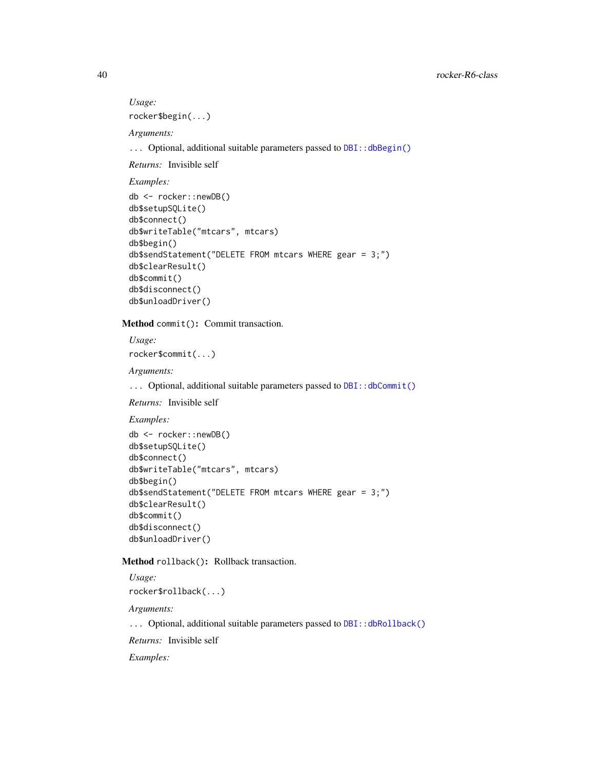*Usage:*

```
rocker$begin(...)
```

*Arguments:*

... Optional, additional suitable parameters passed to `DBI::dbBegin()`

*Returns:* Invisible self

*Examples:*

```
db <- rocker::newDB()
db$setupSQLite()
db$connect()
db$writeTable("mtcars", mtcars)
db$begin()
db$sendStatement("DELETE FROM mtcars WHERE gear = 3;")
db$clearResult()
db$commit()
db$disconnect()
db$unloadDriver()
```

**Method** `commit()`**:** Commit transaction.

*Usage:*

```
rocker$commit(...)
```

*Arguments:*

... Optional, additional suitable parameters passed to `DBI::dbCommit()`

*Returns:* Invisible self

*Examples:*

```
db <- rocker::newDB()
db$setupSQLite()
db$connect()
db$writeTable("mtcars", mtcars)
db$begin()
db$sendStatement("DELETE FROM mtcars WHERE gear = 3;")
db$clearResult()
db$commit()
db$disconnect()
db$unloadDriver()
```

**Method** `rollback()`**:** Rollback transaction.

*Usage:*

```
rocker$rollback(...)
```

*Arguments:*

... Optional, additional suitable parameters passed to `DBI::dbRollback()`

*Returns:* Invisible self

*Examples:*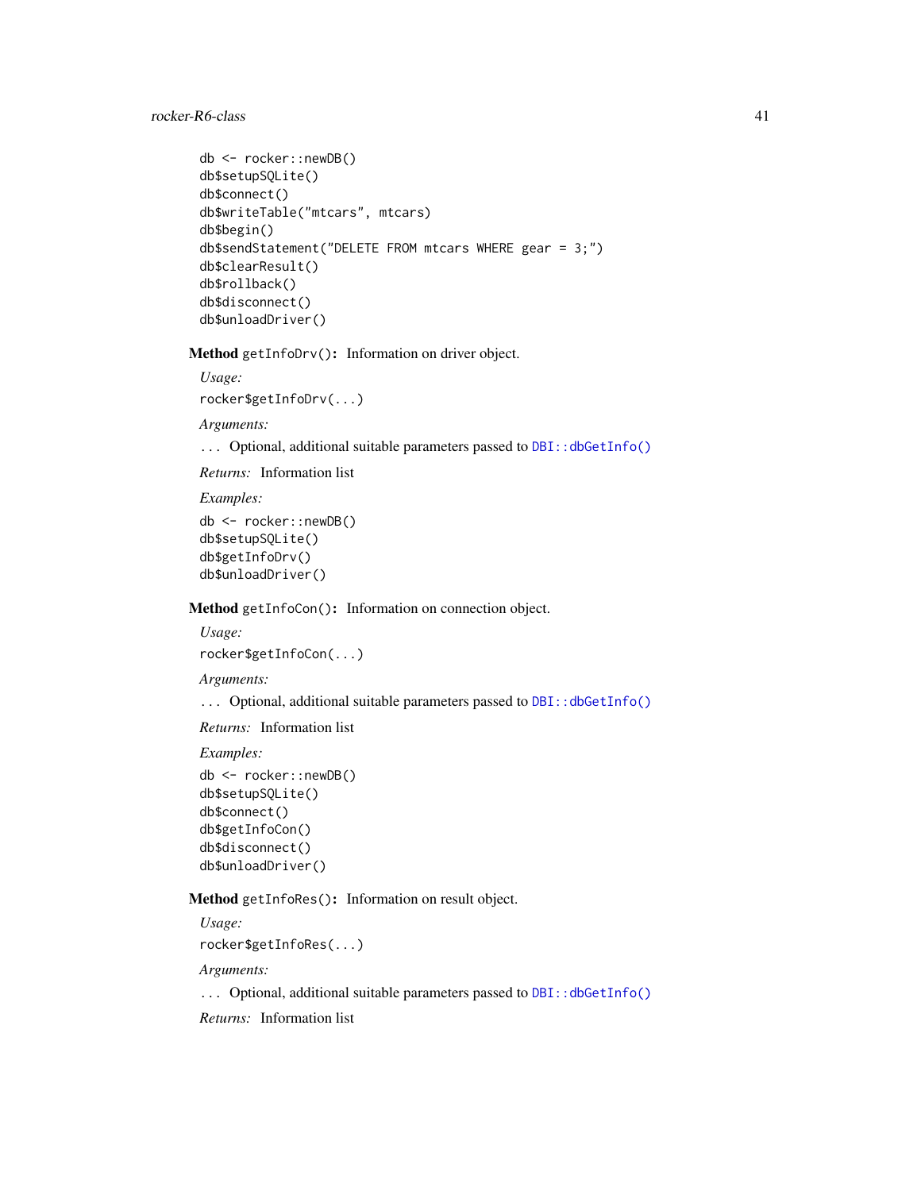```
db <- rocker::newDB()
db$setupSQLite()
db$connect()
db$writeTable("mtcars", mtcars)
db$begin()
db$sendStatement("DELETE FROM mtcars WHERE gear = 3;")
db$clearResult()
db$rollback()
db$disconnect()
db$unloadDriver()
```

**Method** `getInfoDrv()`**:** Information on driver object.

*Usage:*

```
rocker$getInfoDrv(...)
```

*Arguments:*

`...` Optional, additional suitable parameters passed to `DBI::dbGetInfo()`

*Returns:* Information list

*Examples:*

```
db <- rocker::newDB()
db$setupSQLite()
db$getInfoDrv()
db$unloadDriver()
```

**Method** `getInfoCon()`**:** Information on connection object.

*Usage:*

```
rocker$getInfoCon(...)
```

*Arguments:*

`...` Optional, additional suitable parameters passed to `DBI::dbGetInfo()`

*Returns:* Information list

*Examples:*

```
db <- rocker::newDB()
db$setupSQLite()
db$connect()
db$getInfoCon()
db$disconnect()
db$unloadDriver()
```

**Method** `getInfoRes()`**:** Information on result object.

*Usage:*

```
rocker$getInfoRes(...)
```

*Arguments:*

`...` Optional, additional suitable parameters passed to `DBI::dbGetInfo()`

*Returns:* Information list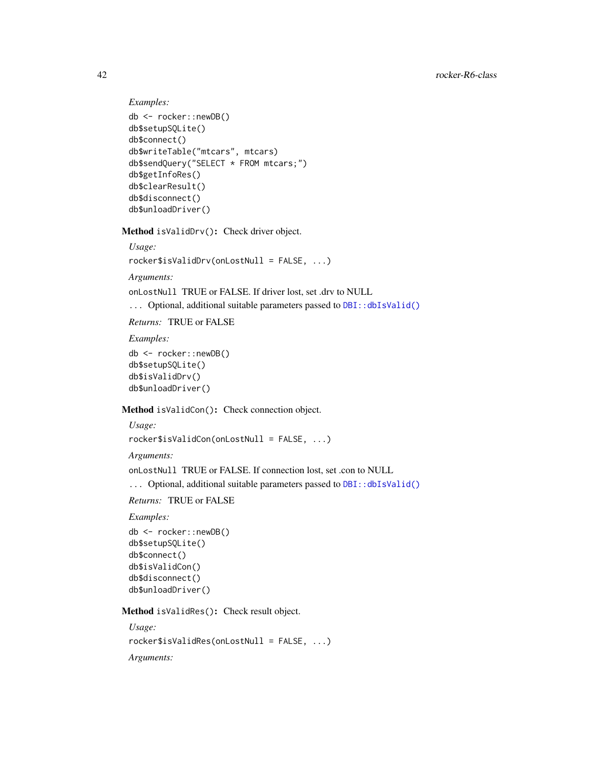*Examples:*

```
db <- rocker::newDB()
db$setupSQLite()
db$connect()
db$writeTable("mtcars", mtcars)
db$sendQuery("SELECT * FROM mtcars;")
db$getInfoRes()
db$clearResult()
db$disconnect()
db$unloadDriver()
```

**Method** `isValidDrv()`**:** Check driver object.

*Usage:*

```
rocker$isValidDrv(onLostNull = FALSE, ...)
```

*Arguments:*

`onLostNull` TRUE or FALSE. If driver lost, set .drv to NULL

`...` Optional, additional suitable parameters passed to `DBI::dbIsValid()`

*Returns:* TRUE or FALSE

*Examples:*

```
db <- rocker::newDB()
db$setupSQLite()
db$isValidDrv()
db$unloadDriver()
```

**Method** `isValidCon()`**:** Check connection object.

*Usage:*

```
rocker$isValidCon(onLostNull = FALSE, ...)
```

*Arguments:*

`onLostNull` TRUE or FALSE. If connection lost, set .con to NULL

`...` Optional, additional suitable parameters passed to `DBI::dbIsValid()`

*Returns:* TRUE or FALSE

*Examples:*

```
db <- rocker::newDB()
db$setupSQLite()
db$connect()
db$isValidCon()
db$disconnect()
db$unloadDriver()
```

**Method** `isValidRes()`**:** Check result object.

*Usage:*

```
rocker$isValidRes(onLostNull = FALSE, ...)
```

*Arguments:*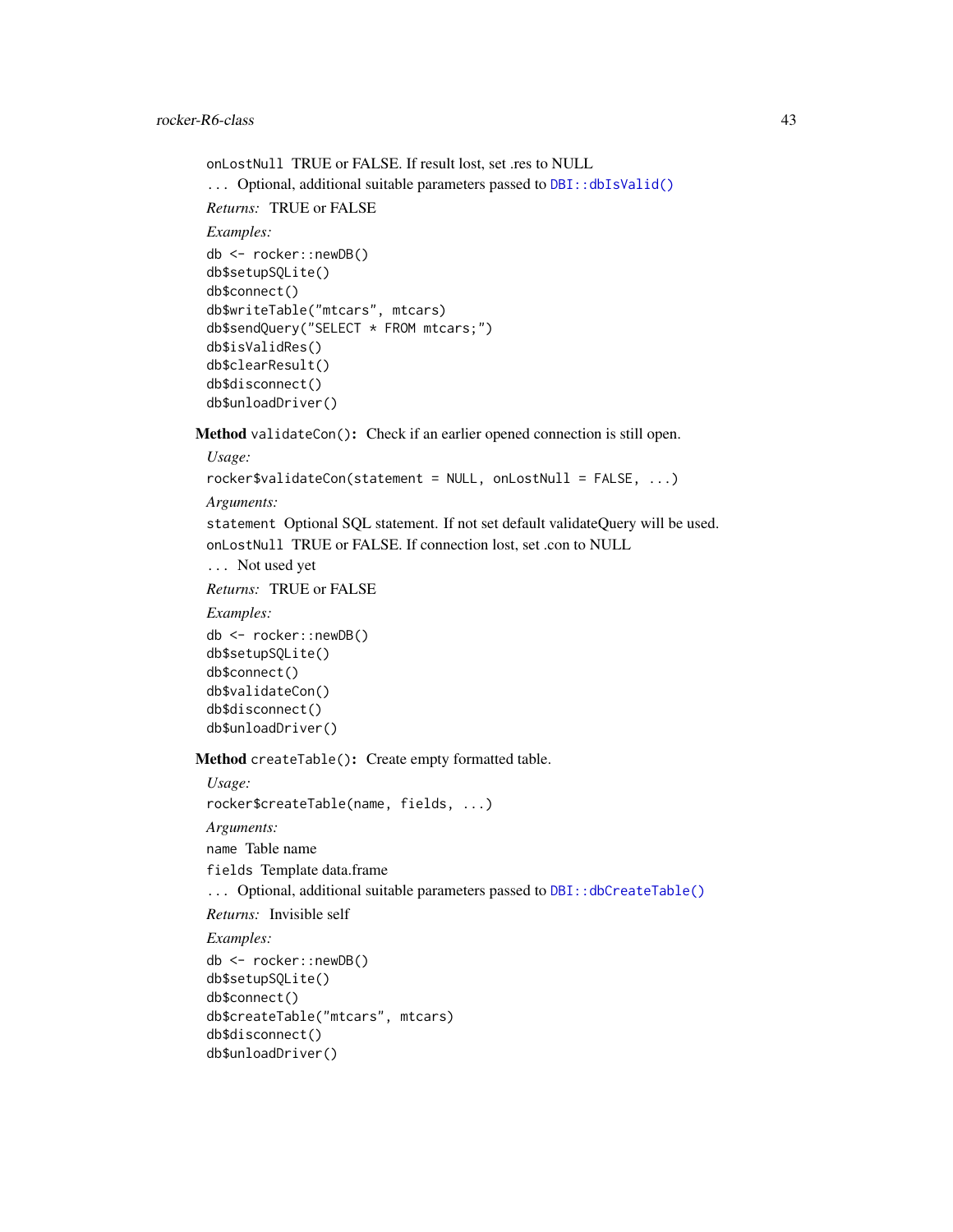`onLostNull` TRUE or FALSE. If result lost, set .res to NULL

`...` Optional, additional suitable parameters passed to `DBI::dbIsValid()`

*Returns:* TRUE or FALSE

*Examples:*

```
db <- rocker::newDB()
db$setupSQLite()
db$connect()
db$writeTable("mtcars", mtcars)
db$sendQuery("SELECT * FROM mtcars;")
db$isValidRes()
db$clearResult()
db$disconnect()
db$unloadDriver()
```

**Method** `validateCon()`**:** Check if an earlier opened connection is still open.

*Usage:*

```
rocker$validateCon(statement = NULL, onLostNull = FALSE, ...)
```

*Arguments:*

`statement` Optional SQL statement. If not set default validateQuery will be used.

`onLostNull` TRUE or FALSE. If connection lost, set .con to NULL

`...` Not used yet

*Returns:* TRUE or FALSE

*Examples:*

```
db <- rocker::newDB()
db$setupSQLite()
db$connect()
db$validateCon()
db$disconnect()
db$unloadDriver()
```

**Method** `createTable()`**:** Create empty formatted table.

*Usage:*

```
rocker$createTable(name, fields, ...)
```

*Arguments:*

`name` Table name

`fields` Template data.frame

`...` Optional, additional suitable parameters passed to `DBI::dbCreateTable()`

*Returns:* Invisible self

*Examples:*

```
db <- rocker::newDB()
db$setupSQLite()
db$connect()
db$createTable("mtcars", mtcars)
db$disconnect()
db$unloadDriver()
```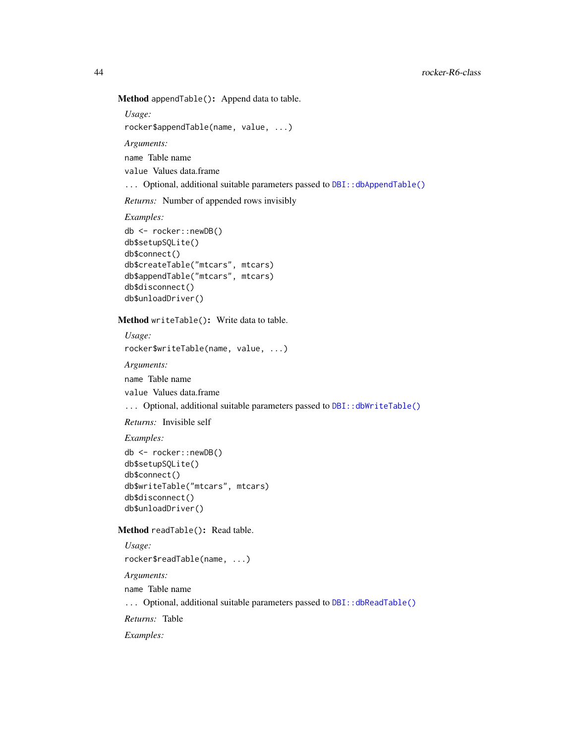**Method** `appendTable()`: Append data to table.

*Usage:*

```
rocker$appendTable(name, value, ...)
```

*Arguments:*

`name` Table name

`value` Values data.frame

`...` Optional, additional suitable parameters passed to `DBI::dbAppendTable()`

*Returns:* Number of appended rows invisibly

*Examples:*

```
db <- rocker::newDB()
db$setupSQLite()
db$connect()
db$createTable("mtcars", mtcars)
db$appendTable("mtcars", mtcars)
db$disconnect()
db$unloadDriver()
```

**Method** `writeTable()`: Write data to table.

*Usage:*

```
rocker$writeTable(name, value, ...)
```

*Arguments:*

`name` Table name

`value` Values data.frame

`...` Optional, additional suitable parameters passed to `DBI::dbWriteTable()`

*Returns:* Invisible self

*Examples:*

```
db <- rocker::newDB()
db$setupSQLite()
db$connect()
db$writeTable("mtcars", mtcars)
db$disconnect()
db$unloadDriver()
```

**Method** `readTable()`: Read table.

*Usage:*

```
rocker$readTable(name, ...)
```

*Arguments:*

`name` Table name

`...` Optional, additional suitable parameters passed to `DBI::dbReadTable()`

*Returns:* Table

*Examples:*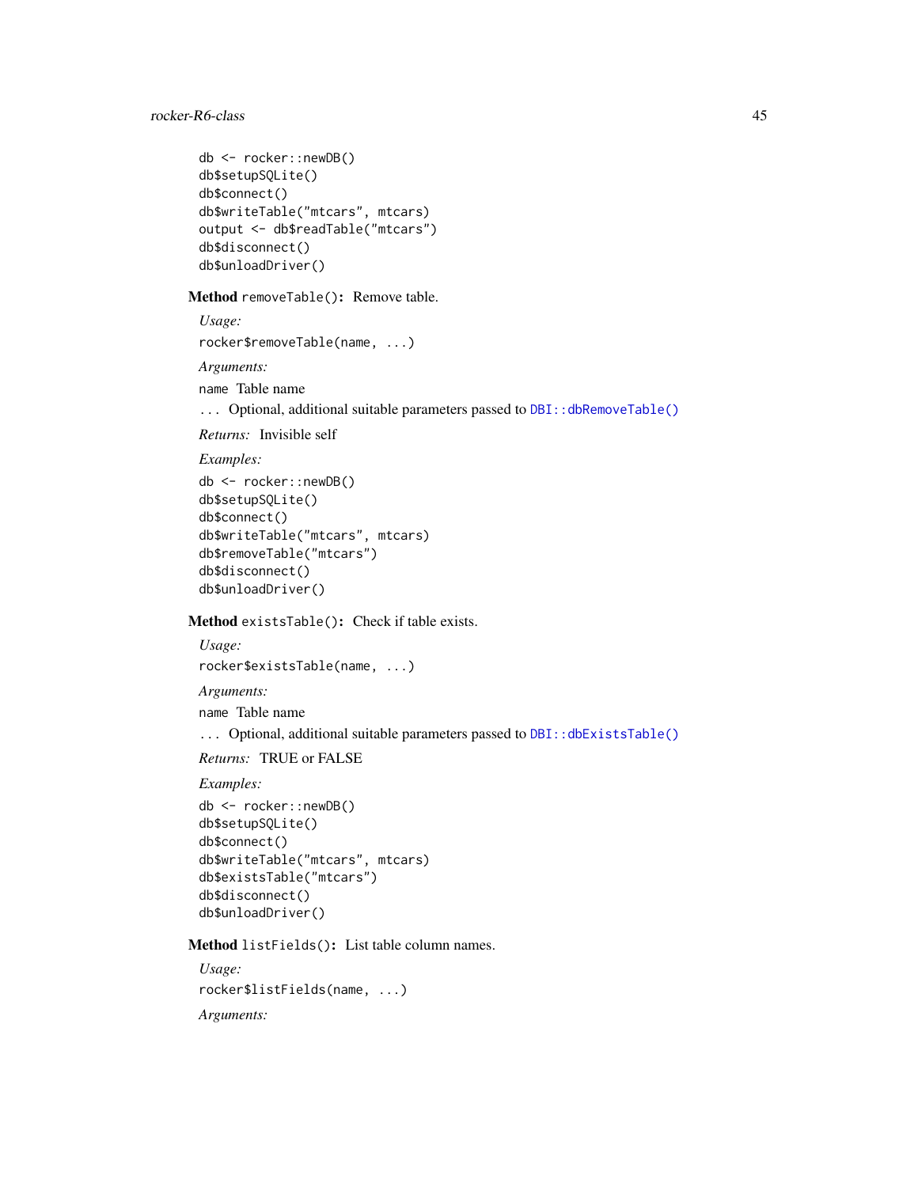```
db <- rocker::newDB()
db$setupSQLite()
db$connect()
db$writeTable("mtcars", mtcars)
output <- db$readTable("mtcars")
db$disconnect()
db$unloadDriver()
```

**Method** `removeTable()`**:** Remove table.

*Usage:*

```
rocker$removeTable(name, ...)
```

*Arguments:*

`name` Table name

`...` Optional, additional suitable parameters passed to `DBI::dbRemoveTable()`

*Returns:* Invisible self

*Examples:*

```
db <- rocker::newDB()
db$setupSQLite()
db$connect()
db$writeTable("mtcars", mtcars)
db$removeTable("mtcars")
db$disconnect()
db$unloadDriver()
```

**Method** `existsTable()`**:** Check if table exists.

*Usage:*

```
rocker$existsTable(name, ...)
```

*Arguments:*

`name` Table name

`...` Optional, additional suitable parameters passed to `DBI::dbExistsTable()`

*Returns:* TRUE or FALSE

*Examples:*

```
db <- rocker::newDB()
db$setupSQLite()
db$connect()
db$writeTable("mtcars", mtcars)
db$existsTable("mtcars")
db$disconnect()
db$unloadDriver()
```

**Method** `listFields()`**:** List table column names.

*Usage:*

```
rocker$listFields(name, ...)
```

*Arguments:*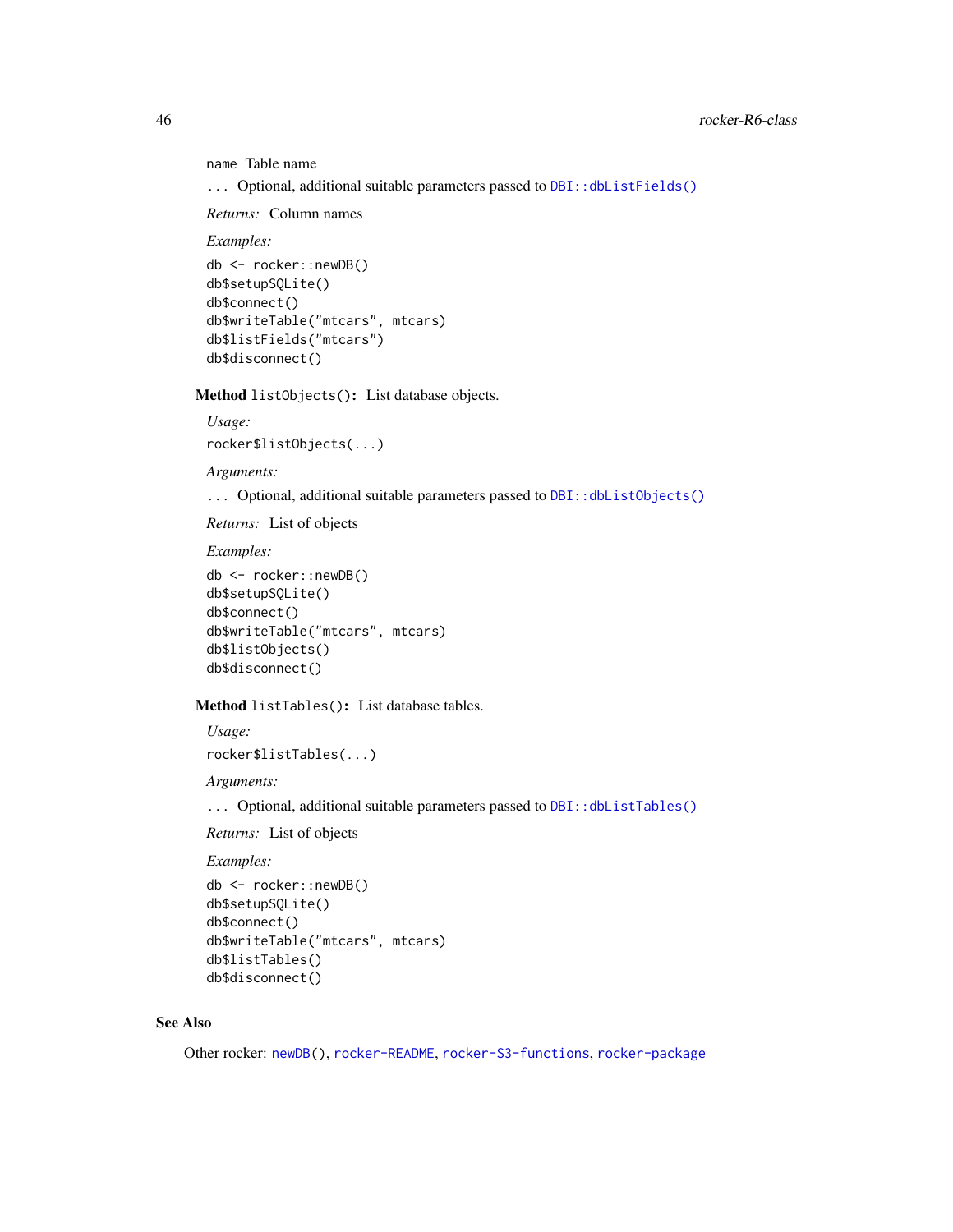`name` Table name

`...` Optional, additional suitable parameters passed to `DBI::dbListFields()`

*Returns:* Column names

*Examples:*

```
db <- rocker::newDB()
db$setupSQLite()
db$connect()
db$writeTable("mtcars", mtcars)
db$listFields("mtcars")
db$disconnect()
```

**Method** `listObjects()`**:** List database objects.

*Usage:*

```
rocker$listObjects(...)
```

*Arguments:*

`...` Optional, additional suitable parameters passed to `DBI::dbListObjects()`

*Returns:* List of objects

*Examples:*

```
db <- rocker::newDB()
db$setupSQLite()
db$connect()
db$writeTable("mtcars", mtcars)
db$listObjects()
db$disconnect()
```

**Method** `listTables()`**:** List database tables.

*Usage:*

```
rocker$listTables(...)
```

*Arguments:*

`...` Optional, additional suitable parameters passed to `DBI::dbListTables()`

*Returns:* List of objects

*Examples:*

```
db <- rocker::newDB()
db$setupSQLite()
db$connect()
db$writeTable("mtcars", mtcars)
db$listTables()
db$disconnect()
```

## See Also

Other rocker: `newDB()`, `rocker-README`, `rocker-S3-functions`, `rocker-package`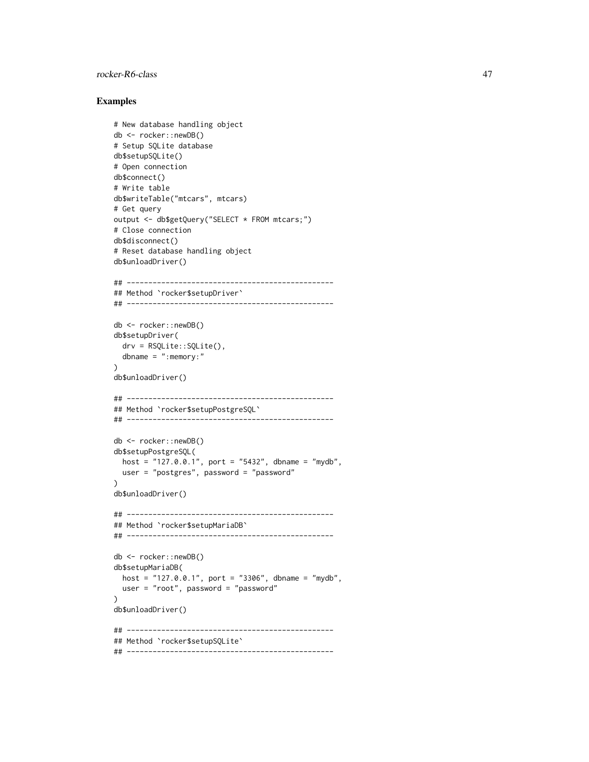## Examples

```
# New database handling object
db <- rocker::newDB()
# Setup SQLite database
db$setupSQLite()
# Open connection
db$connect()
# Write table
db$writeTable("mtcars", mtcars)
# Get query
output <- db$getQuery("SELECT * FROM mtcars;")
# Close connection
db$disconnect()
# Reset database handling object
db$unloadDriver()

## ------------------------------------------------
## Method `rocker$setupDriver`
## ------------------------------------------------

db <- rocker::newDB()
db$setupDriver(
  drv = RSQLite::SQLite(),
  dbname = ":memory:"
)
db$unloadDriver()

## ------------------------------------------------
## Method `rocker$setupPostgreSQL`
## ------------------------------------------------

db <- rocker::newDB()
db$setupPostgreSQL(
  host = "127.0.0.1", port = "5432", dbname = "mydb",
  user = "postgres", password = "password"
)
db$unloadDriver()

## ------------------------------------------------
## Method `rocker$setupMariaDB`
## ------------------------------------------------

db <- rocker::newDB()
db$setupMariaDB(
  host = "127.0.0.1", port = "3306", dbname = "mydb",
  user = "root", password = "password"
)
db$unloadDriver()

## ------------------------------------------------
## Method `rocker$setupSQLite`
## ------------------------------------------------
```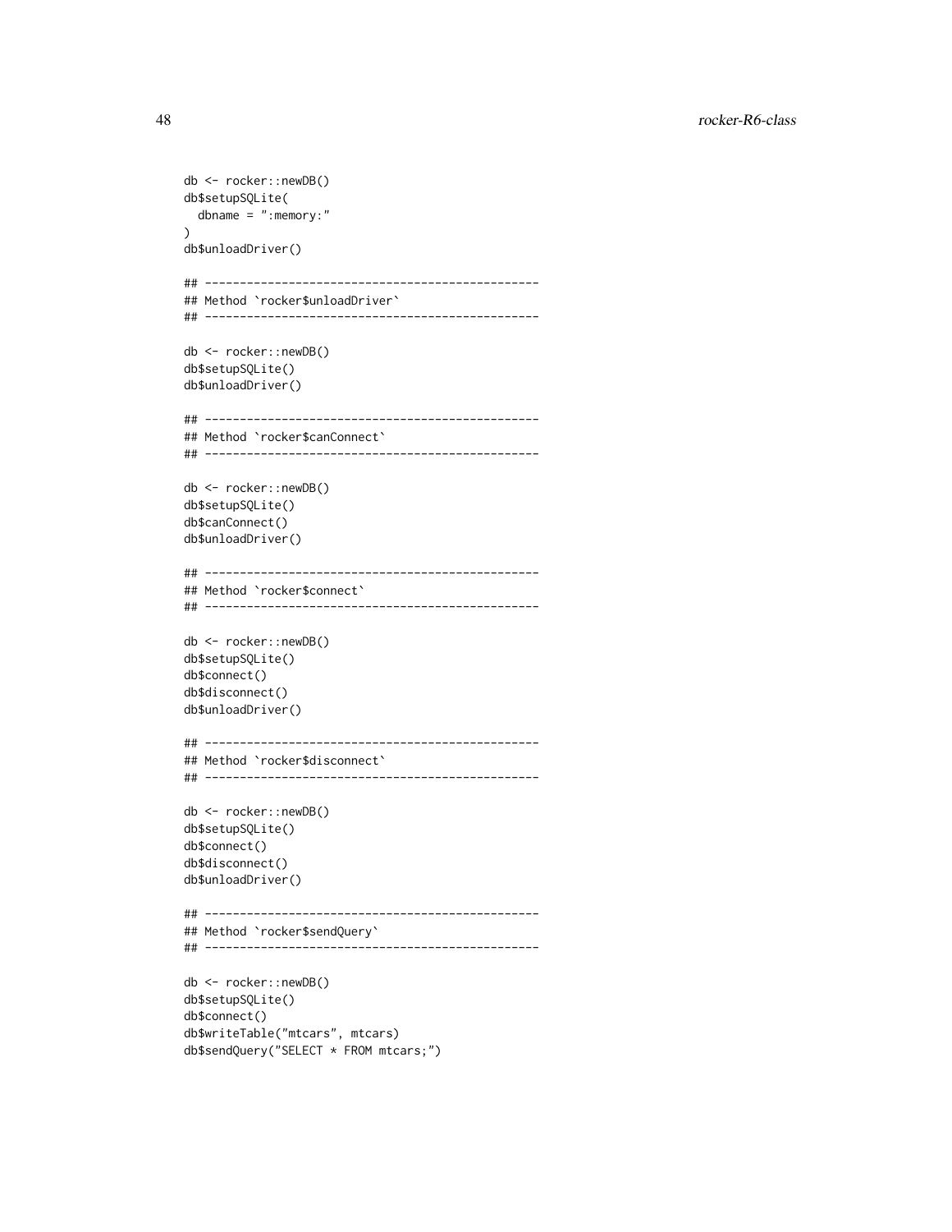```
db <- rocker::newDB()
db$setupSQLite(
  dbname = ":memory:"
)
db$unloadDriver()

## ------------------------------------------------
## Method `rocker$unloadDriver`
## ------------------------------------------------

db <- rocker::newDB()
db$setupSQLite()
db$unloadDriver()

## ------------------------------------------------
## Method `rocker$canConnect`
## ------------------------------------------------

db <- rocker::newDB()
db$setupSQLite()
db$canConnect()
db$unloadDriver()

## ------------------------------------------------
## Method `rocker$connect`
## ------------------------------------------------

db <- rocker::newDB()
db$setupSQLite()
db$connect()
db$disconnect()
db$unloadDriver()

## ------------------------------------------------
## Method `rocker$disconnect`
## ------------------------------------------------

db <- rocker::newDB()
db$setupSQLite()
db$connect()
db$disconnect()
db$unloadDriver()

## ------------------------------------------------
## Method `rocker$sendQuery`
## ------------------------------------------------

db <- rocker::newDB()
db$setupSQLite()
db$connect()
db$writeTable("mtcars", mtcars)
db$sendQuery("SELECT * FROM mtcars;")
```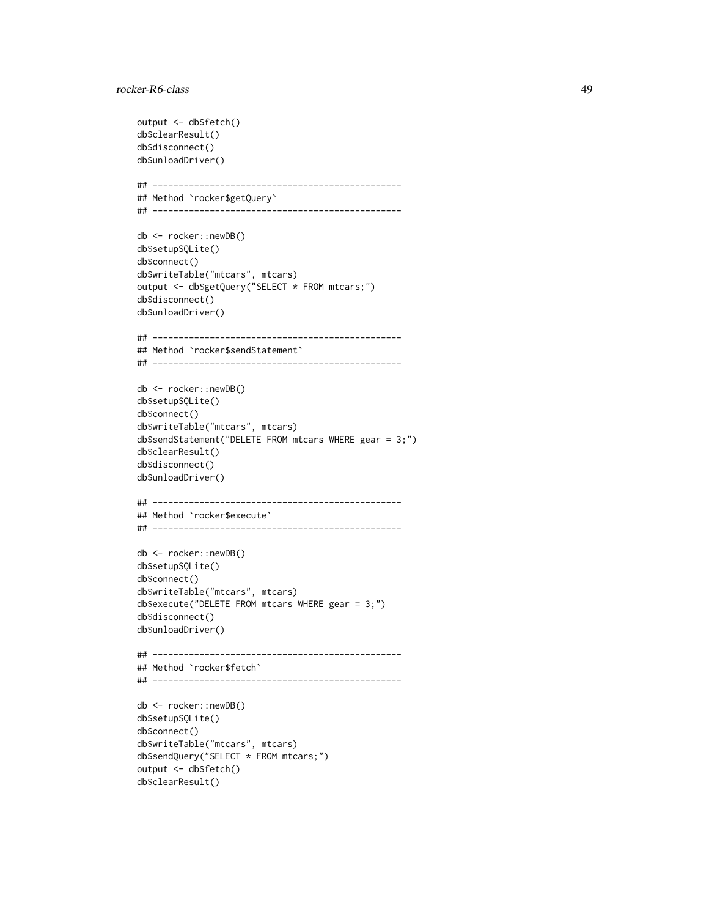```
output <- db$fetch()
db$clearResult()
db$disconnect()
db$unloadDriver()

## ------------------------------------------------
## Method `rocker$getQuery`
## ------------------------------------------------

db <- rocker::newDB()
db$setupSQLite()
db$connect()
db$writeTable("mtcars", mtcars)
output <- db$getQuery("SELECT * FROM mtcars;")
db$disconnect()
db$unloadDriver()

## ------------------------------------------------
## Method `rocker$sendStatement`
## ------------------------------------------------

db <- rocker::newDB()
db$setupSQLite()
db$connect()
db$writeTable("mtcars", mtcars)
db$sendStatement("DELETE FROM mtcars WHERE gear = 3;")
db$clearResult()
db$disconnect()
db$unloadDriver()

## ------------------------------------------------
## Method `rocker$execute`
## ------------------------------------------------

db <- rocker::newDB()
db$setupSQLite()
db$connect()
db$writeTable("mtcars", mtcars)
db$execute("DELETE FROM mtcars WHERE gear = 3;")
db$disconnect()
db$unloadDriver()

## ------------------------------------------------
## Method `rocker$fetch`
## ------------------------------------------------

db <- rocker::newDB()
db$setupSQLite()
db$connect()
db$writeTable("mtcars", mtcars)
db$sendQuery("SELECT * FROM mtcars;")
output <- db$fetch()
db$clearResult()
```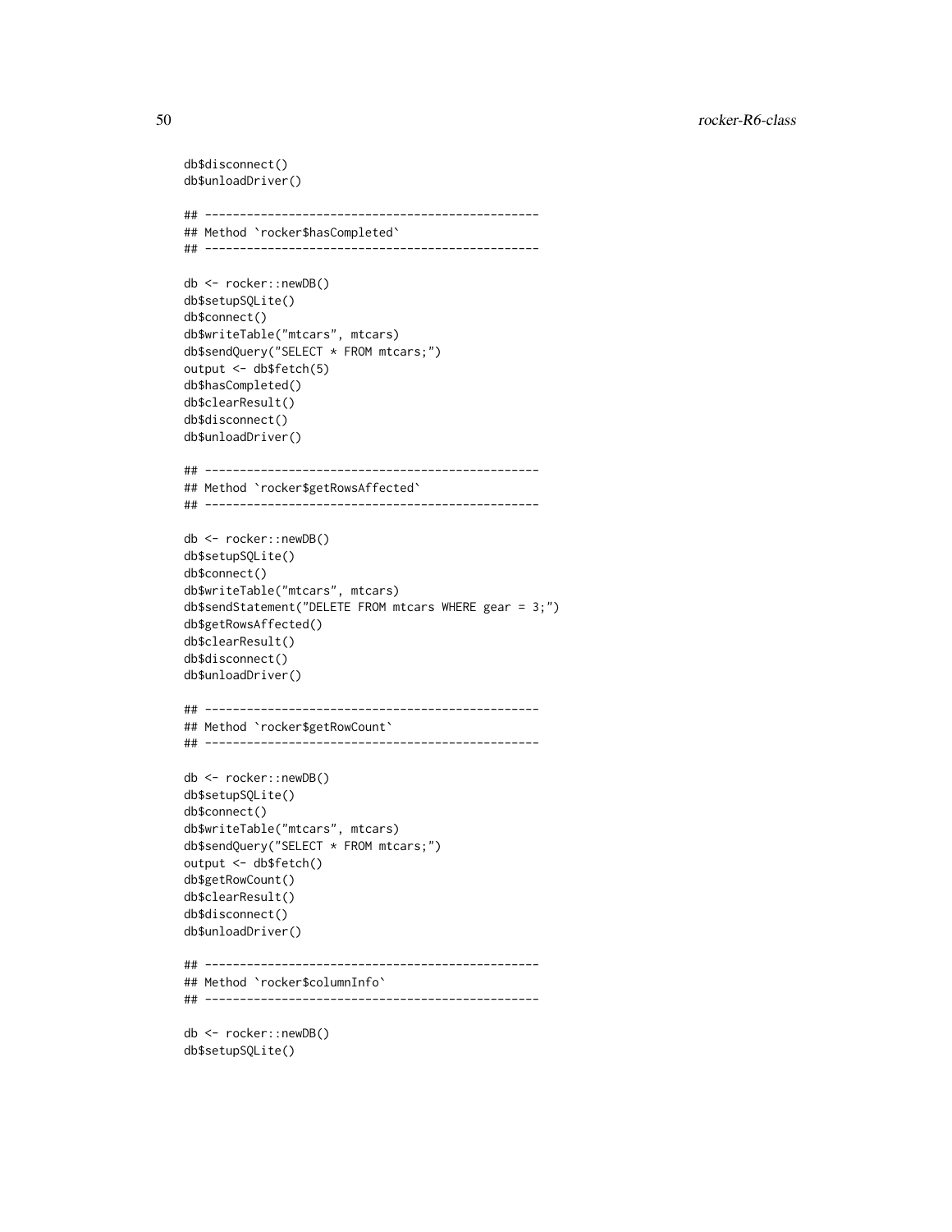```
db$disconnect()
db$unloadDriver()

## ------------------------------------------------
## Method `rocker$hasCompleted`
## ------------------------------------------------

db <- rocker::newDB()
db$setupSQLite()
db$connect()
db$writeTable("mtcars", mtcars)
db$sendQuery("SELECT * FROM mtcars;")
output <- db$fetch(5)
db$hasCompleted()
db$clearResult()
db$disconnect()
db$unloadDriver()

## ------------------------------------------------
## Method `rocker$getRowsAffected`
## ------------------------------------------------

db <- rocker::newDB()
db$setupSQLite()
db$connect()
db$writeTable("mtcars", mtcars)
db$sendStatement("DELETE FROM mtcars WHERE gear = 3;")
db$getRowsAffected()
db$clearResult()
db$disconnect()
db$unloadDriver()

## ------------------------------------------------
## Method `rocker$getRowCount`
## ------------------------------------------------

db <- rocker::newDB()
db$setupSQLite()
db$connect()
db$writeTable("mtcars", mtcars)
db$sendQuery("SELECT * FROM mtcars;")
output <- db$fetch()
db$getRowCount()
db$clearResult()
db$disconnect()
db$unloadDriver()

## ------------------------------------------------
## Method `rocker$columnInfo`
## ------------------------------------------------

db <- rocker::newDB()
db$setupSQLite()
```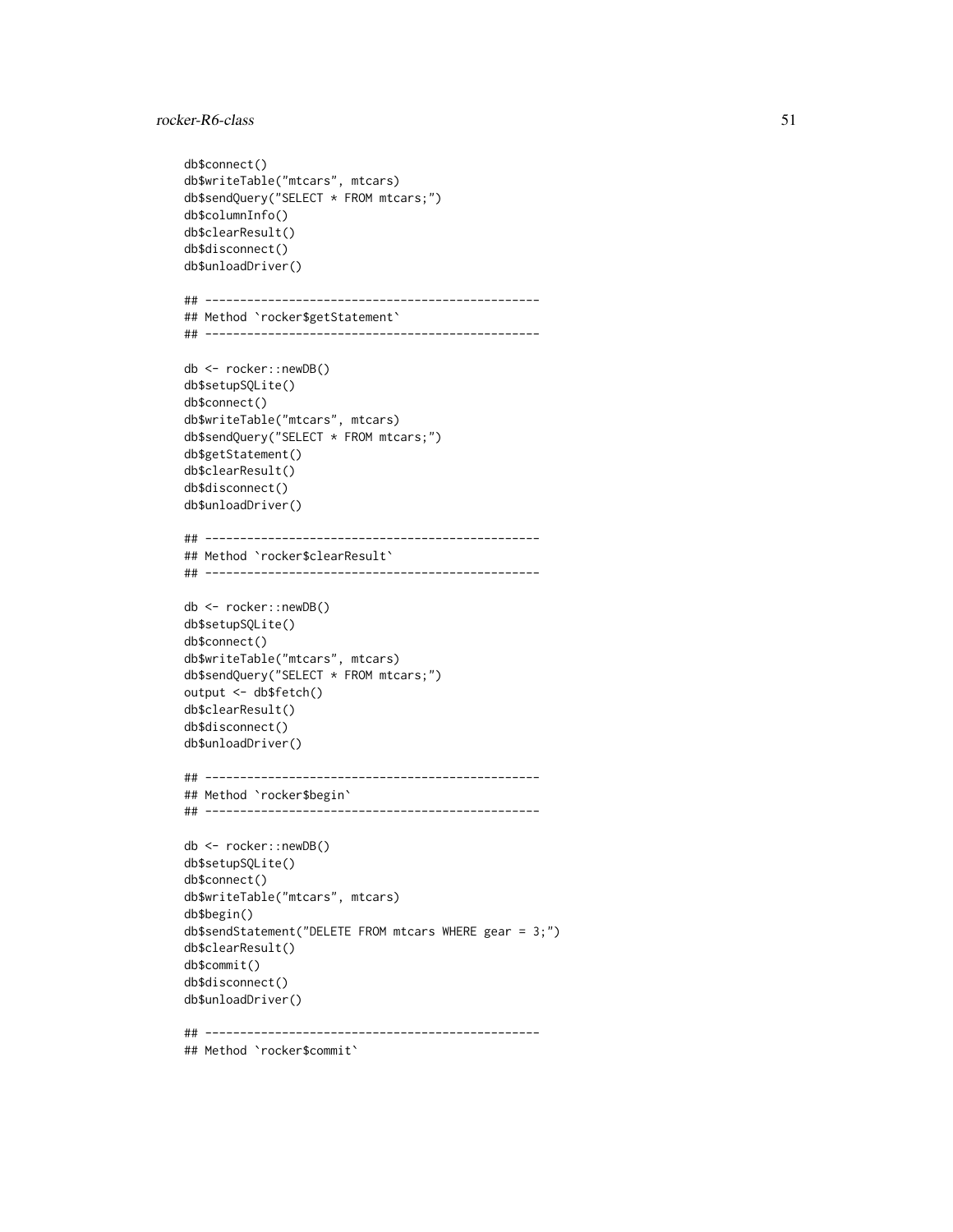```
db$connect()
db$writeTable("mtcars", mtcars)
db$sendQuery("SELECT * FROM mtcars;")
db$columnInfo()
db$clearResult()
db$disconnect()
db$unloadDriver()

## ------------------------------------------------
## Method `rocker$getStatement`
## ------------------------------------------------

db <- rocker::newDB()
db$setupSQLite()
db$connect()
db$writeTable("mtcars", mtcars)
db$sendQuery("SELECT * FROM mtcars;")
db$getStatement()
db$clearResult()
db$disconnect()
db$unloadDriver()

## ------------------------------------------------
## Method `rocker$clearResult`
## ------------------------------------------------

db <- rocker::newDB()
db$setupSQLite()
db$connect()
db$writeTable("mtcars", mtcars)
db$sendQuery("SELECT * FROM mtcars;")
output <- db$fetch()
db$clearResult()
db$disconnect()
db$unloadDriver()

## ------------------------------------------------
## Method `rocker$begin`
## ------------------------------------------------

db <- rocker::newDB()
db$setupSQLite()
db$connect()
db$writeTable("mtcars", mtcars)
db$begin()
db$sendStatement("DELETE FROM mtcars WHERE gear = 3;")
db$clearResult()
db$commit()
db$disconnect()
db$unloadDriver()

## ------------------------------------------------
## Method `rocker$commit`
```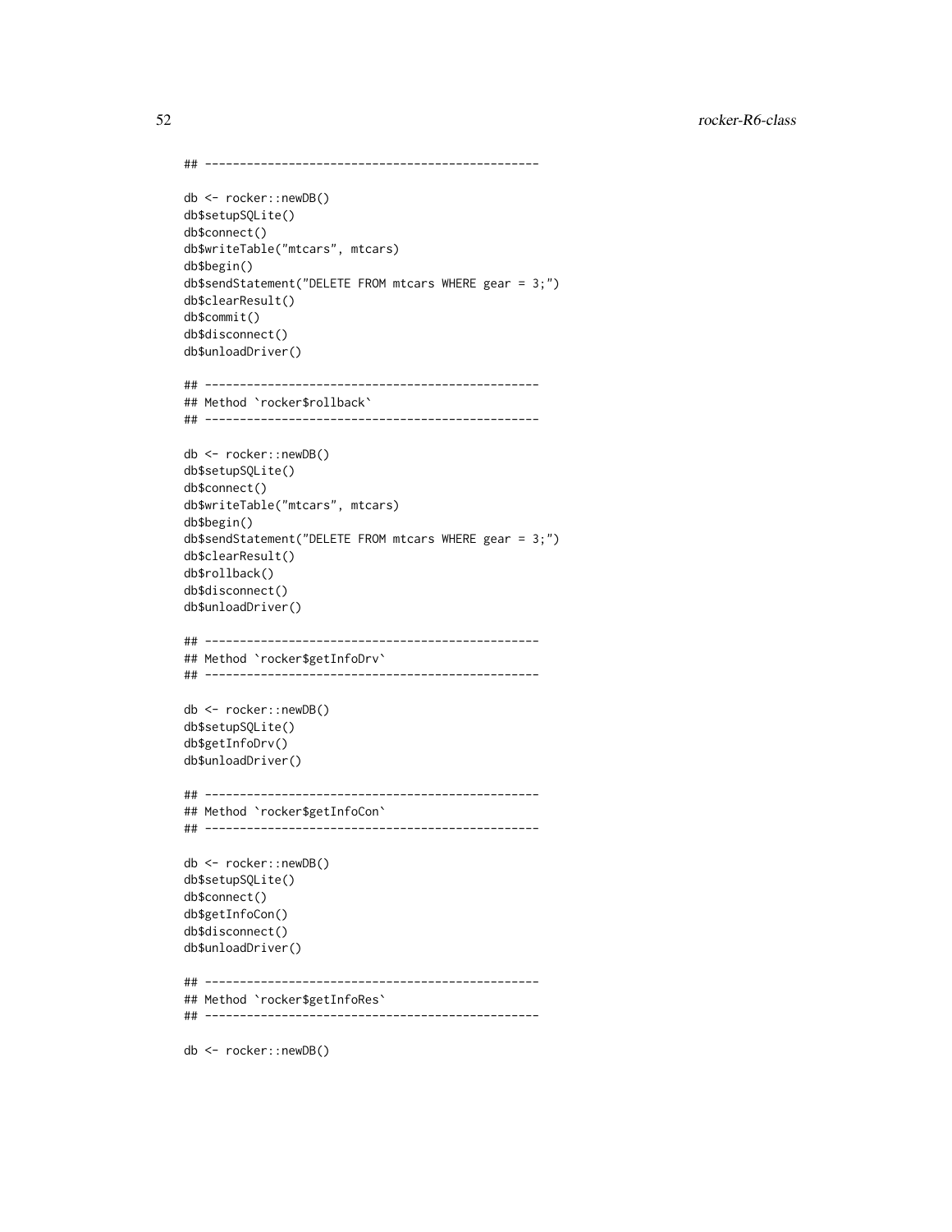```
## -----------------------------------------------

db <- rocker::newDB()
db$setupSQLite()
db$connect()
db$writeTable("mtcars", mtcars)
db$begin()
db$sendStatement("DELETE FROM mtcars WHERE gear = 3;")
db$clearResult()
db$commit()
db$disconnect()
db$unloadDriver()

## -----------------------------------------------
## Method `rocker$rollback`
## -----------------------------------------------

db <- rocker::newDB()
db$setupSQLite()
db$connect()
db$writeTable("mtcars", mtcars)
db$begin()
db$sendStatement("DELETE FROM mtcars WHERE gear = 3;")
db$clearResult()
db$rollback()
db$disconnect()
db$unloadDriver()

## -----------------------------------------------
## Method `rocker$getInfoDrv`
## -----------------------------------------------

db <- rocker::newDB()
db$setupSQLite()
db$getInfoDrv()
db$unloadDriver()

## -----------------------------------------------
## Method `rocker$getInfoCon`
## -----------------------------------------------

db <- rocker::newDB()
db$setupSQLite()
db$connect()
db$getInfoCon()
db$disconnect()
db$unloadDriver()

## -----------------------------------------------
## Method `rocker$getInfoRes`
## -----------------------------------------------

db <- rocker::newDB()
```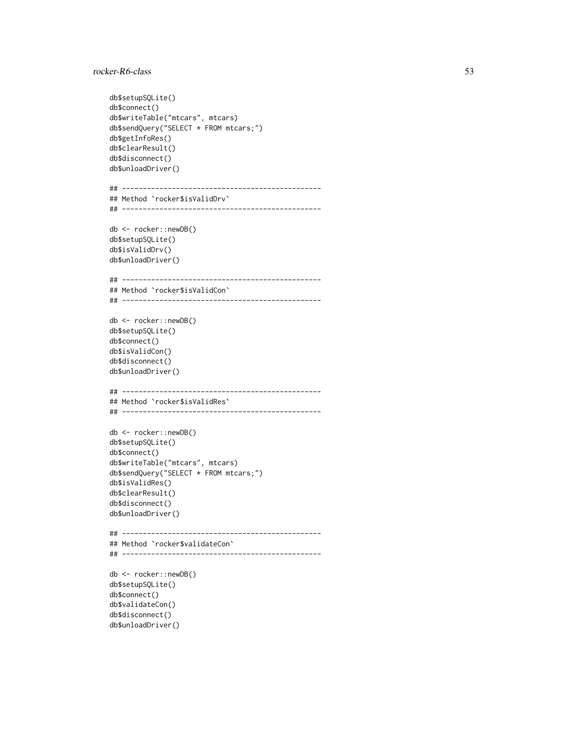```
db$setupSQLite()
db$connect()
db$writeTable("mtcars", mtcars)
db$sendQuery("SELECT * FROM mtcars;")
db$getInfoRes()
db$clearResult()
db$disconnect()
db$unloadDriver()

## ------------------------------------------------
## Method `rocker$isValidDrv`
## ------------------------------------------------

db <- rocker::newDB()
db$setupSQLite()
db$isValidDrv()
db$unloadDriver()

## ------------------------------------------------
## Method `rocker$isValidCon`
## ------------------------------------------------

db <- rocker::newDB()
db$setupSQLite()
db$connect()
db$isValidCon()
db$disconnect()
db$unloadDriver()

## ------------------------------------------------
## Method `rocker$isValidRes`
## ------------------------------------------------

db <- rocker::newDB()
db$setupSQLite()
db$connect()
db$writeTable("mtcars", mtcars)
db$sendQuery("SELECT * FROM mtcars;")
db$isValidRes()
db$clearResult()
db$disconnect()
db$unloadDriver()

## ------------------------------------------------
## Method `rocker$validateCon`
## ------------------------------------------------

db <- rocker::newDB()
db$setupSQLite()
db$connect()
db$validateCon()
db$disconnect()
db$unloadDriver()
```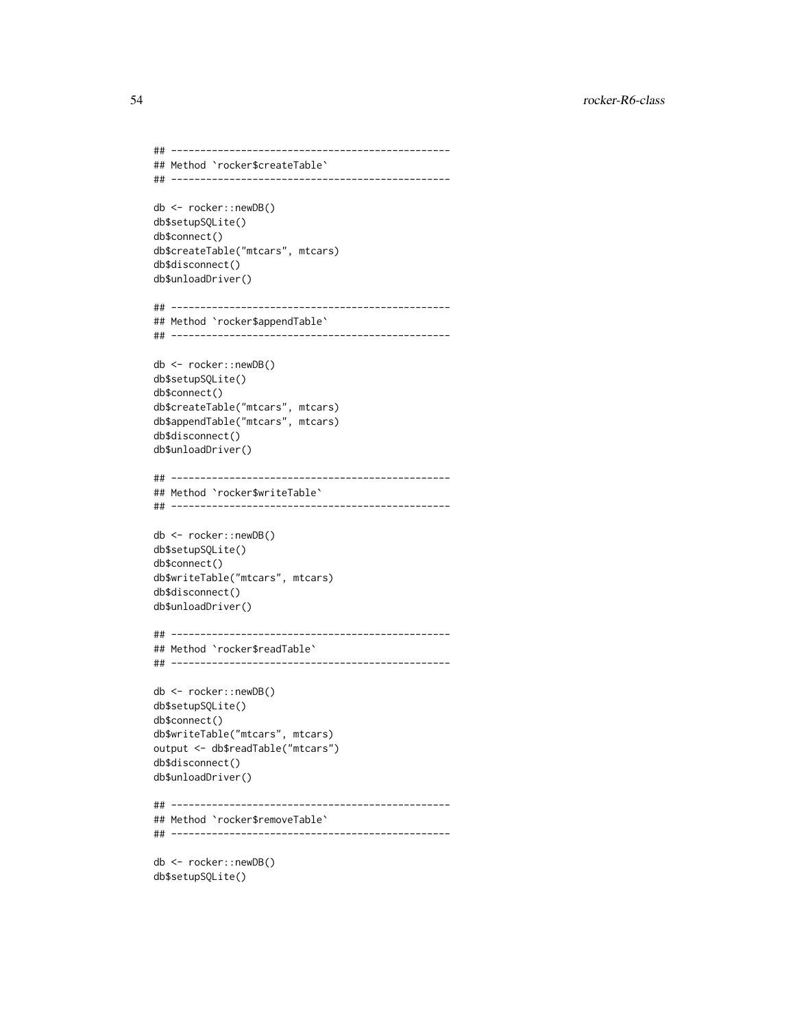```
## ------------------------------------------------
## Method `rocker$createTable`
## ------------------------------------------------

db <- rocker::newDB()
db$setupSQLite()
db$connect()
db$createTable("mtcars", mtcars)
db$disconnect()
db$unloadDriver()

## ------------------------------------------------
## Method `rocker$appendTable`
## ------------------------------------------------

db <- rocker::newDB()
db$setupSQLite()
db$connect()
db$createTable("mtcars", mtcars)
db$appendTable("mtcars", mtcars)
db$disconnect()
db$unloadDriver()

## ------------------------------------------------
## Method `rocker$writeTable`
## ------------------------------------------------

db <- rocker::newDB()
db$setupSQLite()
db$connect()
db$writeTable("mtcars", mtcars)
db$disconnect()
db$unloadDriver()

## ------------------------------------------------
## Method `rocker$readTable`
## ------------------------------------------------

db <- rocker::newDB()
db$setupSQLite()
db$connect()
db$writeTable("mtcars", mtcars)
output <- db$readTable("mtcars")
db$disconnect()
db$unloadDriver()

## ------------------------------------------------
## Method `rocker$removeTable`
## ------------------------------------------------

db <- rocker::newDB()
db$setupSQLite()
```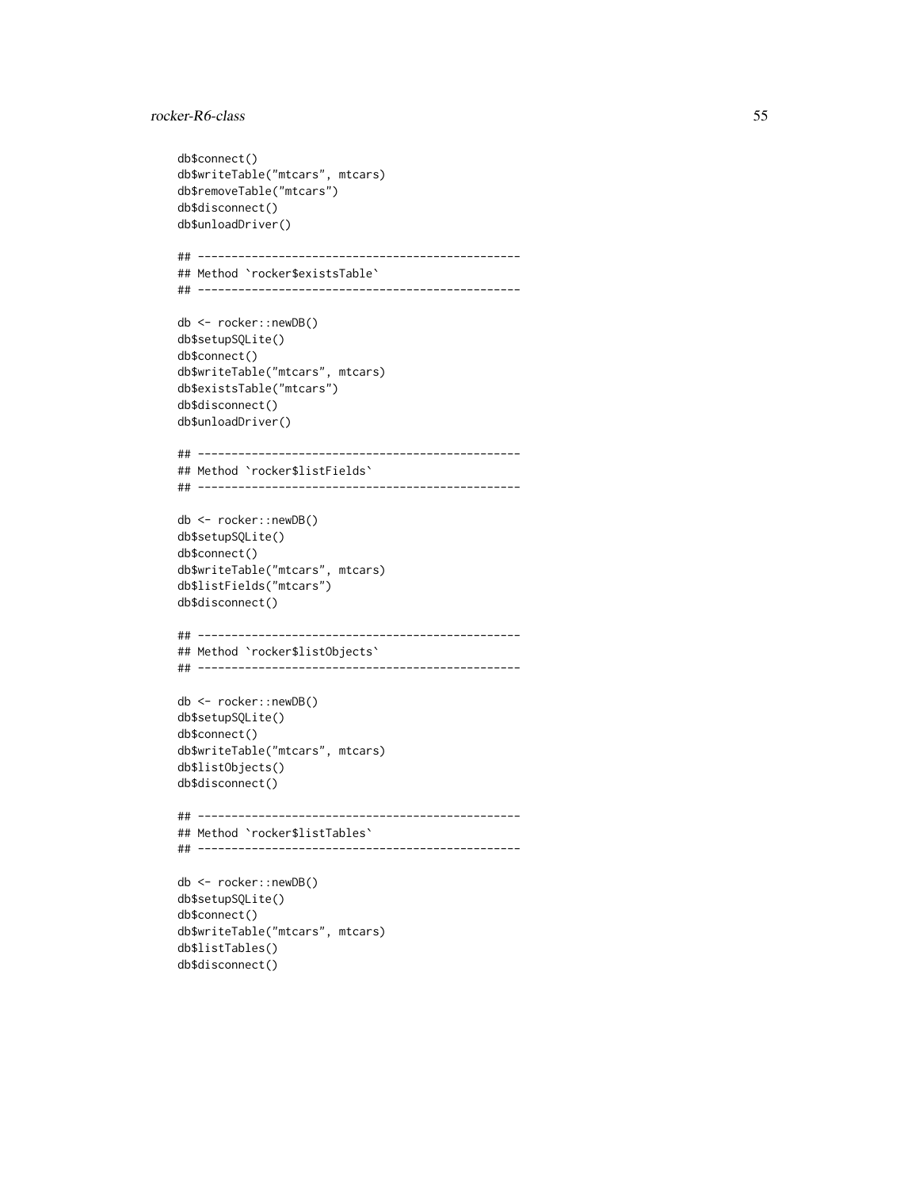```
db$connect()
db$writeTable("mtcars", mtcars)
db$removeTable("mtcars")
db$disconnect()
db$unloadDriver()

## ------------------------------------------------
## Method `rocker$existsTable`
## ------------------------------------------------

db <- rocker::newDB()
db$setupSQLite()
db$connect()
db$writeTable("mtcars", mtcars)
db$existsTable("mtcars")
db$disconnect()
db$unloadDriver()

## ------------------------------------------------
## Method `rocker$listFields`
## ------------------------------------------------

db <- rocker::newDB()
db$setupSQLite()
db$connect()
db$writeTable("mtcars", mtcars)
db$listFields("mtcars")
db$disconnect()

## ------------------------------------------------
## Method `rocker$listObjects`
## ------------------------------------------------

db <- rocker::newDB()
db$setupSQLite()
db$connect()
db$writeTable("mtcars", mtcars)
db$listObjects()
db$disconnect()

## ------------------------------------------------
## Method `rocker$listTables`
## ------------------------------------------------

db <- rocker::newDB()
db$setupSQLite()
db$connect()
db$writeTable("mtcars", mtcars)
db$listTables()
db$disconnect()
```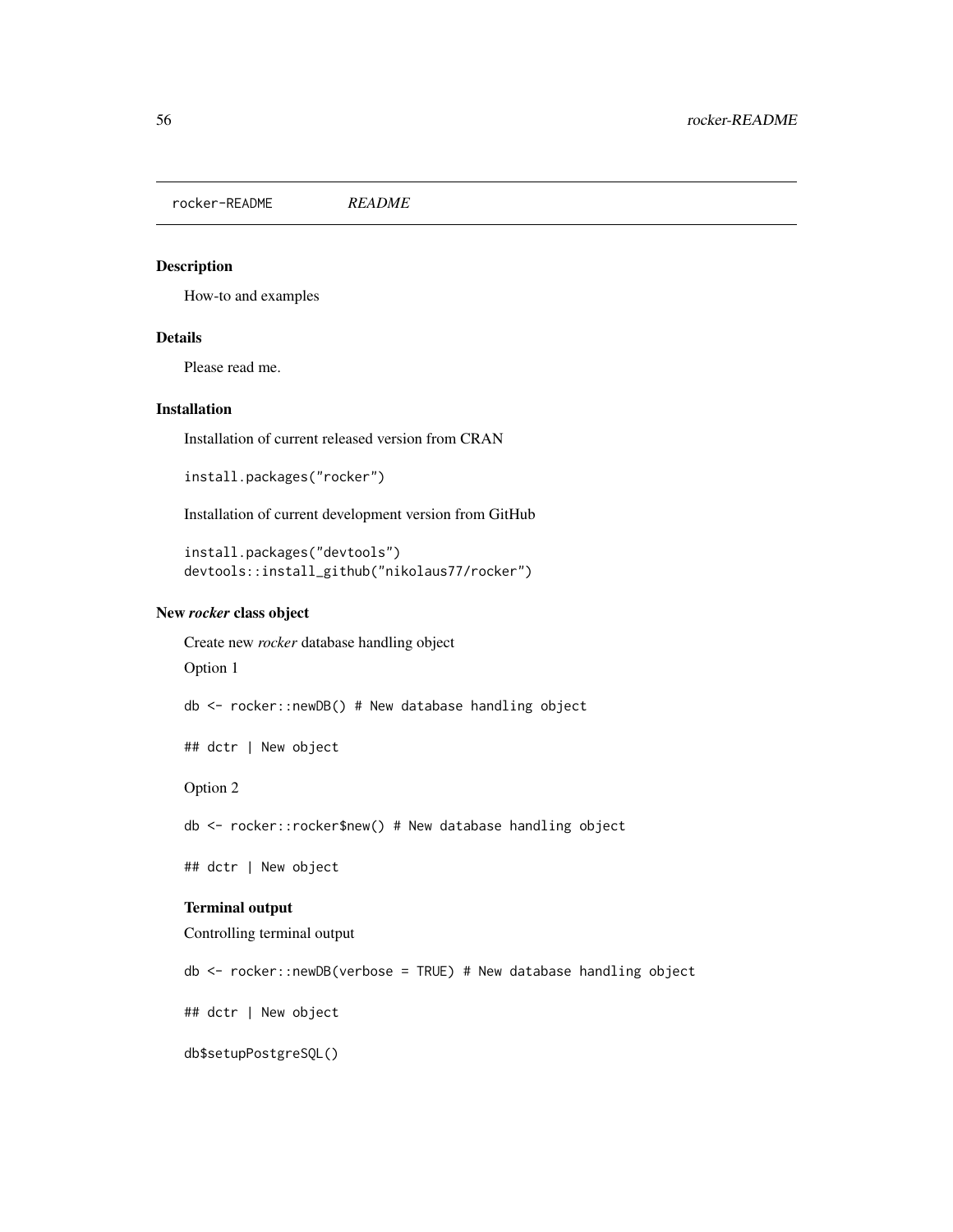rocker-README *README*

## Description

How-to and examples

## Details

Please read me.

## Installation

Installation of current released version from CRAN

```
install.packages("rocker")
```

Installation of current development version from GitHub

```
install.packages("devtools")
devtools::install_github("nikolaus77/rocker")
```

## New *rocker* class object

Create new *rocker* database handling object

Option 1

```
db <- rocker::newDB() # New database handling object

## dctr | New object
```

Option 2

```
db <- rocker::rocker$new() # New database handling object

## dctr | New object
```

### Terminal output

Controlling terminal output

```
db <- rocker::newDB(verbose = TRUE) # New database handling object

## dctr | New object

db$setupPostgreSQL()
```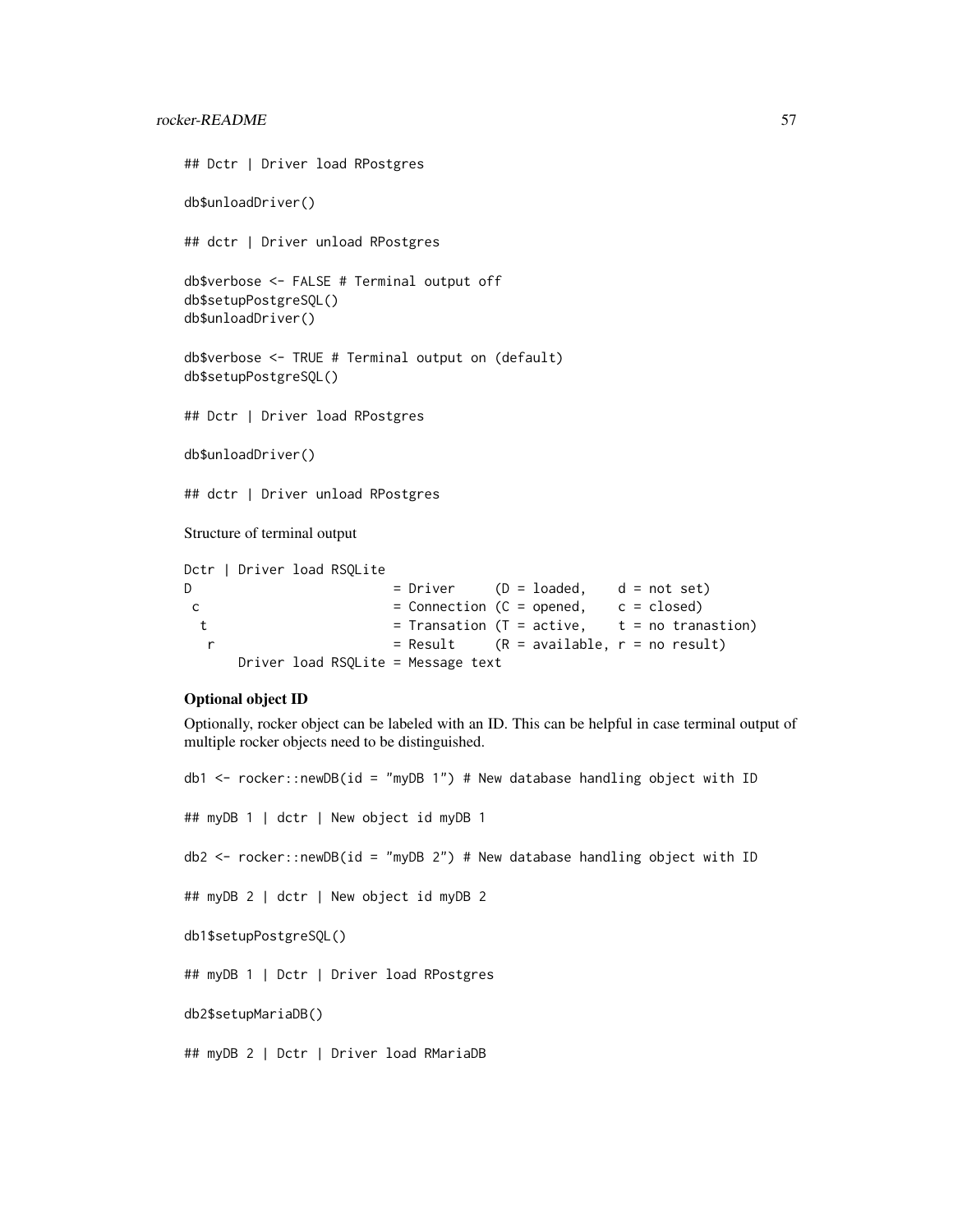```
## Dctr | Driver load RPostgres
```

```
db$unloadDriver()
```

```
## dctr | Driver unload RPostgres
```

```
db$verbose <- FALSE # Terminal output off
db$setupPostgreSQL()
db$unloadDriver()
```

```
db$verbose <- TRUE # Terminal output on (default)
db$setupPostgreSQL()
```

```
## Dctr | Driver load RPostgres
```

```
db$unloadDriver()
```

```
## dctr | Driver unload RPostgres
```

Structure of terminal output

```
Dctr | Driver load RSQLite
D                         = Driver     (D = loaded,    d = not set)
 c                        = Connection (C = opened,    c = closed)
  t                       = Transation (T = active,    t = no tranastion)
   r                      = Result     (R = available, r = no result)
       Driver load RSQLite = Message text
```

### Optional object ID

Optionally, rocker object can be labeled with an ID. This can be helpful in case terminal output of multiple rocker objects need to be distinguished.

```
db1 <- rocker::newDB(id = "myDB 1") # New database handling object with ID
```

```
## myDB 1 | dctr | New object id myDB 1
```

```
db2 <- rocker::newDB(id = "myDB 2") # New database handling object with ID
```

```
## myDB 2 | dctr | New object id myDB 2
```

```
db1$setupPostgreSQL()
```

```
## myDB 1 | Dctr | Driver load RPostgres
```

```
db2$setupMariaDB()
```

```
## myDB 2 | Dctr | Driver load RMariaDB
```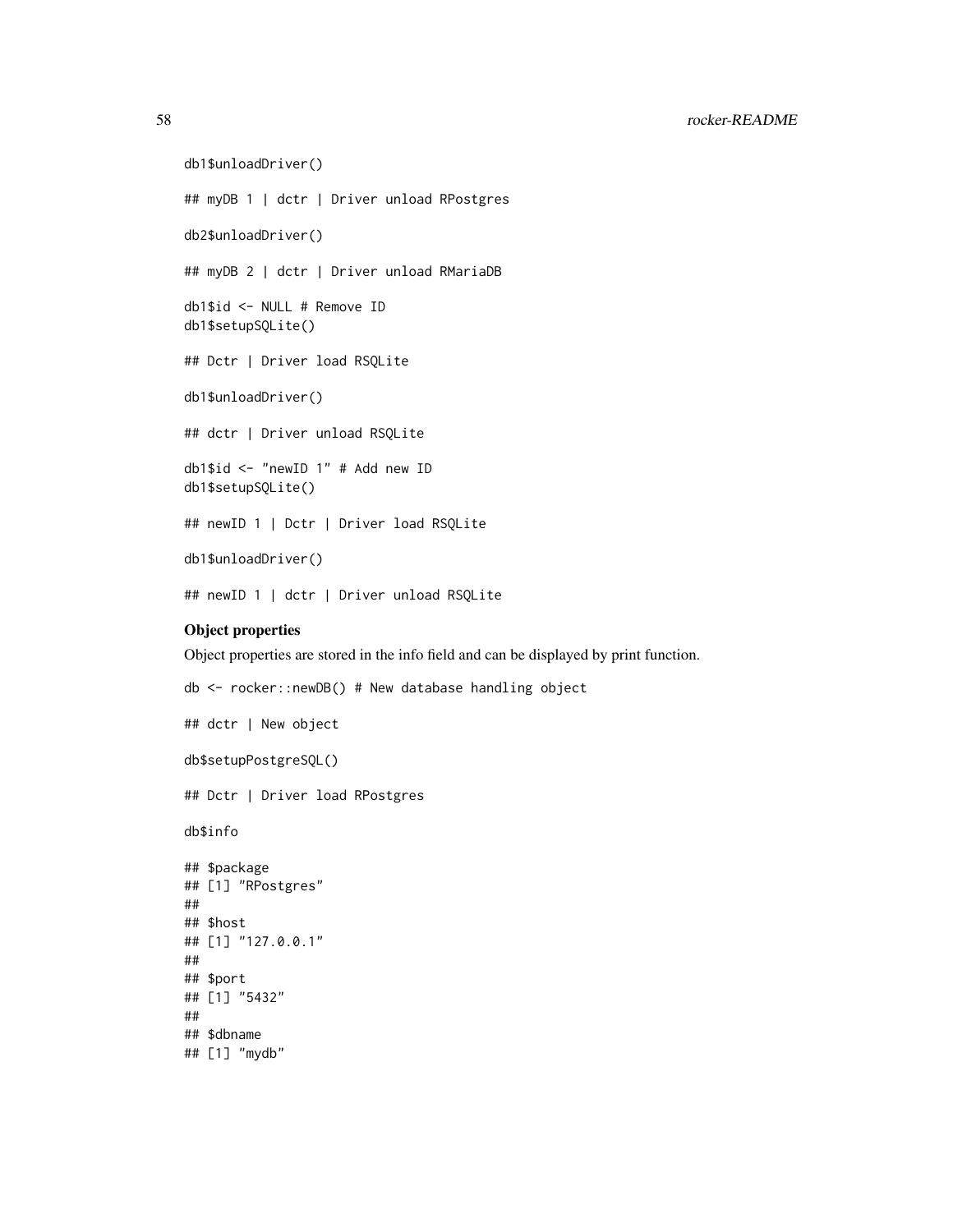```
db1$unloadDriver()

## myDB 1 | dctr | Driver unload RPostgres

db2$unloadDriver()

## myDB 2 | dctr | Driver unload RMariaDB

db1$id <- NULL # Remove ID
db1$setupSQLite()

## Dctr | Driver load RSQLite

db1$unloadDriver()

## dctr | Driver unload RSQLite

db1$id <- "newID 1" # Add new ID
db1$setupSQLite()

## newID 1 | Dctr | Driver load RSQLite

db1$unloadDriver()

## newID 1 | dctr | Driver unload RSQLite
```

**Object properties**

Object properties are stored in the info field and can be displayed by print function.

```
db <- rocker::newDB() # New database handling object

## dctr | New object

db$setupPostgreSQL()

## Dctr | Driver load RPostgres

db$info

## $package
## [1] "RPostgres"
##
## $host
## [1] "127.0.0.1"
##
## $port
## [1] "5432"
##
## $dbname
## [1] "mydb"
```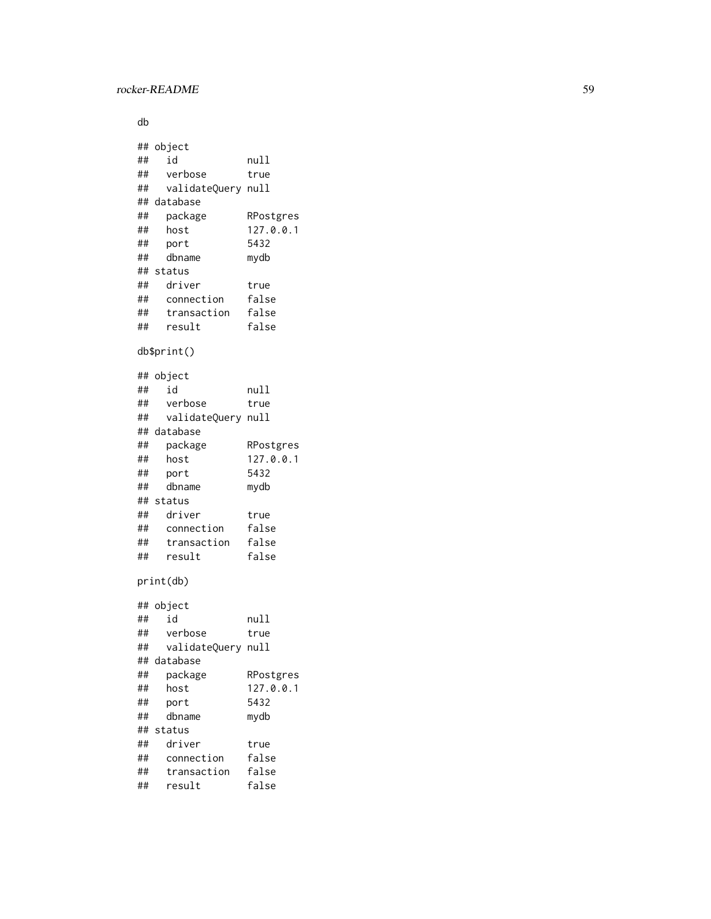```
db
```

```
## object
##   id            null
##   verbose       true
##   validateQuery null
## database
##   package       RPostgres
##   host          127.0.0.1
##   port          5432
##   dbname        mydb
## status
##   driver        true
##   connection    false
##   transaction   false
##   result        false
```

```
db$print()
```

```
## object
##   id            null
##   verbose       true
##   validateQuery null
## database
##   package       RPostgres
##   host          127.0.0.1
##   port          5432
##   dbname        mydb
## status
##   driver        true
##   connection    false
##   transaction   false
##   result        false
```

```
print(db)
```

```
## object
##   id            null
##   verbose       true
##   validateQuery null
## database
##   package       RPostgres
##   host          127.0.0.1
##   port          5432
##   dbname        mydb
## status
##   driver        true
##   connection    false
##   transaction   false
##   result        false
```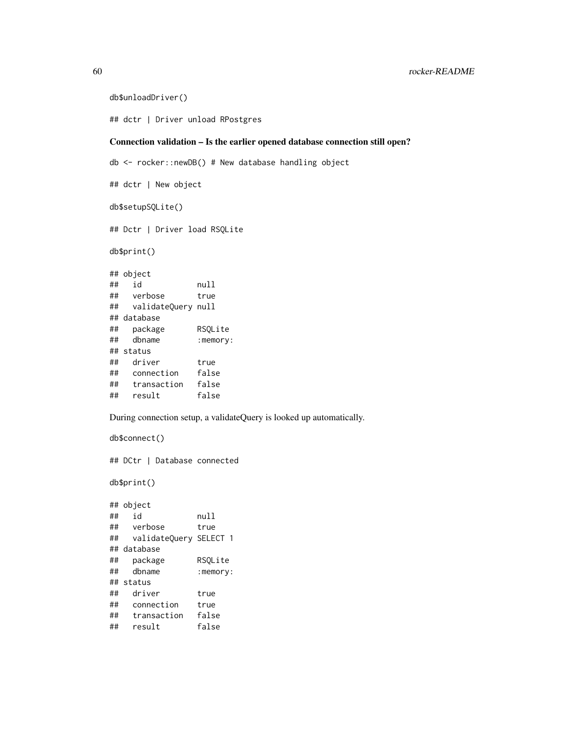```
db$unloadDriver()
```

```
## dctr | Driver unload RPostgres
```

**Connection validation – Is the earlier opened database connection still open?**

```
db <- rocker::newDB() # New database handling object
```

```
## dctr | New object
```

```
db$setupSQLite()
```

```
## Dctr | Driver load RSQLite
```

```
db$print()
```

```
## object
##   id            null
##   verbose       true
##   validateQuery null
## database
##   package       RSQLite
##   dbname        :memory:
## status
##   driver        true
##   connection    false
##   transaction   false
##   result        false
```

During connection setup, a validateQuery is looked up automatically.

```
db$connect()
```

```
## DCtr | Database connected
```

```
db$print()
```

```
## object
##   id            null
##   verbose       true
##   validateQuery SELECT 1
## database
##   package       RSQLite
##   dbname        :memory:
## status
##   driver        true
##   connection    true
##   transaction   false
##   result        false
```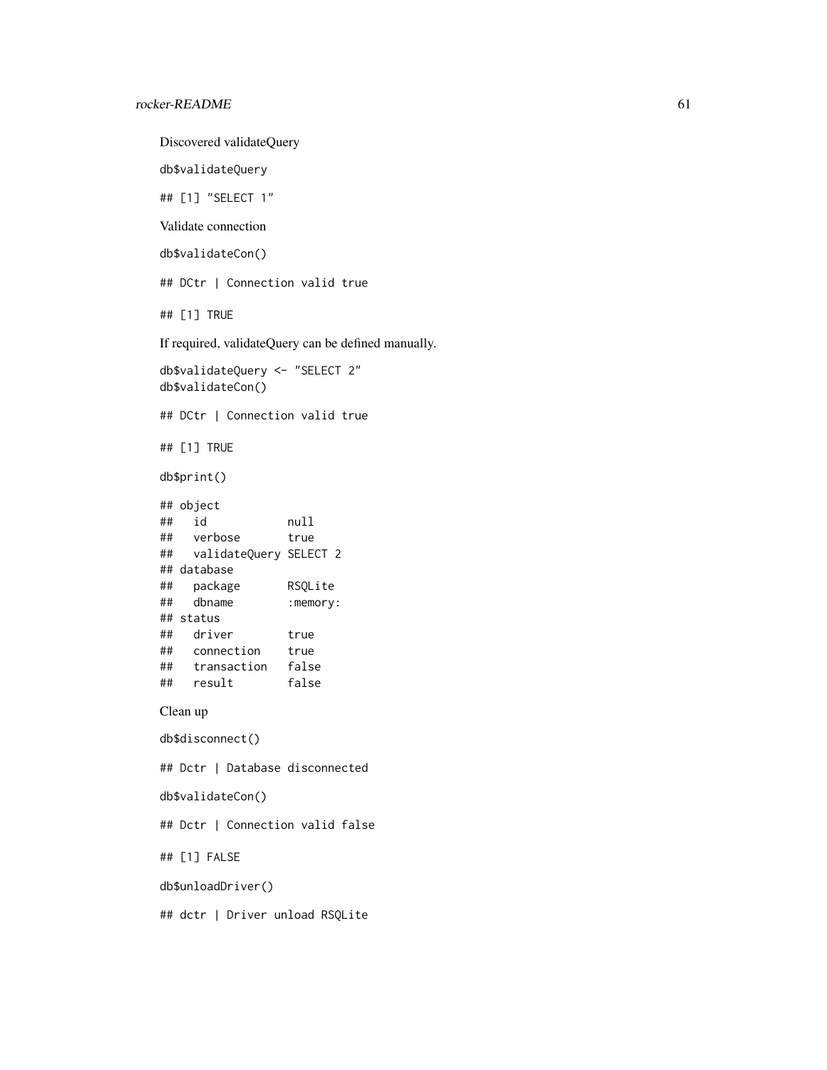Discovered validateQuery

```
db$validateQuery
```

```
## [1] "SELECT 1"
```

Validate connection

```
db$validateCon()
```

```
## DCtr | Connection valid true
```

```
## [1] TRUE
```

If required, validateQuery can be defined manually.

```
db$validateQuery <- "SELECT 2"
db$validateCon()
```

```
## DCtr | Connection valid true
```

```
## [1] TRUE
```

```
db$print()
```

```
## object
##   id            null
##   verbose       true
##   validateQuery SELECT 2
## database
##   package       RSQLite
##   dbname        :memory:
## status
##   driver        true
##   connection    true
##   transaction   false
##   result        false
```

Clean up

```
db$disconnect()
```

```
## Dctr | Database disconnected
```

```
db$validateCon()
```

```
## Dctr | Connection valid false
```

```
## [1] FALSE
```

```
db$unloadDriver()
```

```
## dctr | Driver unload RSQLite
```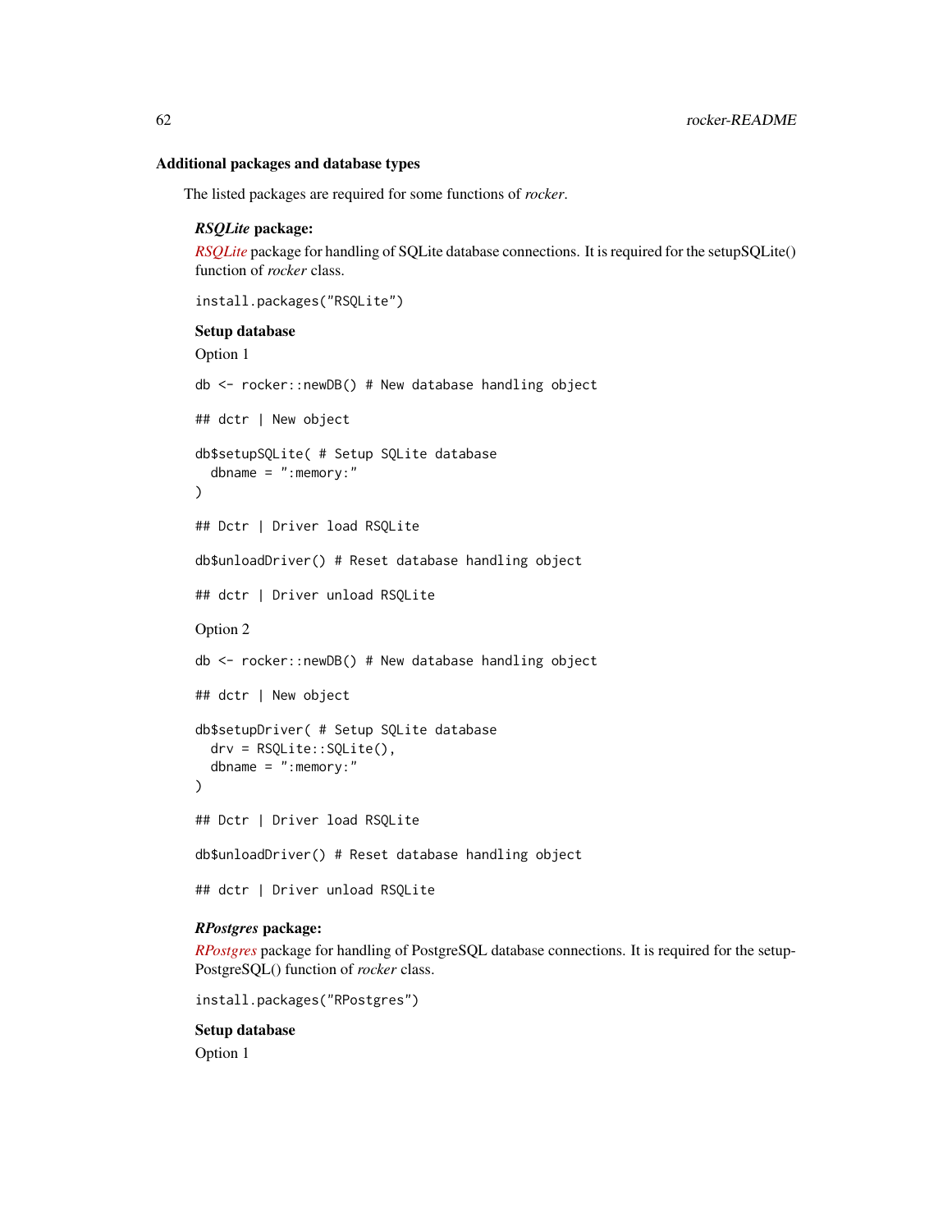### Additional packages and database types

The listed packages are required for some functions of *rocker*.

#### *RSQLite* package:

*RSQLite* package for handling of SQLite database connections. It is required for the setupSQLite() function of *rocker* class.

```
install.packages("RSQLite")
```

**Setup database**

Option 1

```
db <- rocker::newDB() # New database handling object

## dctr | New object

db$setupSQLite( # Setup SQLite database
  dbname = ":memory:"
)

## Dctr | Driver load RSQLite

db$unloadDriver() # Reset database handling object

## dctr | Driver unload RSQLite
```

Option 2

```
db <- rocker::newDB() # New database handling object

## dctr | New object

db$setupDriver( # Setup SQLite database
  drv = RSQLite::SQLite(),
  dbname = ":memory:"
)

## Dctr | Driver load RSQLite

db$unloadDriver() # Reset database handling object

## dctr | Driver unload RSQLite
```

#### *RPostgres* package:

*RPostgres* package for handling of PostgreSQL database connections. It is required for the setupPostgreSQL() function of *rocker* class.

```
install.packages("RPostgres")
```

**Setup database**

Option 1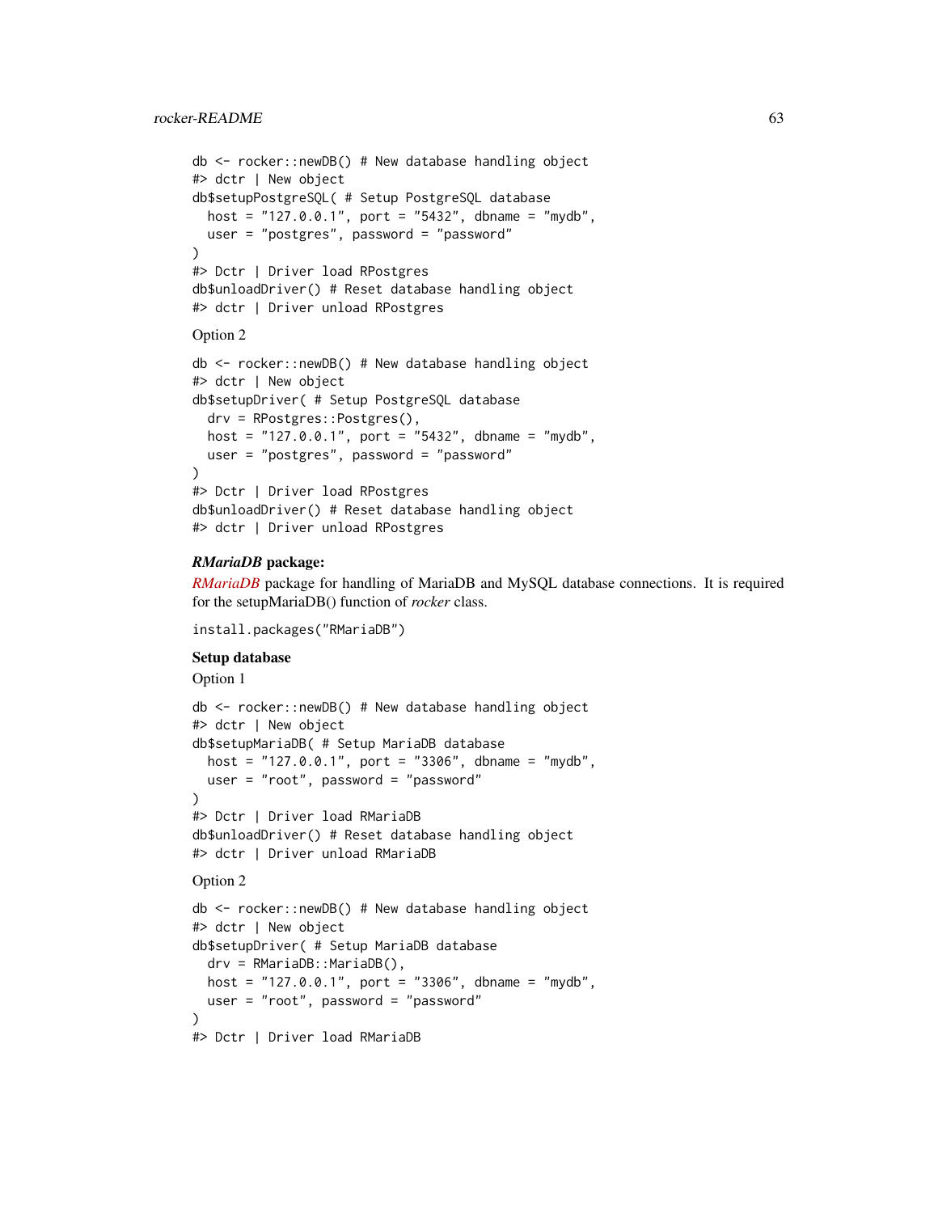```
db <- rocker::newDB() # New database handling object
#> dctr | New object
db$setupPostgreSQL( # Setup PostgreSQL database
  host = "127.0.0.1", port = "5432", dbname = "mydb",
  user = "postgres", password = "password"
)
#> Dctr | Driver load RPostgres
db$unloadDriver() # Reset database handling object
#> dctr | Driver unload RPostgres
```

Option 2

```
db <- rocker::newDB() # New database handling object
#> dctr | New object
db$setupDriver( # Setup PostgreSQL database
  drv = RPostgres::Postgres(),
  host = "127.0.0.1", port = "5432", dbname = "mydb",
  user = "postgres", password = "password"
)
#> Dctr | Driver load RPostgres
db$unloadDriver() # Reset database handling object
#> dctr | Driver unload RPostgres
```

### *RMariaDB* package:

*RMariaDB* package for handling of MariaDB and MySQL database connections. It is required for the setupMariaDB() function of *rocker* class.

```
install.packages("RMariaDB")
```

**Setup database**

Option 1

```
db <- rocker::newDB() # New database handling object
#> dctr | New object
db$setupMariaDB( # Setup MariaDB database
  host = "127.0.0.1", port = "3306", dbname = "mydb",
  user = "root", password = "password"
)
#> Dctr | Driver load RMariaDB
db$unloadDriver() # Reset database handling object
#> dctr | Driver unload RMariaDB
```

Option 2

```
db <- rocker::newDB() # New database handling object
#> dctr | New object
db$setupDriver( # Setup MariaDB database
  drv = RMariaDB::MariaDB(),
  host = "127.0.0.1", port = "3306", dbname = "mydb",
  user = "root", password = "password"
)
#> Dctr | Driver load RMariaDB
```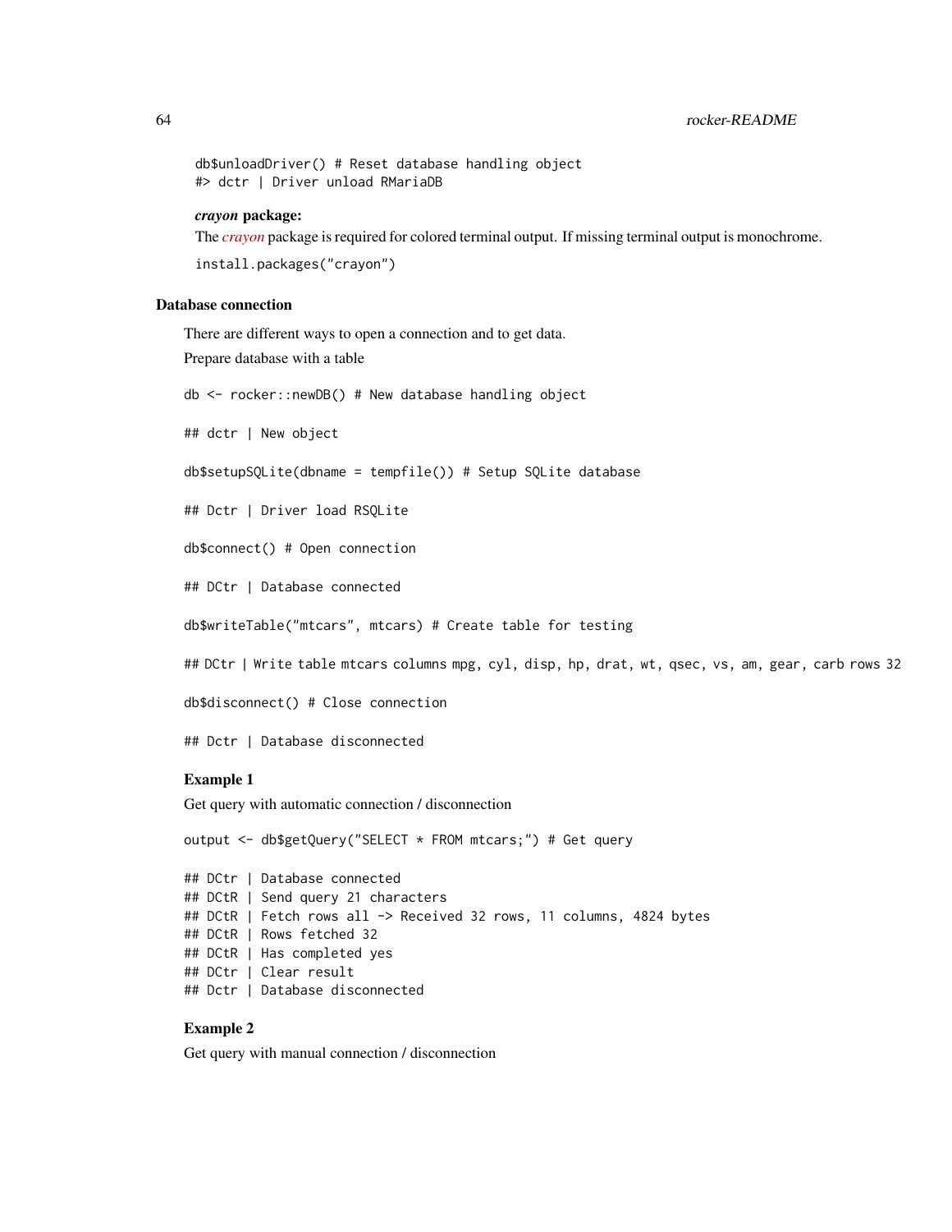```
db$unloadDriver() # Reset database handling object
#> dctr | Driver unload RMariaDB
```

***crayon* package:**

The *crayon* package is required for colored terminal output. If missing terminal output is monochrome.

```
install.packages("crayon")
```

## Database connection

There are different ways to open a connection and to get data.

Prepare database with a table

```
db <- rocker::newDB() # New database handling object

## dctr | New object

db$setupSQLite(dbname = tempfile()) # Setup SQLite database

## Dctr | Driver load RSQLite

db$connect() # Open connection

## DCtr | Database connected

db$writeTable("mtcars", mtcars) # Create table for testing

## DCtr | Write table mtcars columns mpg, cyl, disp, hp, drat, wt, qsec, vs, am, gear, carb rows 32

db$disconnect() # Close connection

## Dctr | Database disconnected
```

### Example 1

Get query with automatic connection / disconnection

```
output <- db$getQuery("SELECT * FROM mtcars;") # Get query

## DCtr | Database connected
## DCtR | Send query 21 characters
## DCtR | Fetch rows all -> Received 32 rows, 11 columns, 4824 bytes
## DCtR | Rows fetched 32
## DCtR | Has completed yes
## DCtr | Clear result
## Dctr | Database disconnected
```

### Example 2

Get query with manual connection / disconnection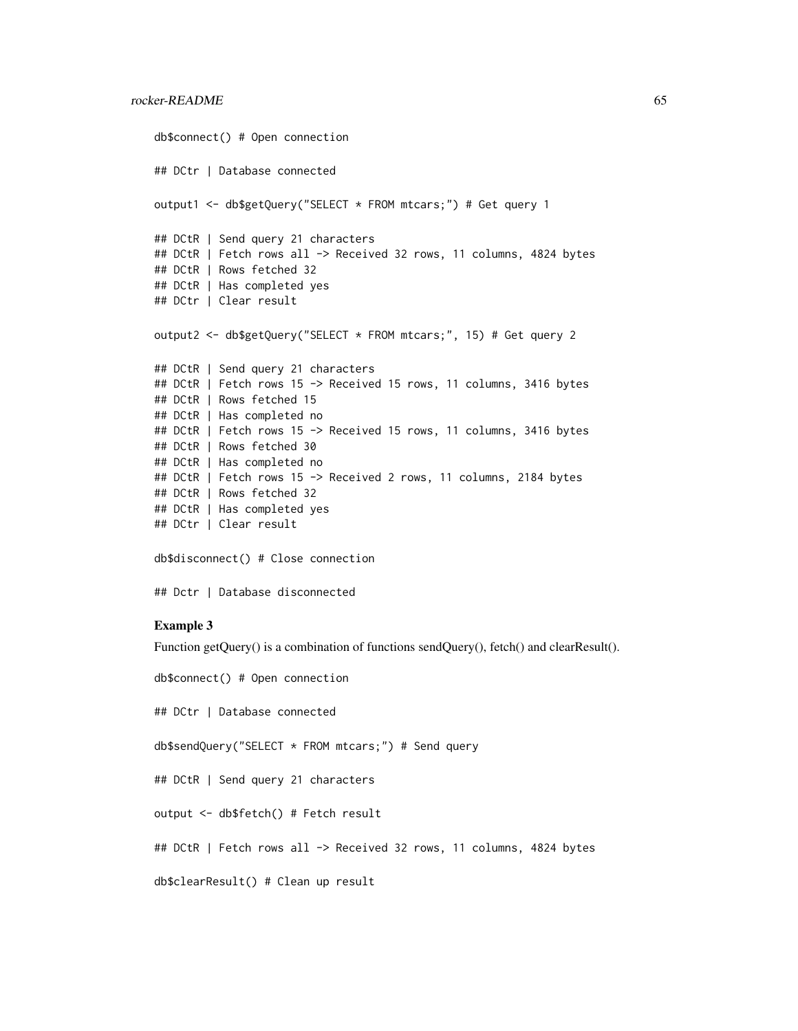```
db$connect() # Open connection

## DCtr | Database connected

output1 <- db$getQuery("SELECT * FROM mtcars;") # Get query 1

## DCtR | Send query 21 characters
## DCtR | Fetch rows all -> Received 32 rows, 11 columns, 4824 bytes
## DCtR | Rows fetched 32
## DCtR | Has completed yes
## DCtr | Clear result

output2 <- db$getQuery("SELECT * FROM mtcars;", 15) # Get query 2

## DCtR | Send query 21 characters
## DCtR | Fetch rows 15 -> Received 15 rows, 11 columns, 3416 bytes
## DCtR | Rows fetched 15
## DCtR | Has completed no
## DCtR | Fetch rows 15 -> Received 15 rows, 11 columns, 3416 bytes
## DCtR | Rows fetched 30
## DCtR | Has completed no
## DCtR | Fetch rows 15 -> Received 2 rows, 11 columns, 2184 bytes
## DCtR | Rows fetched 32
## DCtR | Has completed yes
## DCtr | Clear result

db$disconnect() # Close connection

## Dctr | Database disconnected
```

### Example 3

Function getQuery() is a combination of functions sendQuery(), fetch() and clearResult().

```
db$connect() # Open connection

## DCtr | Database connected

db$sendQuery("SELECT * FROM mtcars;") # Send query

## DCtR | Send query 21 characters

output <- db$fetch() # Fetch result

## DCtR | Fetch rows all -> Received 32 rows, 11 columns, 4824 bytes

db$clearResult() # Clean up result
```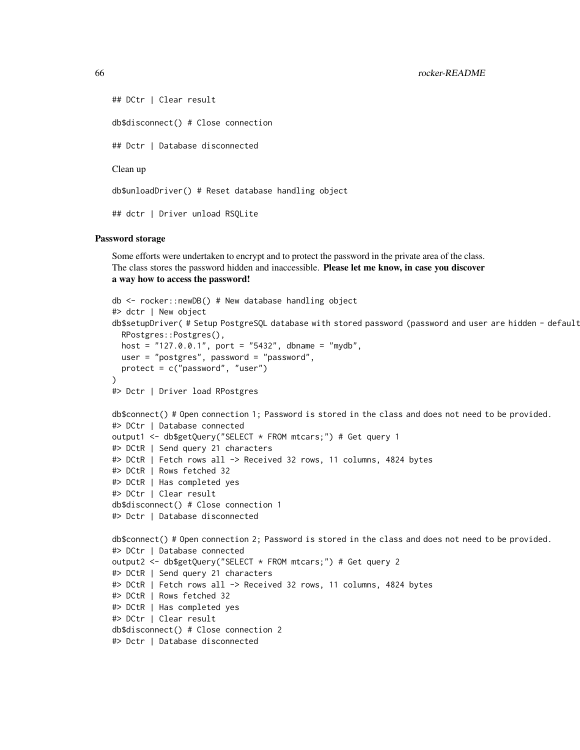```
## DCtr | Clear result
```

```
db$disconnect() # Close connection
```

```
## Dctr | Database disconnected
```

Clean up

```
db$unloadDriver() # Reset database handling object
```

```
## dctr | Driver unload RSQLite
```

### Password storage

Some efforts were undertaken to encrypt and to protect the password in the private area of the class. The class stores the password hidden and inaccessible. **Please let me know, in case you discover a way how to access the password!**

```
db <- rocker::newDB() # New database handling object
#> dctr | New object
db$setupDriver( # Setup PostgreSQL database with stored password (password and user are hidden - default
  RPostgres::Postgres(),
  host = "127.0.0.1", port = "5432", dbname = "mydb",
  user = "postgres", password = "password",
  protect = c("password", "user")
)
#> Dctr | Driver load RPostgres

db$connect() # Open connection 1; Password is stored in the class and does not need to be provided.
#> DCtr | Database connected
output1 <- db$getQuery("SELECT * FROM mtcars;") # Get query 1
#> DCtR | Send query 21 characters
#> DCtR | Fetch rows all -> Received 32 rows, 11 columns, 4824 bytes
#> DCtR | Rows fetched 32
#> DCtR | Has completed yes
#> DCtr | Clear result
db$disconnect() # Close connection 1
#> Dctr | Database disconnected

db$connect() # Open connection 2; Password is stored in the class and does not need to be provided.
#> DCtr | Database connected
output2 <- db$getQuery("SELECT * FROM mtcars;") # Get query 2
#> DCtR | Send query 21 characters
#> DCtR | Fetch rows all -> Received 32 rows, 11 columns, 4824 bytes
#> DCtR | Rows fetched 32
#> DCtR | Has completed yes
#> DCtr | Clear result
db$disconnect() # Close connection 2
#> Dctr | Database disconnected
```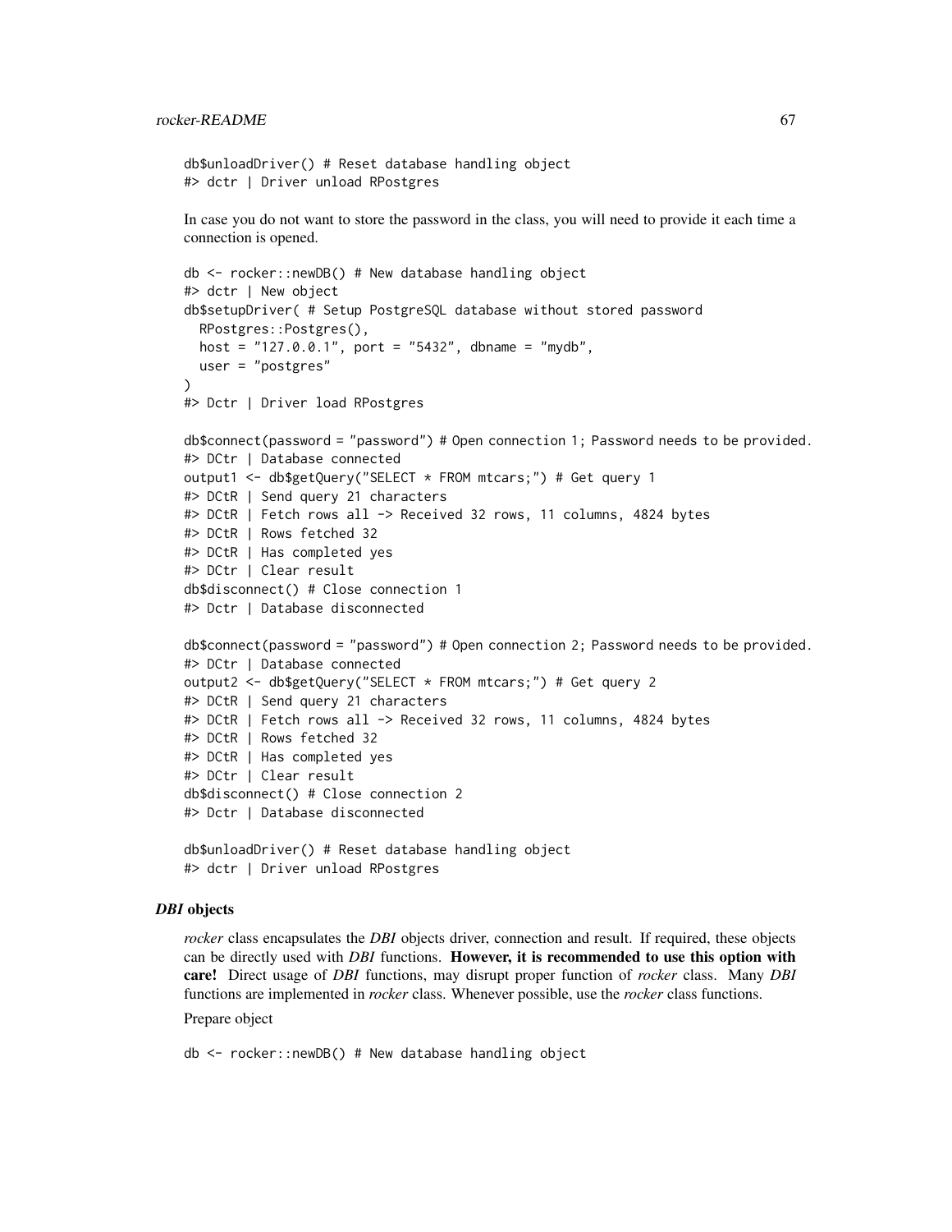```
db$unloadDriver() # Reset database handling object
#> dctr | Driver unload RPostgres
```

In case you do not want to store the password in the class, you will need to provide it each time a connection is opened.

```
db <- rocker::newDB() # New database handling object
#> dctr | New object
db$setupDriver( # Setup PostgreSQL database without stored password
  RPostgres::Postgres(),
  host = "127.0.0.1", port = "5432", dbname = "mydb",
  user = "postgres"
)
#> Dctr | Driver load RPostgres

db$connect(password = "password") # Open connection 1; Password needs to be provided.
#> DCtr | Database connected
output1 <- db$getQuery("SELECT * FROM mtcars;") # Get query 1
#> DCtR | Send query 21 characters
#> DCtR | Fetch rows all -> Received 32 rows, 11 columns, 4824 bytes
#> DCtR | Rows fetched 32
#> DCtR | Has completed yes
#> DCtr | Clear result
db$disconnect() # Close connection 1
#> Dctr | Database disconnected

db$connect(password = "password") # Open connection 2; Password needs to be provided.
#> DCtr | Database connected
output2 <- db$getQuery("SELECT * FROM mtcars;") # Get query 2
#> DCtR | Send query 21 characters
#> DCtR | Fetch rows all -> Received 32 rows, 11 columns, 4824 bytes
#> DCtR | Rows fetched 32
#> DCtR | Has completed yes
#> DCtr | Clear result
db$disconnect() # Close connection 2
#> Dctr | Database disconnected

db$unloadDriver() # Reset database handling object
#> dctr | Driver unload RPostgres
```

### *DBI* objects

*rocker* class encapsulates the *DBI* objects driver, connection and result. If required, these objects can be directly used with *DBI* functions. **However, it is recommended to use this option with care!** Direct usage of *DBI* functions, may disrupt proper function of *rocker* class. Many *DBI* functions are implemented in *rocker* class. Whenever possible, use the *rocker* class functions.

Prepare object

```
db <- rocker::newDB() # New database handling object
```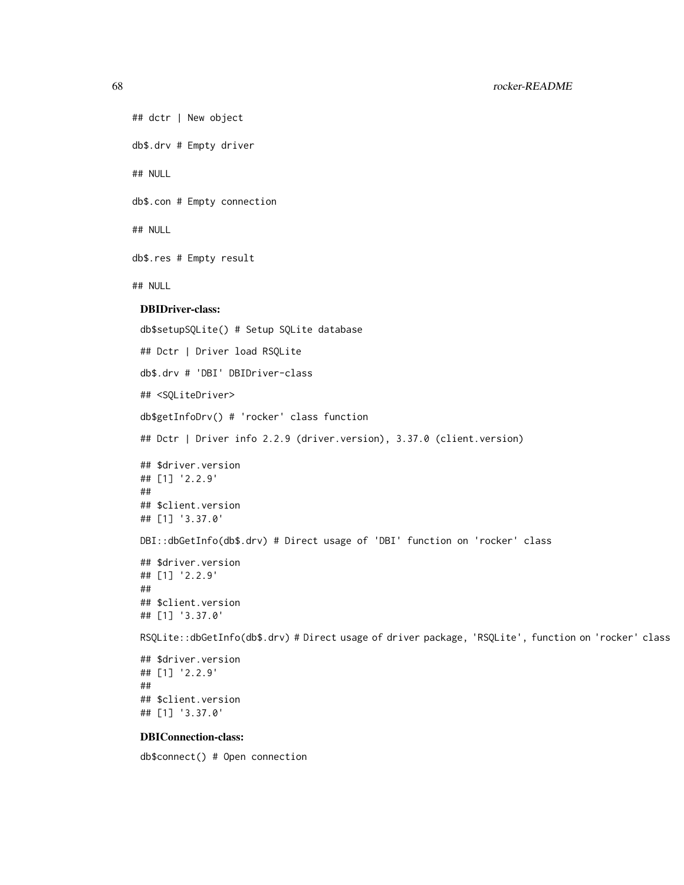```
## dctr | New object
```

```
db$.drv # Empty driver
```

```
## NULL
```

```
db$.con # Empty connection
```

```
## NULL
```

```
db$.res # Empty result
```

```
## NULL
```

**DBIDriver-class:**

```
db$setupSQLite() # Setup SQLite database
```

```
## Dctr | Driver load RSQLite
```

```
db$.drv # 'DBI' DBIDriver-class
```

```
## <SQLiteDriver>
```

```
db$getInfoDrv() # 'rocker' class function
```

```
## Dctr | Driver info 2.2.9 (driver.version), 3.37.0 (client.version)
```

```
## $driver.version
## [1] '2.2.9'
##
## $client.version
## [1] '3.37.0'
```

```
DBI::dbGetInfo(db$.drv) # Direct usage of 'DBI' function on 'rocker' class
```

```
## $driver.version
## [1] '2.2.9'
##
## $client.version
## [1] '3.37.0'
```

```
RSQLite::dbGetInfo(db$.drv) # Direct usage of driver package, 'RSQLite', function on 'rocker' class
```

```
## $driver.version
## [1] '2.2.9'
##
## $client.version
## [1] '3.37.0'
```

**DBIConnection-class:**

```
db$connect() # Open connection
```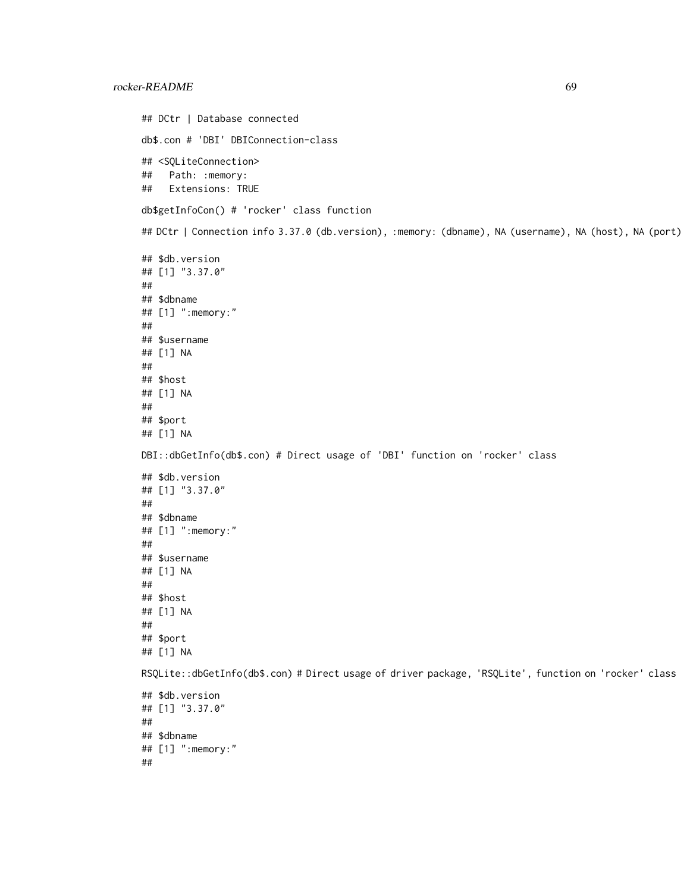```
## DCtr | Database connected
```

```
db$.con # 'DBI' DBIConnection-class
```

```
## <SQLiteConnection>
##   Path: :memory:
##   Extensions: TRUE
```

```
db$getInfoCon() # 'rocker' class function
```

```
## DCtr | Connection info 3.37.0 (db.version), :memory: (dbname), NA (username), NA (host), NA (port)
```

```
## $db.version
## [1] "3.37.0"
##
## $dbname
## [1] ":memory:"
##
## $username
## [1] NA
##
## $host
## [1] NA
##
## $port
## [1] NA
```

```
DBI::dbGetInfo(db$.con) # Direct usage of 'DBI' function on 'rocker' class
```

```
## $db.version
## [1] "3.37.0"
##
## $dbname
## [1] ":memory:"
##
## $username
## [1] NA
##
## $host
## [1] NA
##
## $port
## [1] NA
```

```
RSQLite::dbGetInfo(db$.con) # Direct usage of driver package, 'RSQLite', function on 'rocker' class
```

```
## $db.version
## [1] "3.37.0"
##
## $dbname
## [1] ":memory:"
##
```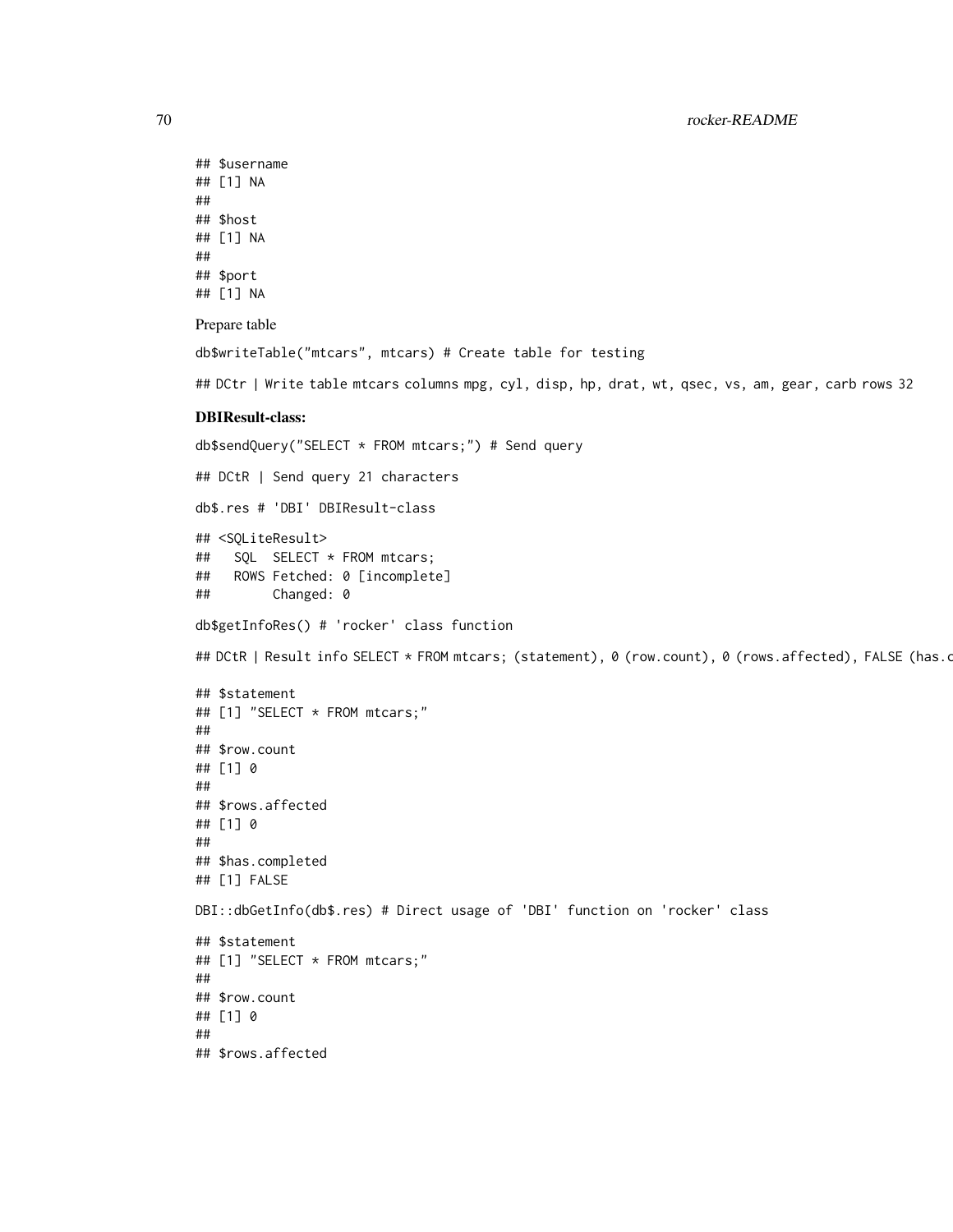```
## $username
## [1] NA
##
## $host
## [1] NA
##
## $port
## [1] NA
```

Prepare table

```
db$writeTable("mtcars", mtcars) # Create table for testing
```

```
## DCtr | Write table mtcars columns mpg, cyl, disp, hp, drat, wt, qsec, vs, am, gear, carb rows 32
```

**DBIResult-class:**

```
db$sendQuery("SELECT * FROM mtcars;") # Send query
```

```
## DCtR | Send query 21 characters
```

```
db$.res # 'DBI' DBIResult-class
```

```
## <SQLiteResult>
##   SQL  SELECT * FROM mtcars;
##   ROWS Fetched: 0 [incomplete]
##        Changed: 0
```

```
db$getInfoRes() # 'rocker' class function
```

```
## DCtR | Result info SELECT * FROM mtcars; (statement), 0 (row.count), 0 (rows.affected), FALSE (has.c
```

```
## $statement
## [1] "SELECT * FROM mtcars;"
##
## $row.count
## [1] 0
##
## $rows.affected
## [1] 0
##
## $has.completed
## [1] FALSE
```

```
DBI::dbGetInfo(db$.res) # Direct usage of 'DBI' function on 'rocker' class
```

```
## $statement
## [1] "SELECT * FROM mtcars;"
##
## $row.count
## [1] 0
##
## $rows.affected
```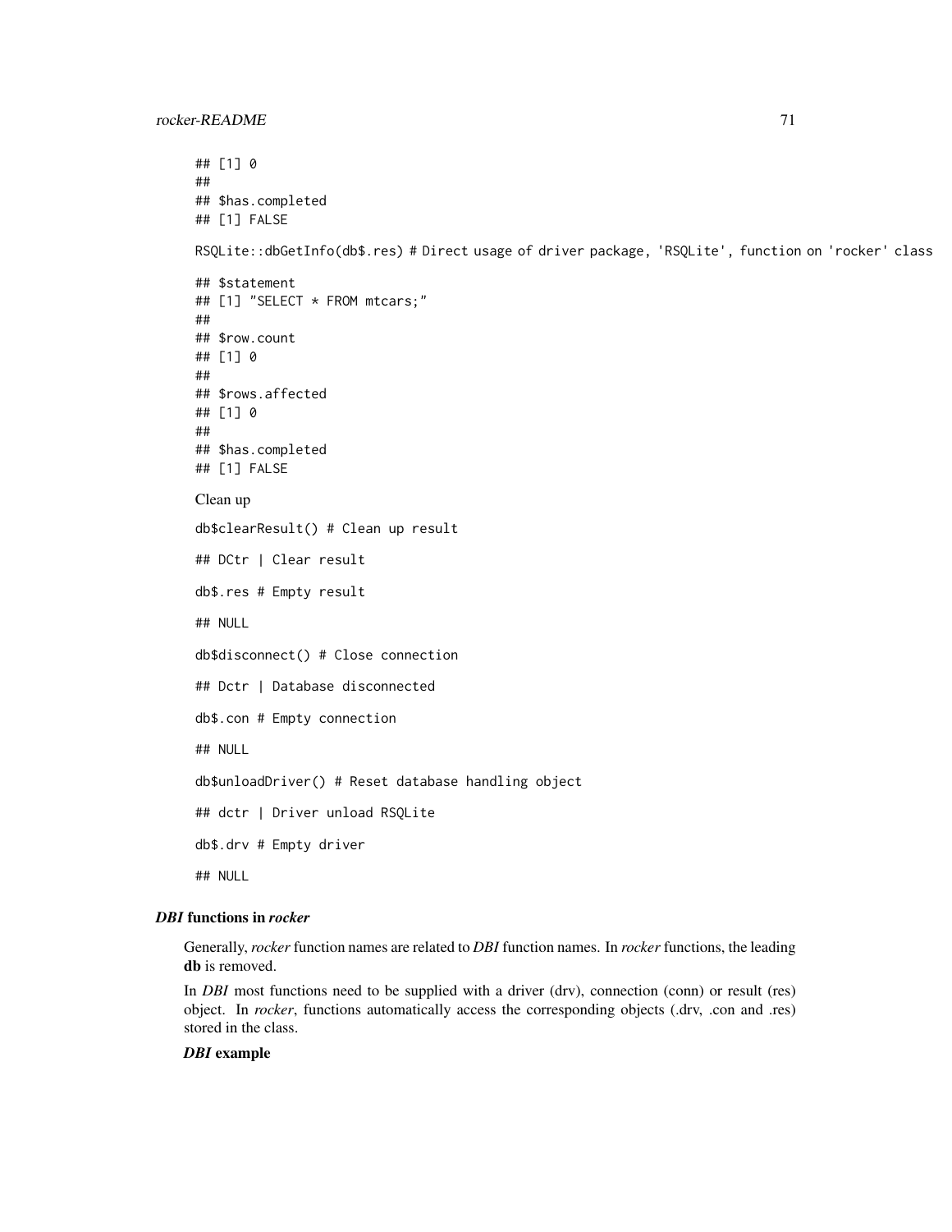```
## [1] 0
##
## $has.completed
## [1] FALSE
```

```
RSQLite::dbGetInfo(db$.res) # Direct usage of driver package, 'RSQLite', function on 'rocker' class
```

```
## $statement
## [1] "SELECT * FROM mtcars;"
##
## $row.count
## [1] 0
##
## $rows.affected
## [1] 0
##
## $has.completed
## [1] FALSE
```

Clean up

```
db$clearResult() # Clean up result
```

```
## DCtr | Clear result
```

```
db$.res # Empty result
```

```
## NULL
```

```
db$disconnect() # Close connection
```

```
## Dctr | Database disconnected
```

```
db$.con # Empty connection
```

```
## NULL
```

```
db$unloadDriver() # Reset database handling object
```

```
## dctr | Driver unload RSQLite
```

```
db$.drv # Empty driver
```

```
## NULL
```

### *DBI* functions in *rocker*

Generally, *rocker* function names are related to *DBI* function names. In *rocker* functions, the leading **db** is removed.

In *DBI* most functions need to be supplied with a driver (drv), connection (conn) or result (res) object. In *rocker*, functions automatically access the corresponding objects (.drv, .con and .res) stored in the class.

#### *DBI* example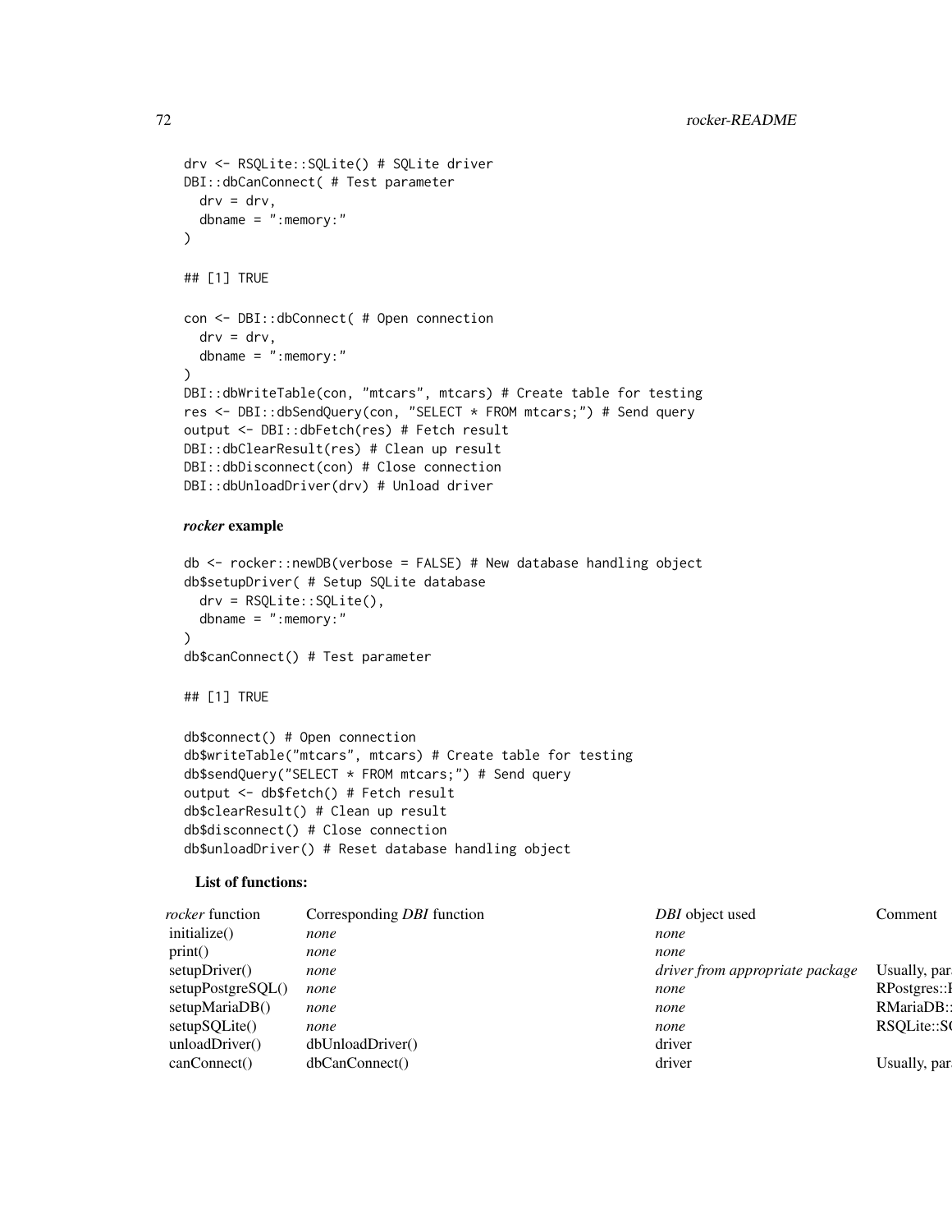```
drv <- RSQLite::SQLite() # SQLite driver
DBI::dbCanConnect( # Test parameter
  drv = drv,
  dbname = ":memory:"
)

## [1] TRUE

con <- DBI::dbConnect( # Open connection
  drv = drv,
  dbname = ":memory:"
)
DBI::dbWriteTable(con, "mtcars", mtcars) # Create table for testing
res <- DBI::dbSendQuery(con, "SELECT * FROM mtcars;") # Send query
output <- DBI::dbFetch(res) # Fetch result
DBI::dbClearResult(res) # Clean up result
DBI::dbDisconnect(con) # Close connection
DBI::dbUnloadDriver(drv) # Unload driver
```

### *rocker* example

```
db <- rocker::newDB(verbose = FALSE) # New database handling object
db$setupDriver( # Setup SQLite database
  drv = RSQLite::SQLite(),
  dbname = ":memory:"
)
db$canConnect() # Test parameter

## [1] TRUE

db$connect() # Open connection
db$writeTable("mtcars", mtcars) # Create table for testing
db$sendQuery("SELECT * FROM mtcars;") # Send query
output <- db$fetch() # Fetch result
db$clearResult() # Clean up result
db$disconnect() # Close connection
db$unloadDriver() # Reset database handling object
```

**List of functions:**

| *rocker* function | Corresponding *DBI* function | *DBI* object used | Comment |
|---|---|---|---|
| initialize() | *none* | *none* | |
| print() | *none* | *none* | |
| setupDriver() | *none* | *driver from appropriate package* | Usually, par |
| setupPostgreSQL() | *none* | *none* | RPostgres::I |
| setupMariaDB() | *none* | *none* | RMariaDB:: |
| setupSQLite() | *none* | *none* | RSQLite::S( |
| unloadDriver() | dbUnloadDriver() | driver | |
| canConnect() | dbCanConnect() | driver | Usually, par |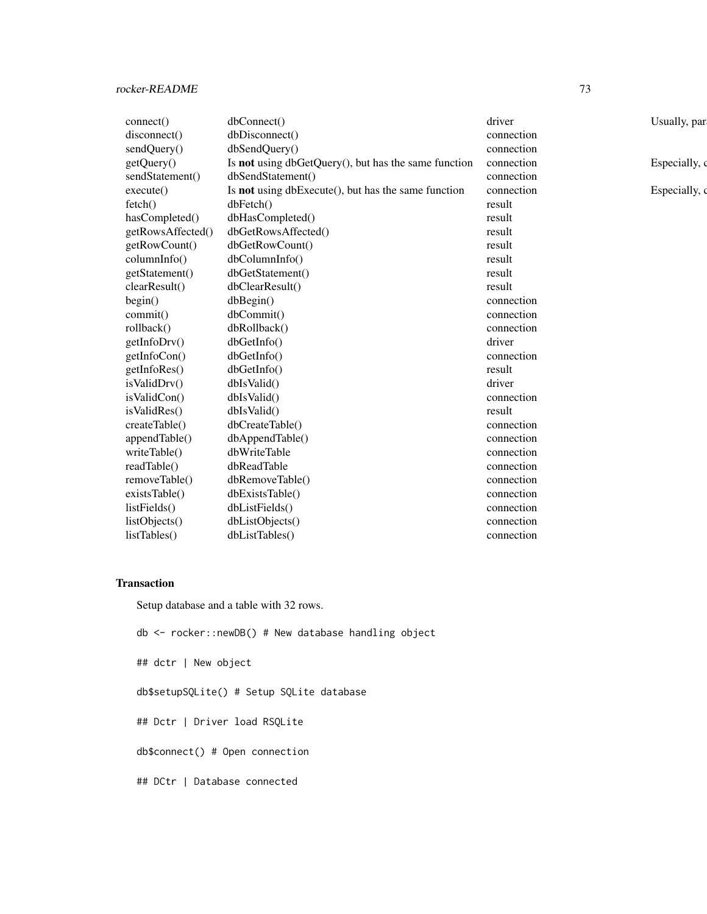| | | | |
|---|---|---|---|
| connect() | dbConnect() | driver | Usually, par |
| disconnect() | dbDisconnect() | connection | |
| sendQuery() | dbSendQuery() | connection | |
| getQuery() | Is **not** using dbGetQuery(), but has the same function | connection | Especially, c |
| sendStatement() | dbSendStatement() | connection | |
| execute() | Is **not** using dbExecute(), but has the same function | connection | Especially, c |
| fetch() | dbFetch() | result | |
| hasCompleted() | dbHasCompleted() | result | |
| getRowsAffected() | dbGetRowsAffected() | result | |
| getRowCount() | dbGetRowCount() | result | |
| columnInfo() | dbColumnInfo() | result | |
| getStatement() | dbGetStatement() | result | |
| clearResult() | dbClearResult() | result | |
| begin() | dbBegin() | connection | |
| commit() | dbCommit() | connection | |
| rollback() | dbRollback() | connection | |
| getInfoDrv() | dbGetInfo() | driver | |
| getInfoCon() | dbGetInfo() | connection | |
| getInfoRes() | dbGetInfo() | result | |
| isValidDrv() | dbIsValid() | driver | |
| isValidCon() | dbIsValid() | connection | |
| isValidRes() | dbIsValid() | result | |
| createTable() | dbCreateTable() | connection | |
| appendTable() | dbAppendTable() | connection | |
| writeTable() | dbWriteTable | connection | |
| readTable() | dbReadTable | connection | |
| removeTable() | dbRemoveTable() | connection | |
| existsTable() | dbExistsTable() | connection | |
| listFields() | dbListFields() | connection | |
| listObjects() | dbListObjects() | connection | |
| listTables() | dbListTables() | connection | |

## Transaction

Setup database and a table with 32 rows.

```
db <- rocker::newDB() # New database handling object
```

```
## dctr | New object
```

```
db$setupSQLite() # Setup SQLite database
```

```
## Dctr | Driver load RSQLite
```

```
db$connect() # Open connection
```

```
## DCtr | Database connected
```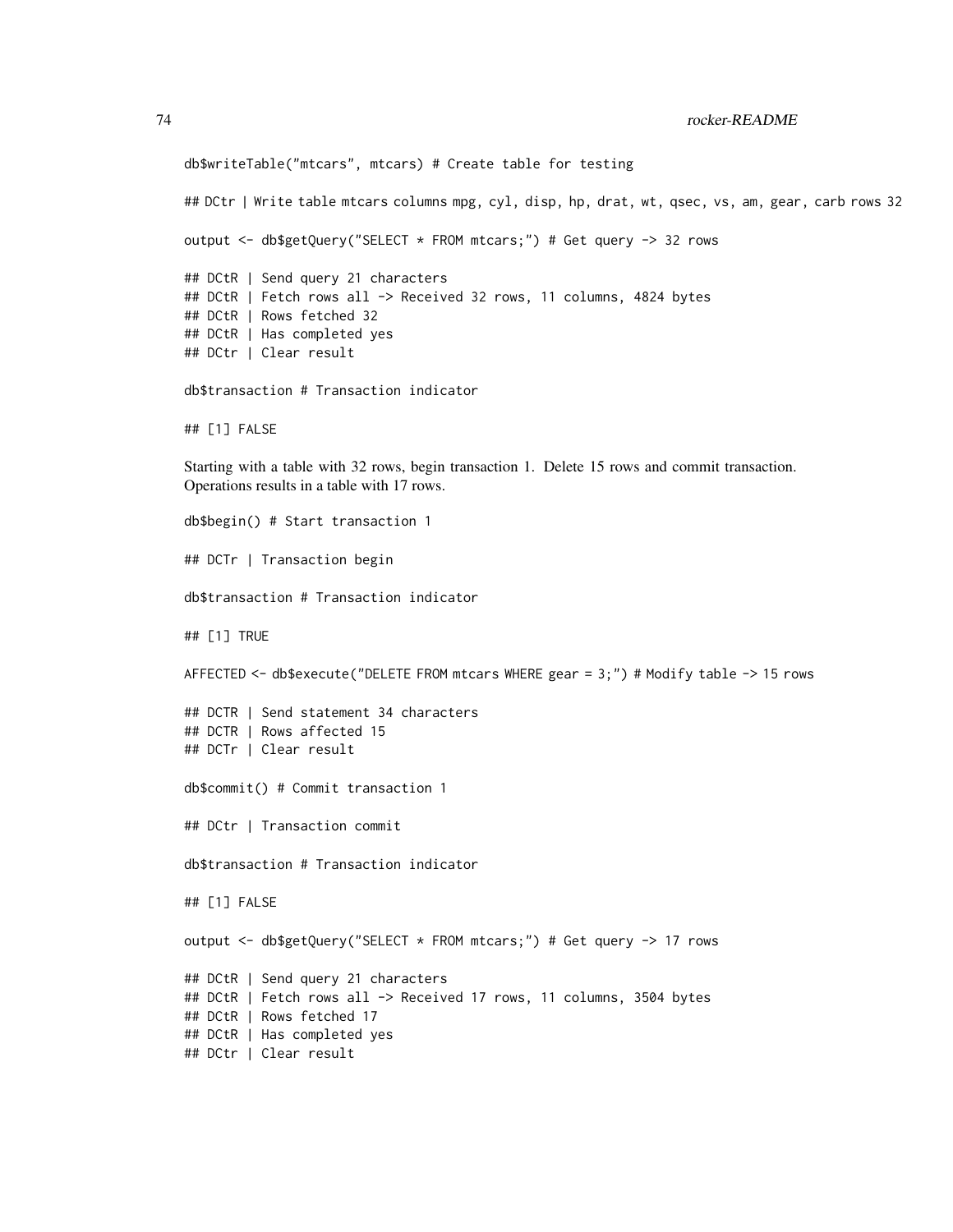```
db$writeTable("mtcars", mtcars) # Create table for testing

## DCtr | Write table mtcars columns mpg, cyl, disp, hp, drat, wt, qsec, vs, am, gear, carb rows 32

output <- db$getQuery("SELECT * FROM mtcars;") # Get query -> 32 rows

## DCtR | Send query 21 characters
## DCtR | Fetch rows all -> Received 32 rows, 11 columns, 4824 bytes
## DCtR | Rows fetched 32
## DCtR | Has completed yes
## DCtr | Clear result

db$transaction # Transaction indicator

## [1] FALSE
```

Starting with a table with 32 rows, begin transaction 1. Delete 15 rows and commit transaction. Operations results in a table with 17 rows.

```
db$begin() # Start transaction 1

## DCTr | Transaction begin

db$transaction # Transaction indicator

## [1] TRUE

AFFECTED <- db$execute("DELETE FROM mtcars WHERE gear = 3;") # Modify table -> 15 rows

## DCTR | Send statement 34 characters
## DCTR | Rows affected 15
## DCTr | Clear result

db$commit() # Commit transaction 1

## DCtr | Transaction commit

db$transaction # Transaction indicator

## [1] FALSE

output <- db$getQuery("SELECT * FROM mtcars;") # Get query -> 17 rows

## DCtR | Send query 21 characters
## DCtR | Fetch rows all -> Received 17 rows, 11 columns, 3504 bytes
## DCtR | Rows fetched 17
## DCtR | Has completed yes
## DCtr | Clear result
```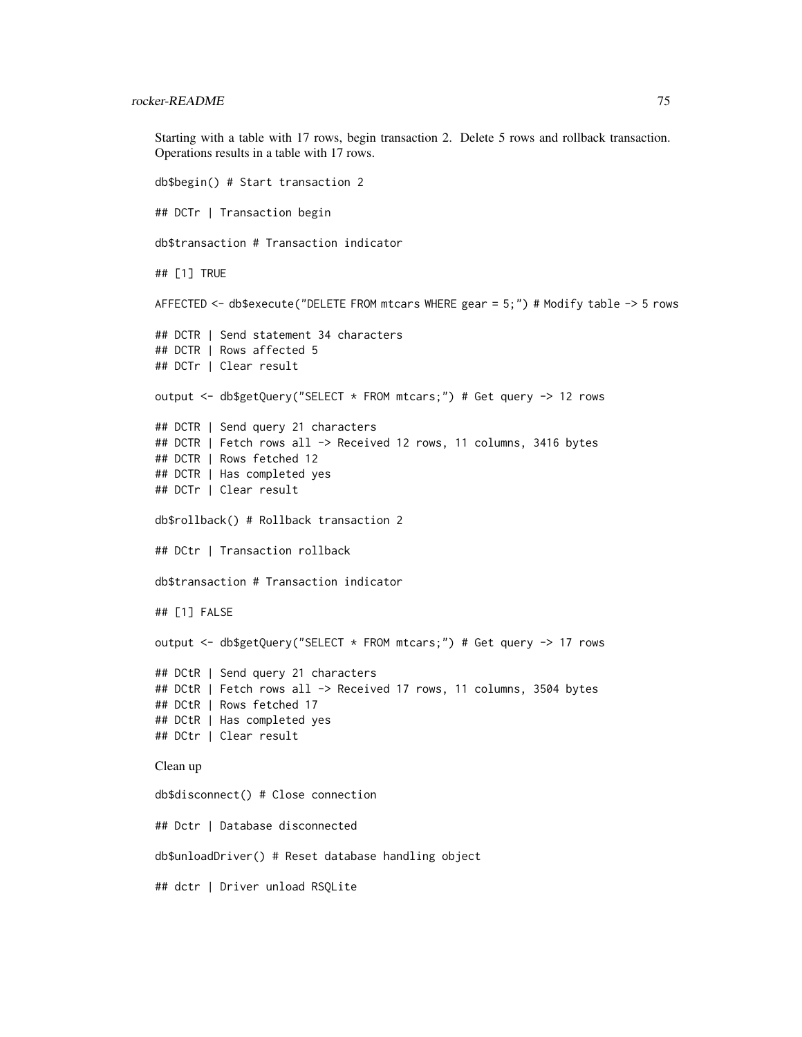Starting with a table with 17 rows, begin transaction 2. Delete 5 rows and rollback transaction. Operations results in a table with 17 rows.

```
db$begin() # Start transaction 2

## DCTr | Transaction begin

db$transaction # Transaction indicator

## [1] TRUE

AFFECTED <- db$execute("DELETE FROM mtcars WHERE gear = 5;") # Modify table -> 5 rows

## DCTR | Send statement 34 characters
## DCTR | Rows affected 5
## DCTr | Clear result

output <- db$getQuery("SELECT * FROM mtcars;") # Get query -> 12 rows

## DCTR | Send query 21 characters
## DCTR | Fetch rows all -> Received 12 rows, 11 columns, 3416 bytes
## DCTR | Rows fetched 12
## DCTR | Has completed yes
## DCTr | Clear result

db$rollback() # Rollback transaction 2

## DCtr | Transaction rollback

db$transaction # Transaction indicator

## [1] FALSE

output <- db$getQuery("SELECT * FROM mtcars;") # Get query -> 17 rows

## DCtR | Send query 21 characters
## DCtR | Fetch rows all -> Received 17 rows, 11 columns, 3504 bytes
## DCtR | Rows fetched 17
## DCtR | Has completed yes
## DCtr | Clear result
```

Clean up

```
db$disconnect() # Close connection

## Dctr | Database disconnected

db$unloadDriver() # Reset database handling object

## dctr | Driver unload RSQLite
```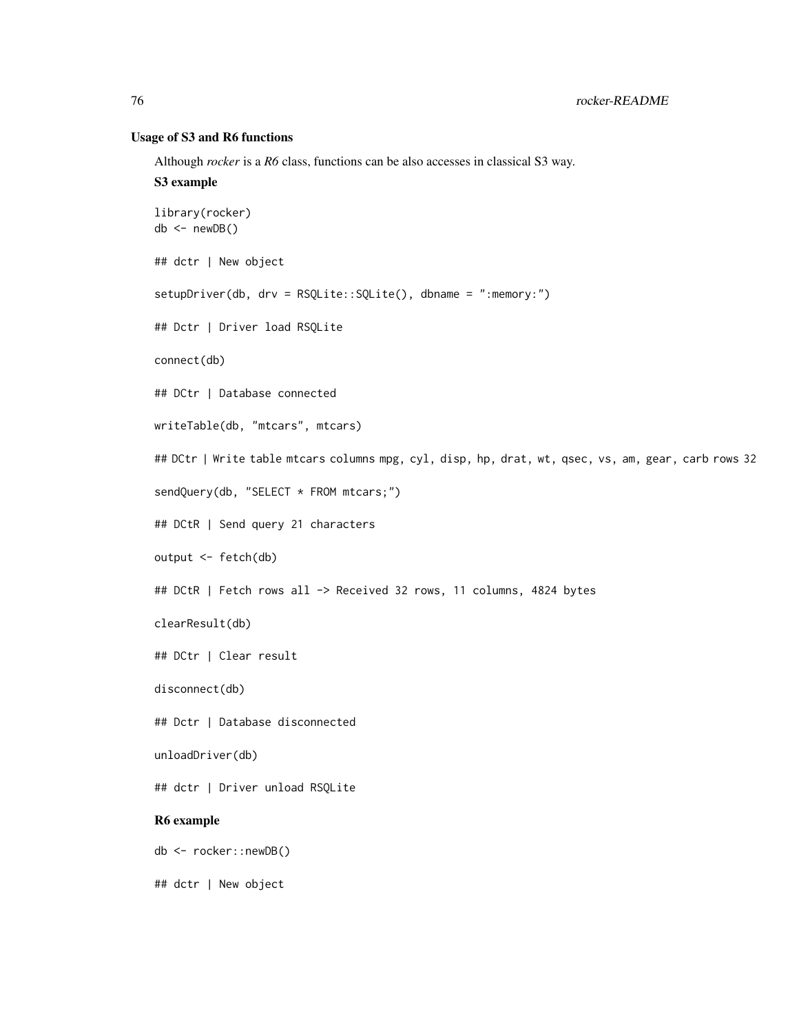### Usage of S3 and R6 functions

Although *rocker* is a *R6* class, functions can be also accesses in classical S3 way.

#### S3 example

```
library(rocker)
db <- newDB()

## dctr | New object

setupDriver(db, drv = RSQLite::SQLite(), dbname = ":memory:")

## Dctr | Driver load RSQLite

connect(db)

## DCtr | Database connected

writeTable(db, "mtcars", mtcars)

## DCtr | Write table mtcars columns mpg, cyl, disp, hp, drat, wt, qsec, vs, am, gear, carb rows 32

sendQuery(db, "SELECT * FROM mtcars;")

## DCtR | Send query 21 characters

output <- fetch(db)

## DCtR | Fetch rows all -> Received 32 rows, 11 columns, 4824 bytes

clearResult(db)

## DCtr | Clear result

disconnect(db)

## Dctr | Database disconnected

unloadDriver(db)

## dctr | Driver unload RSQLite
```

#### R6 example

```
db <- rocker::newDB()

## dctr | New object
```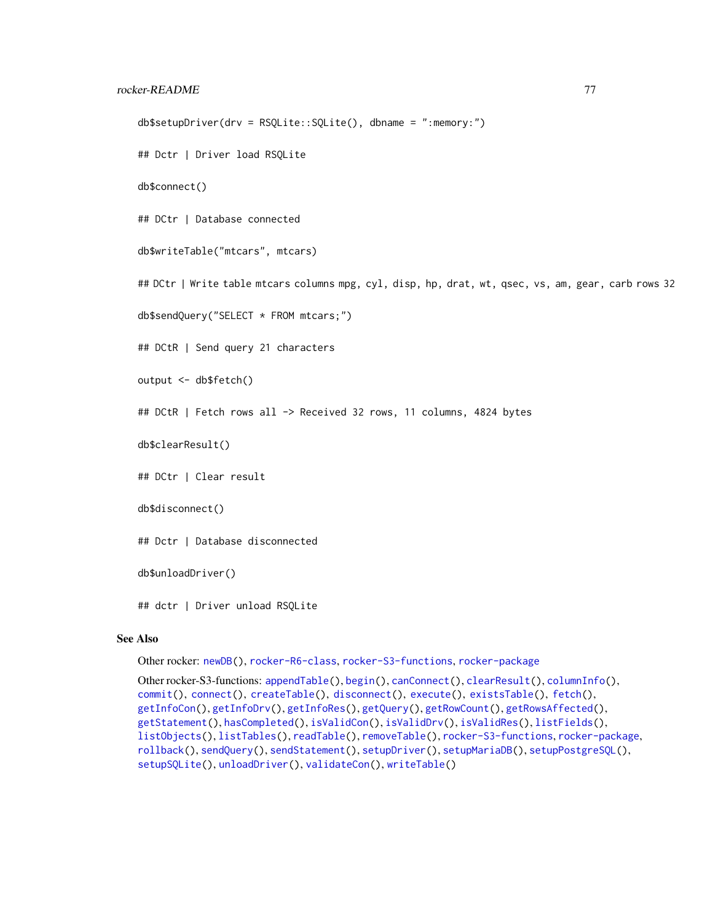```
db$setupDriver(drv = RSQLite::SQLite(), dbname = ":memory:")

## Dctr | Driver load RSQLite

db$connect()

## DCtr | Database connected

db$writeTable("mtcars", mtcars)

## DCtr | Write table mtcars columns mpg, cyl, disp, hp, drat, wt, qsec, vs, am, gear, carb rows 32

db$sendQuery("SELECT * FROM mtcars;")

## DCtR | Send query 21 characters

output <- db$fetch()

## DCtR | Fetch rows all -> Received 32 rows, 11 columns, 4824 bytes

db$clearResult()

## DCtr | Clear result

db$disconnect()

## Dctr | Database disconnected

db$unloadDriver()

## dctr | Driver unload RSQLite
```

### See Also

Other rocker: `newDB()`, `rocker-R6-class`, `rocker-S3-functions`, `rocker-package`

Other rocker-S3-functions: `appendTable()`, `begin()`, `canConnect()`, `clearResult()`, `columnInfo()`, `commit()`, `connect()`, `createTable()`, `disconnect()`, `execute()`, `existsTable()`, `fetch()`, `getInfoCon()`, `getInfoDrv()`, `getInfoRes()`, `getQuery()`, `getRowCount()`, `getRowsAffected()`, `getStatement()`, `hasCompleted()`, `isValidCon()`, `isValidDrv()`, `isValidRes()`, `listFields()`, `listObjects()`, `listTables()`, `readTable()`, `removeTable()`, `rocker-S3-functions`, `rocker-package`, `rollback()`, `sendQuery()`, `sendStatement()`, `setupDriver()`, `setupMariaDB()`, `setupPostgreSQL()`, `setupSQLite()`, `unloadDriver()`, `validateCon()`, `writeTable()`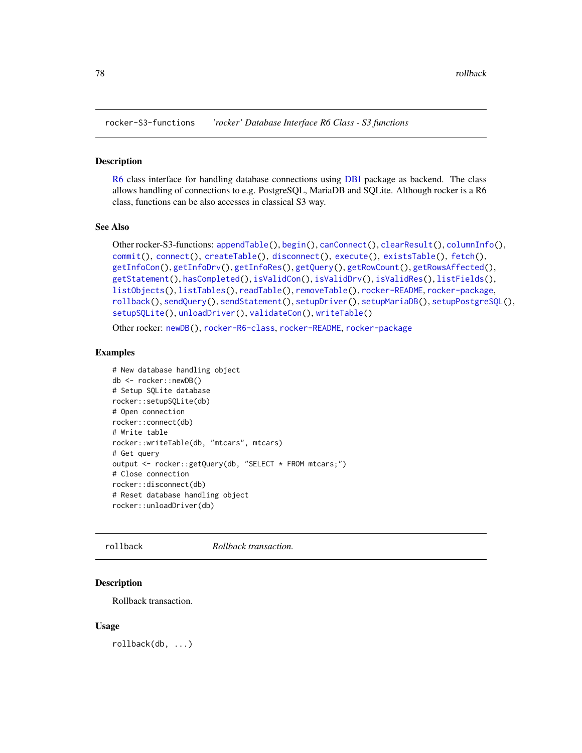## rocker-S3-functions — *'rocker' Database Interface R6 Class - S3 functions*

### Description

R6 class interface for handling database connections using DBI package as backend. The class allows handling of connections to e.g. PostgreSQL, MariaDB and SQLite. Although rocker is a R6 class, functions can be also accesses in classical S3 way.

### See Also

Other rocker-S3-functions: appendTable(), begin(), canConnect(), clearResult(), columnInfo(), commit(), connect(), createTable(), disconnect(), execute(), existsTable(), fetch(), getInfoCon(), getInfoDrv(), getInfoRes(), getQuery(), getRowCount(), getRowsAffected(), getStatement(), hasCompleted(), isValidCon(), isValidDrv(), isValidRes(), listFields(), listObjects(), listTables(), readTable(), removeTable(), rocker-README, rocker-package, rollback(), sendQuery(), sendStatement(), setupDriver(), setupMariaDB(), setupPostgreSQL(), setupSQLite(), unloadDriver(), validateCon(), writeTable()

Other rocker: newDB(), rocker-R6-class, rocker-README, rocker-package

### Examples

```
# New database handling object
db <- rocker::newDB()
# Setup SQLite database
rocker::setupSQLite(db)
# Open connection
rocker::connect(db)
# Write table
rocker::writeTable(db, "mtcars", mtcars)
# Get query
output <- rocker::getQuery(db, "SELECT * FROM mtcars;")
# Close connection
rocker::disconnect(db)
# Reset database handling object
rocker::unloadDriver(db)
```

## rollback — *Rollback transaction.*

### Description

Rollback transaction.

### Usage

```
rollback(db, ...)
```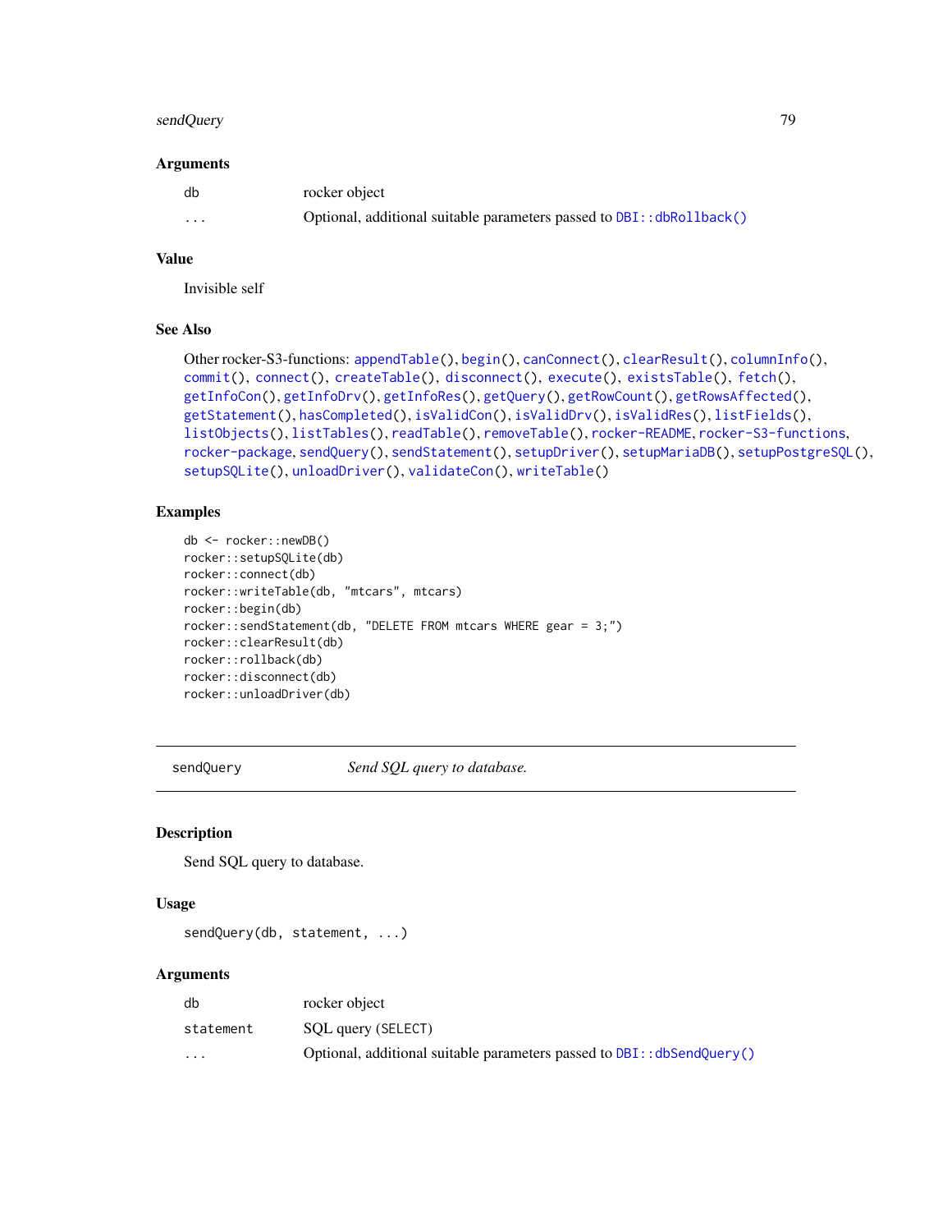### Arguments

| | |
|---|---|
| db | rocker object |
| ... | Optional, additional suitable parameters passed to DBI::dbRollback() |

### Value

Invisible self

### See Also

Other rocker-S3-functions: appendTable(), begin(), canConnect(), clearResult(), columnInfo(), commit(), connect(), createTable(), disconnect(), execute(), existsTable(), fetch(), getInfoCon(), getInfoDrv(), getInfoRes(), getQuery(), getRowCount(), getRowsAffected(), getStatement(), hasCompleted(), isValidCon(), isValidDrv(), isValidRes(), listFields(), listObjects(), listTables(), readTable(), removeTable(), rocker-README, rocker-S3-functions, rocker-package, sendQuery(), sendStatement(), setupDriver(), setupMariaDB(), setupPostgreSQL(), setupSQLite(), unloadDriver(), validateCon(), writeTable()

### Examples

```
db <- rocker::newDB()
rocker::setupSQLite(db)
rocker::connect(db)
rocker::writeTable(db, "mtcars", mtcars)
rocker::begin(db)
rocker::sendStatement(db, "DELETE FROM mtcars WHERE gear = 3;")
rocker::clearResult(db)
rocker::rollback(db)
rocker::disconnect(db)
rocker::unloadDriver(db)
```

---

## sendQuery — *Send SQL query to database.*

---

### Description

Send SQL query to database.

### Usage

```
sendQuery(db, statement, ...)
```

### Arguments

| | |
|---|---|
| db | rocker object |
| statement | SQL query (SELECT) |
| ... | Optional, additional suitable parameters passed to DBI::dbSendQuery() |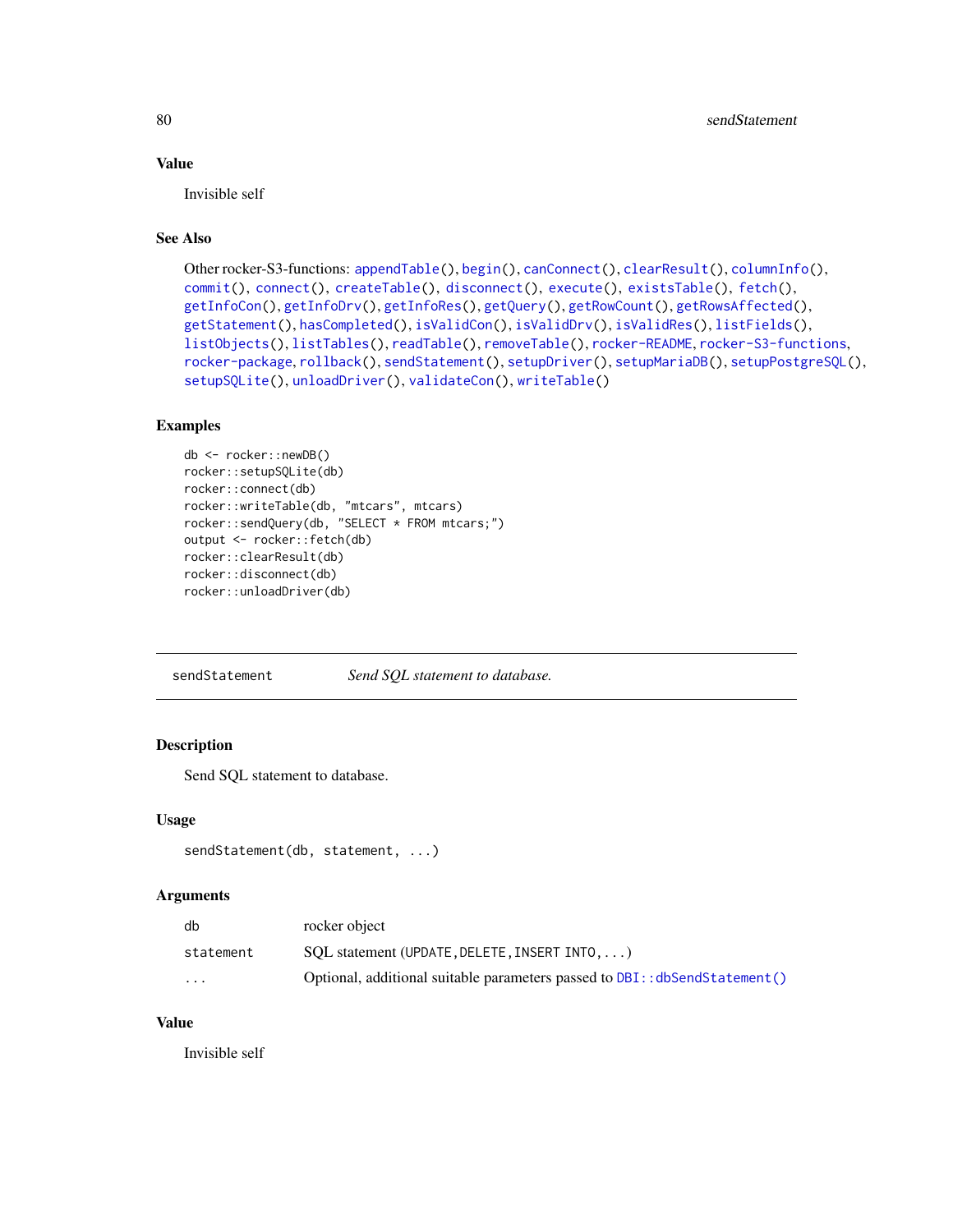### Value

Invisible self

### See Also

Other rocker-S3-functions: appendTable(), begin(), canConnect(), clearResult(), columnInfo(), commit(), connect(), createTable(), disconnect(), execute(), existsTable(), fetch(), getInfoCon(), getInfoDrv(), getInfoRes(), getQuery(), getRowCount(), getRowsAffected(), getStatement(), hasCompleted(), isValidCon(), isValidDrv(), isValidRes(), listFields(), listObjects(), listTables(), readTable(), removeTable(), rocker-README, rocker-S3-functions, rocker-package, rollback(), sendStatement(), setupDriver(), setupMariaDB(), setupPostgreSQL(), setupSQLite(), unloadDriver(), validateCon(), writeTable()

### Examples

```
db <- rocker::newDB()
rocker::setupSQLite(db)
rocker::connect(db)
rocker::writeTable(db, "mtcars", mtcars)
rocker::sendQuery(db, "SELECT * FROM mtcars;")
output <- rocker::fetch(db)
rocker::clearResult(db)
rocker::disconnect(db)
rocker::unloadDriver(db)
```

---

## sendStatement — *Send SQL statement to database.*

### Description

Send SQL statement to database.

### Usage

```
sendStatement(db, statement, ...)
```

### Arguments

| | |
|---|---|
| db | rocker object |
| statement | SQL statement (UPDATE, DELETE, INSERT INTO, ...) |
| ... | Optional, additional suitable parameters passed to DBI::dbSendStatement() |

### Value

Invisible self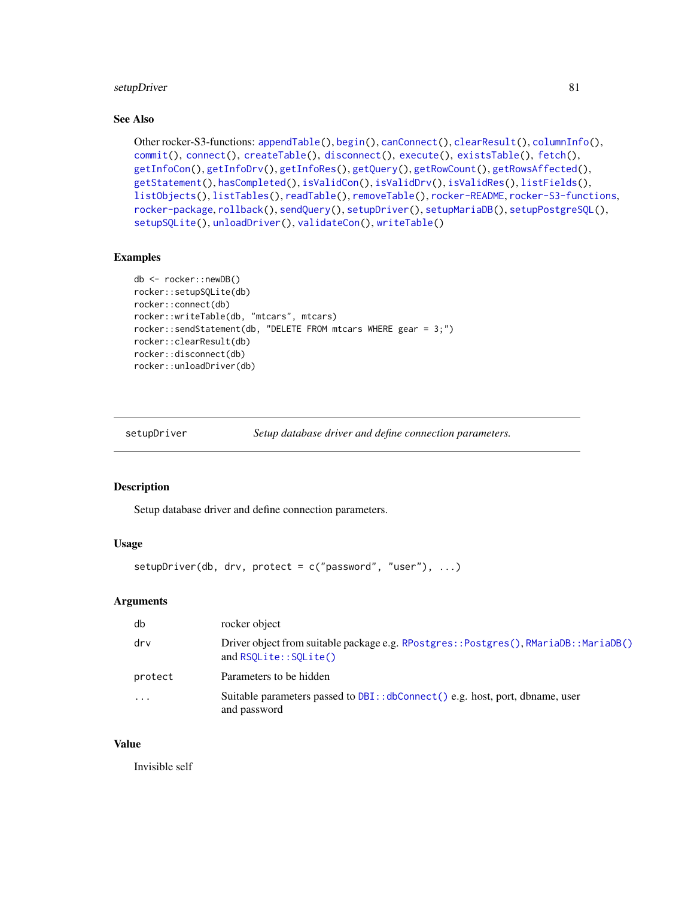### See Also

Other rocker-S3-functions: `appendTable()`, `begin()`, `canConnect()`, `clearResult()`, `columnInfo()`, `commit()`, `connect()`, `createTable()`, `disconnect()`, `execute()`, `existsTable()`, `fetch()`, `getInfoCon()`, `getInfoDrv()`, `getInfoRes()`, `getQuery()`, `getRowCount()`, `getRowsAffected()`, `getStatement()`, `hasCompleted()`, `isValidCon()`, `isValidDrv()`, `isValidRes()`, `listFields()`, `listObjects()`, `listTables()`, `readTable()`, `removeTable()`, `rocker-README`, `rocker-S3-functions`, `rocker-package`, `rollback()`, `sendQuery()`, `setupDriver()`, `setupMariaDB()`, `setupPostgreSQL()`, `setupSQLite()`, `unloadDriver()`, `validateCon()`, `writeTable()`

### Examples

```
db <- rocker::newDB()
rocker::setupSQLite(db)
rocker::connect(db)
rocker::writeTable(db, "mtcars", mtcars)
rocker::sendStatement(db, "DELETE FROM mtcars WHERE gear = 3;")
rocker::clearResult(db)
rocker::disconnect(db)
rocker::unloadDriver(db)
```

---

## setupDriver — *Setup database driver and define connection parameters.*

### Description

Setup database driver and define connection parameters.

### Usage

```
setupDriver(db, drv, protect = c("password", "user"), ...)
```

### Arguments

| | |
|---|---|
| `db` | rocker object |
| `drv` | Driver object from suitable package e.g. `RPostgres::Postgres()`, `RMariaDB::MariaDB()` and `RSQLite::SQLite()` |
| `protect` | Parameters to be hidden |
| `...` | Suitable parameters passed to `DBI::dbConnect()` e.g. host, port, dbname, user and password |

### Value

Invisible self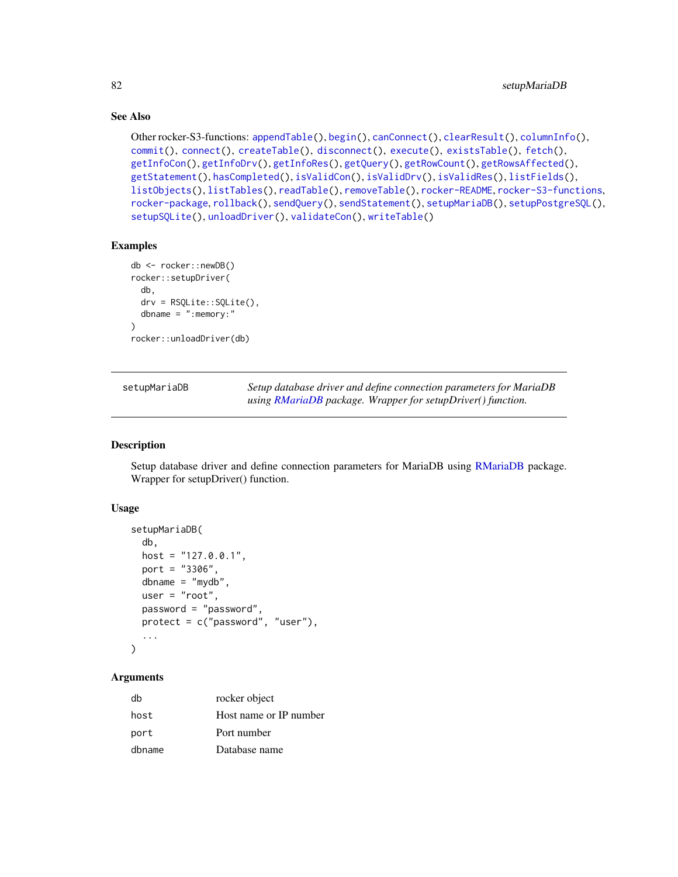## See Also

Other rocker-S3-functions: appendTable(), begin(), canConnect(), clearResult(), columnInfo(), commit(), connect(), createTable(), disconnect(), execute(), existsTable(), fetch(), getInfoCon(), getInfoDrv(), getInfoRes(), getQuery(), getRowCount(), getRowsAffected(), getStatement(), hasCompleted(), isValidCon(), isValidDrv(), isValidRes(), listFields(), listObjects(), listTables(), readTable(), removeTable(), rocker-README, rocker-S3-functions, rocker-package, rollback(), sendQuery(), sendStatement(), setupMariaDB(), setupPostgreSQL(), setupSQLite(), unloadDriver(), validateCon(), writeTable()

## Examples

```
db <- rocker::newDB()
rocker::setupDriver(
  db,
  drv = RSQLite::SQLite(),
  dbname = ":memory:"
)
rocker::unloadDriver(db)
```

---

# setupMariaDB

*Setup database driver and define connection parameters for MariaDB using RMariaDB package. Wrapper for setupDriver() function.*

## Description

Setup database driver and define connection parameters for MariaDB using RMariaDB package. Wrapper for setupDriver() function.

## Usage

```
setupMariaDB(
  db,
  host = "127.0.0.1",
  port = "3306",
  dbname = "mydb",
  user = "root",
  password = "password",
  protect = c("password", "user"),
  ...
)
```

## Arguments

| | |
|---|---|
| db | rocker object |
| host | Host name or IP number |
| port | Port number |
| dbname | Database name |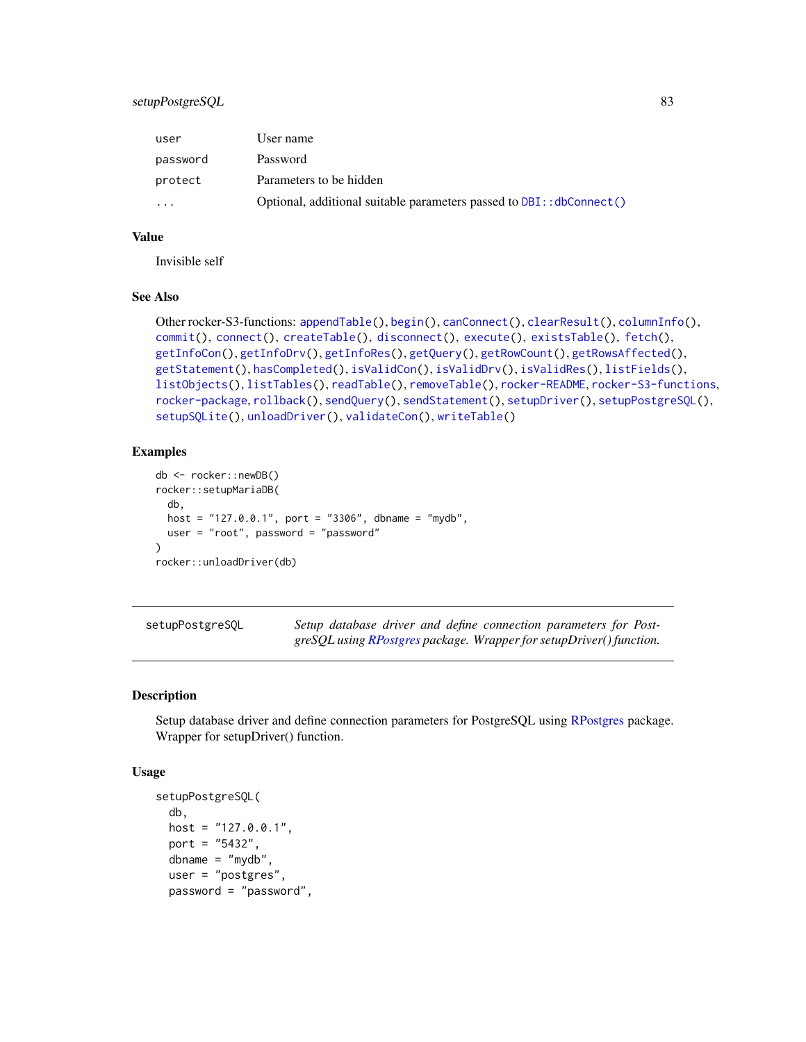| | |
|---|---|
| user | User name |
| password | Password |
| protect | Parameters to be hidden |
| ... | Optional, additional suitable parameters passed to DBI::dbConnect() |

### Value

Invisible self

### See Also

Other rocker-S3-functions: appendTable(), begin(), canConnect(), clearResult(), columnInfo(), commit(), connect(), createTable(), disconnect(), execute(), existsTable(), fetch(), getInfoCon(), getInfoDrv(), getInfoRes(), getQuery(), getRowCount(), getRowsAffected(), getStatement(), hasCompleted(), isValidCon(), isValidDrv(), isValidRes(), listFields(), listObjects(), listTables(), readTable(), removeTable(), rocker-README, rocker-S3-functions, rocker-package, rollback(), sendQuery(), sendStatement(), setupDriver(), setupPostgreSQL(), setupSQLite(), unloadDriver(), validateCon(), writeTable()

### Examples

```
db <- rocker::newDB()
rocker::setupMariaDB(
  db,
  host = "127.0.0.1", port = "3306", dbname = "mydb",
  user = "root", password = "password"
)
rocker::unloadDriver(db)
```

---

## setupPostgreSQL

*Setup database driver and define connection parameters for PostgreSQL using RPostgres package. Wrapper for setupDriver() function.*

### Description

Setup database driver and define connection parameters for PostgreSQL using RPostgres package. Wrapper for setupDriver() function.

### Usage

```
setupPostgreSQL(
  db,
  host = "127.0.0.1",
  port = "5432",
  dbname = "mydb",
  user = "postgres",
  password = "password",
```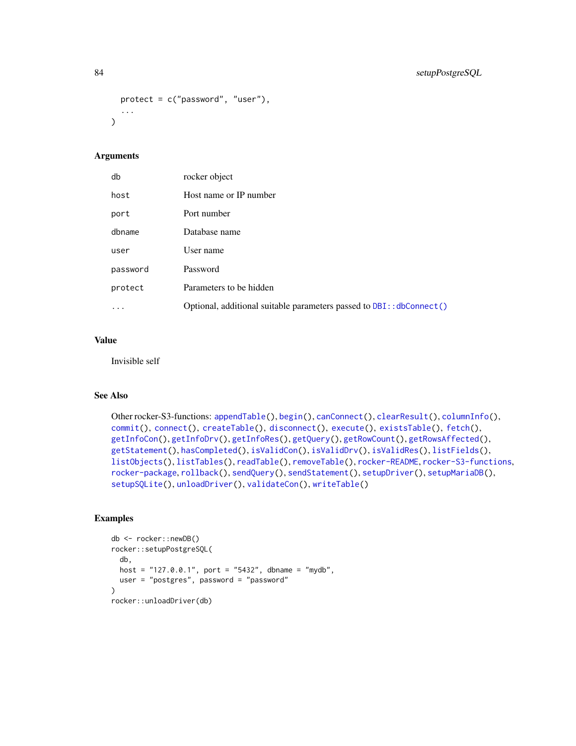```
  protect = c("password", "user"),
  ...
)
```

### Arguments

| | |
|---|---|
| db | rocker object |
| host | Host name or IP number |
| port | Port number |
| dbname | Database name |
| user | User name |
| password | Password |
| protect | Parameters to be hidden |
| ... | Optional, additional suitable parameters passed to DBI::dbConnect() |

### Value

Invisible self

### See Also

Other rocker-S3-functions: appendTable(), begin(), canConnect(), clearResult(), columnInfo(), commit(), connect(), createTable(), disconnect(), execute(), existsTable(), fetch(), getInfoCon(), getInfoDrv(), getInfoRes(), getQuery(), getRowCount(), getRowsAffected(), getStatement(), hasCompleted(), isValidCon(), isValidDrv(), isValidRes(), listFields(), listObjects(), listTables(), readTable(), removeTable(), rocker-README, rocker-S3-functions, rocker-package, rollback(), sendQuery(), sendStatement(), setupDriver(), setupMariaDB(), setupSQLite(), unloadDriver(), validateCon(), writeTable()

### Examples

```
db <- rocker::newDB()
rocker::setupPostgreSQL(
  db,
  host = "127.0.0.1", port = "5432", dbname = "mydb",
  user = "postgres", password = "password"
)
rocker::unloadDriver(db)
```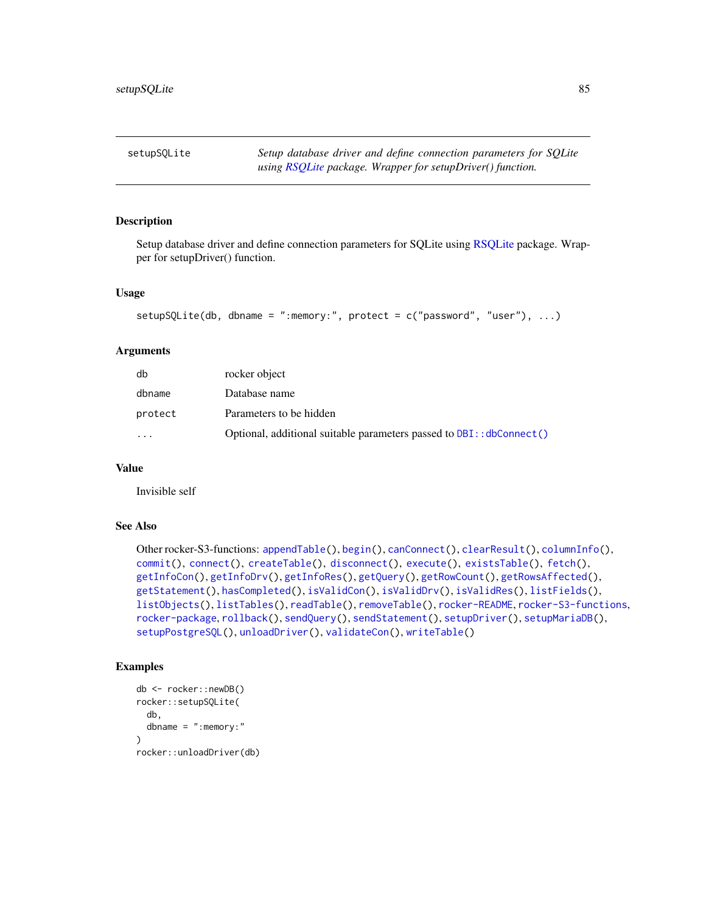# setupSQLite

*Setup database driver and define connection parameters for SQLite using RSQLite package. Wrapper for setupDriver() function.*

## Description

Setup database driver and define connection parameters for SQLite using RSQLite package. Wrapper for setupDriver() function.

## Usage

```
setupSQLite(db, dbname = ":memory:", protect = c("password", "user"), ...)
```

## Arguments

| | |
|---|---|
| db | rocker object |
| dbname | Database name |
| protect | Parameters to be hidden |
| ... | Optional, additional suitable parameters passed to `DBI::dbConnect()` |

## Value

Invisible self

## See Also

Other rocker-S3-functions: `appendTable()`, `begin()`, `canConnect()`, `clearResult()`, `columnInfo()`, `commit()`, `connect()`, `createTable()`, `disconnect()`, `execute()`, `existsTable()`, `fetch()`, `getInfoCon()`, `getInfoDrv()`, `getInfoRes()`, `getQuery()`, `getRowCount()`, `getRowsAffected()`, `getStatement()`, `hasCompleted()`, `isValidCon()`, `isValidDrv()`, `isValidRes()`, `listFields()`, `listObjects()`, `listTables()`, `readTable()`, `removeTable()`, `rocker-README`, `rocker-S3-functions`, `rocker-package`, `rollback()`, `sendQuery()`, `sendStatement()`, `setupDriver()`, `setupMariaDB()`, `setupPostgreSQL()`, `unloadDriver()`, `validateCon()`, `writeTable()`

## Examples

```
db <- rocker::newDB()
rocker::setupSQLite(
  db,
  dbname = ":memory:"
)
rocker::unloadDriver(db)
```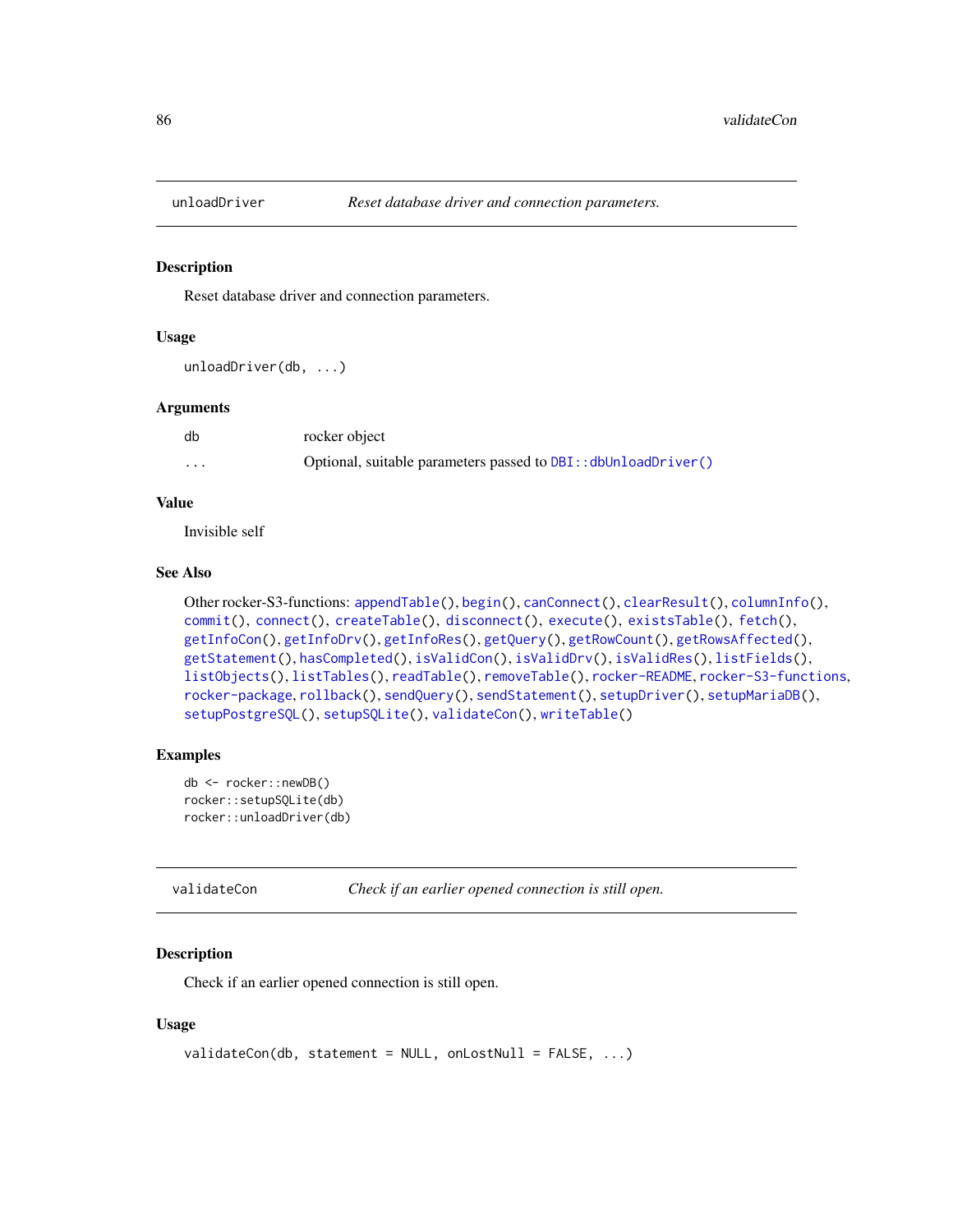## unloadDriver — *Reset database driver and connection parameters.*

### Description

Reset database driver and connection parameters.

### Usage

```
unloadDriver(db, ...)
```

### Arguments

| | |
|---|---|
| db | rocker object |
| ... | Optional, suitable parameters passed to DBI::dbUnloadDriver() |

### Value

Invisible self

### See Also

Other rocker-S3-functions: appendTable(), begin(), canConnect(), clearResult(), columnInfo(), commit(), connect(), createTable(), disconnect(), execute(), existsTable(), fetch(), getInfoCon(), getInfoDrv(), getInfoRes(), getQuery(), getRowCount(), getRowsAffected(), getStatement(), hasCompleted(), isValidCon(), isValidDrv(), isValidRes(), listFields(), listObjects(), listTables(), readTable(), removeTable(), rocker-README, rocker-S3-functions, rocker-package, rollback(), sendQuery(), sendStatement(), setupDriver(), setupMariaDB(), setupPostgreSQL(), setupSQLite(), validateCon(), writeTable()

### Examples

```
db <- rocker::newDB()
rocker::setupSQLite(db)
rocker::unloadDriver(db)
```

## validateCon — *Check if an earlier opened connection is still open.*

### Description

Check if an earlier opened connection is still open.

### Usage

```
validateCon(db, statement = NULL, onLostNull = FALSE, ...)
```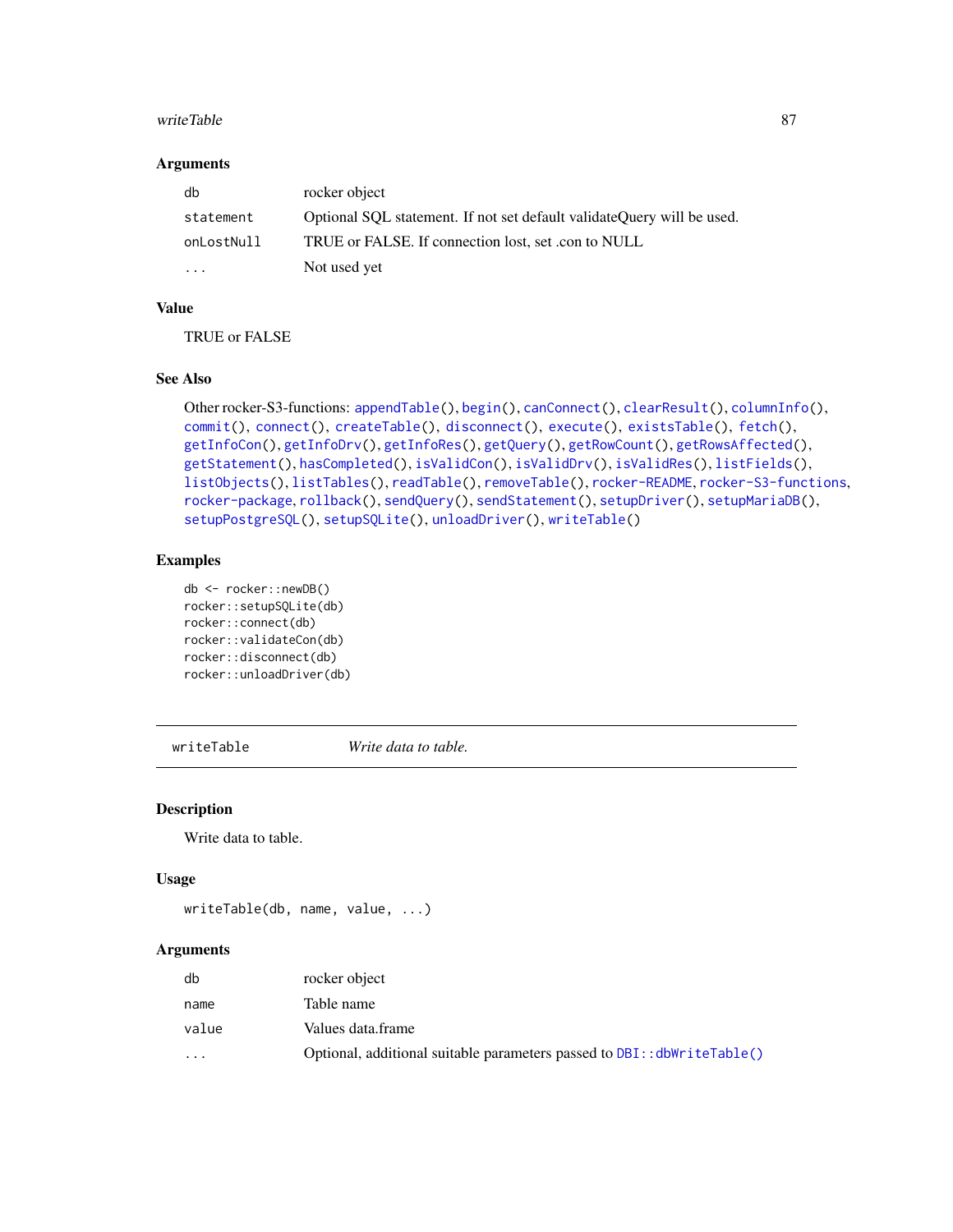### Arguments

| | |
|---|---|
| db | rocker object |
| statement | Optional SQL statement. If not set default validateQuery will be used. |
| onLostNull | TRUE or FALSE. If connection lost, set .con to NULL |
| ... | Not used yet |

### Value

TRUE or FALSE

### See Also

Other rocker-S3-functions: appendTable(), begin(), canConnect(), clearResult(), columnInfo(), commit(), connect(), createTable(), disconnect(), execute(), existsTable(), fetch(), getInfoCon(), getInfoDrv(), getInfoRes(), getQuery(), getRowCount(), getRowsAffected(), getStatement(), hasCompleted(), isValidCon(), isValidDrv(), isValidRes(), listFields(), listObjects(), listTables(), readTable(), removeTable(), rocker-README, rocker-S3-functions, rocker-package, rollback(), sendQuery(), sendStatement(), setupDriver(), setupMariaDB(), setupPostgreSQL(), setupSQLite(), unloadDriver(), writeTable()

### Examples

```
db <- rocker::newDB()
rocker::setupSQLite(db)
rocker::connect(db)
rocker::validateCon(db)
rocker::disconnect(db)
rocker::unloadDriver(db)
```

---

## writeTable — *Write data to table.*

---

### Description

Write data to table.

### Usage

```
writeTable(db, name, value, ...)
```

### Arguments

| | |
|---|---|
| db | rocker object |
| name | Table name |
| value | Values data.frame |
| ... | Optional, additional suitable parameters passed to DBI::dbWriteTable() |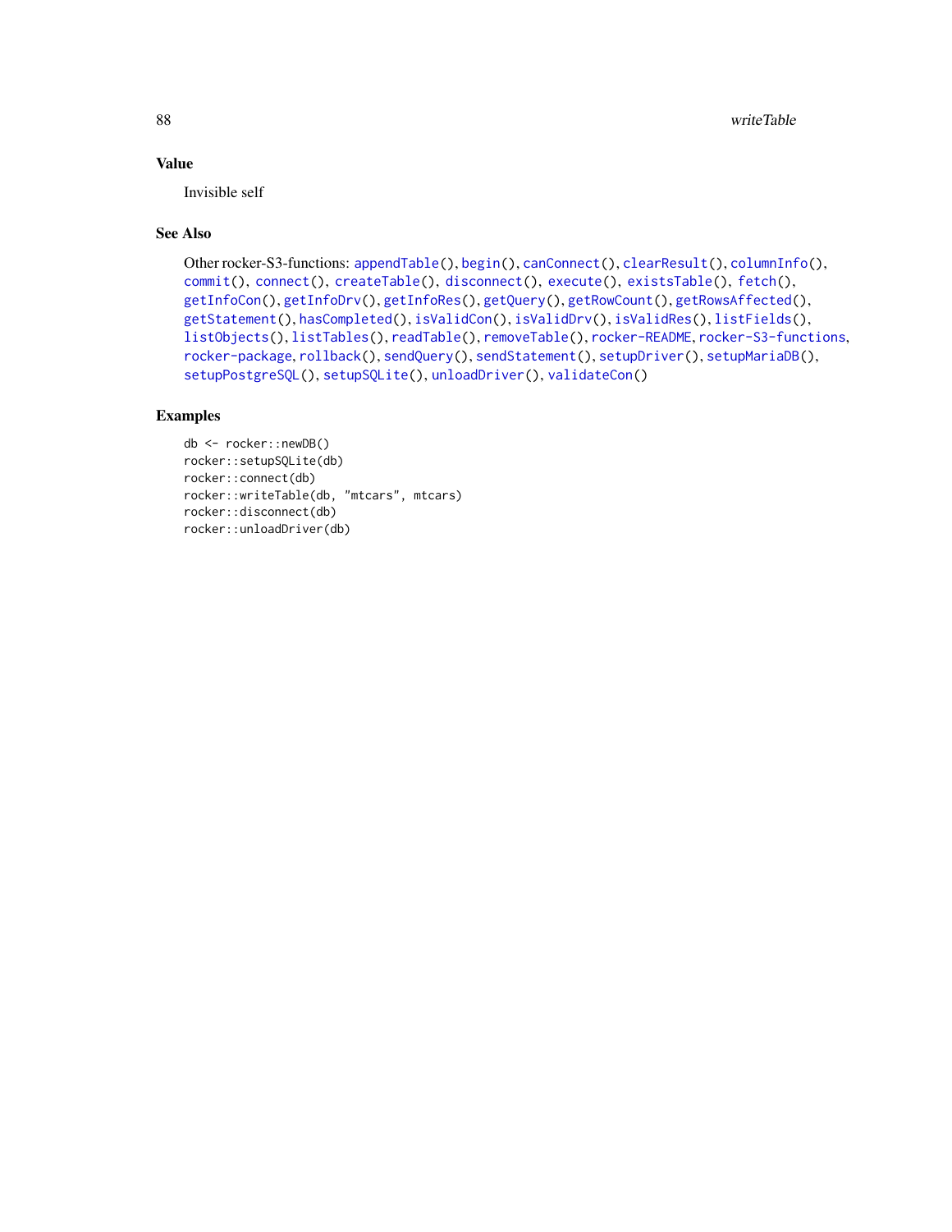### Value

Invisible self

### See Also

Other rocker-S3-functions: appendTable(), begin(), canConnect(), clearResult(), columnInfo(), commit(), connect(), createTable(), disconnect(), execute(), existsTable(), fetch(), getInfoCon(), getInfoDrv(), getInfoRes(), getQuery(), getRowCount(), getRowsAffected(), getStatement(), hasCompleted(), isValidCon(), isValidDrv(), isValidRes(), listFields(), listObjects(), listTables(), readTable(), removeTable(), rocker-README, rocker-S3-functions, rocker-package, rollback(), sendQuery(), sendStatement(), setupDriver(), setupMariaDB(), setupPostgreSQL(), setupSQLite(), unloadDriver(), validateCon()

### Examples

```
db <- rocker::newDB()
rocker::setupSQLite(db)
rocker::connect(db)
rocker::writeTable(db, "mtcars", mtcars)
rocker::disconnect(db)
rocker::unloadDriver(db)
```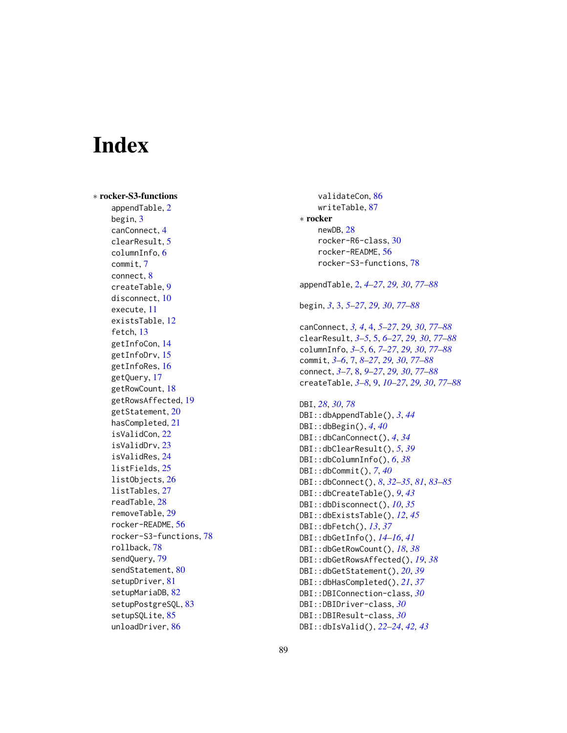# Index

∗ **rocker-S3-functions**
- appendTable, 2
- begin, 3
- canConnect, 4
- clearResult, 5
- columnInfo, 6
- commit, 7
- connect, 8
- createTable, 9
- disconnect, 10
- execute, 11
- existsTable, 12
- fetch, 13
- getInfoCon, 14
- getInfoDrv, 15
- getInfoRes, 16
- getQuery, 17
- getRowCount, 18
- getRowsAffected, 19
- getStatement, 20
- hasCompleted, 21
- isValidCon, 22
- isValidDrv, 23
- isValidRes, 24
- listFields, 25
- listObjects, 26
- listTables, 27
- readTable, 28
- removeTable, 29
- rocker-README, 56
- rocker-S3-functions, 78
- rollback, 78
- sendQuery, 79
- sendStatement, 80
- setupDriver, 81
- setupMariaDB, 82
- setupPostgreSQL, 83
- setupSQLite, 85
- unloadDriver, 86
- validateCon, 86
- writeTable, 87

∗ **rocker**
- newDB, 28
- rocker-R6-class, 30
- rocker-README, 56
- rocker-S3-functions, 78

appendTable, 2, *4–27*, *29*, *30*, *77–88*

begin, *3*, 3, *5–27*, *29*, *30*, *77–88*

canConnect, *3*, *4*, 4, *5–27*, *29*, *30*, *77–88*
clearResult, *3–5*, 5, *6–27*, *29*, *30*, *77–88*
columnInfo, *3–5*, 6, *7–27*, *29*, *30*, *77–88*
commit, *3–6*, 7, *8–27*, *29*, *30*, *77–88*
connect, *3–7*, 8, *9–27*, *29*, *30*, *77–88*
createTable, *3–8*, 9, *10–27*, *29*, *30*, *77–88*

DBI, *28*, *30*, *78*
DBI::dbAppendTable(), *3*, *44*
DBI::dbBegin(), *4*, *40*
DBI::dbCanConnect(), *4*, *34*
DBI::dbClearResult(), *5*, *39*
DBI::dbColumnInfo(), *6*, *38*
DBI::dbCommit(), *7*, *40*
DBI::dbConnect(), *8*, *32–35*, *81*, *83–85*
DBI::dbCreateTable(), *9*, *43*
DBI::dbDisconnect(), *10*, *35*
DBI::dbExistsTable(), *12*, *45*
DBI::dbFetch(), *13*, *37*
DBI::dbGetInfo(), *14–16*, *41*
DBI::dbGetRowCount(), *18*, *38*
DBI::dbGetRowsAffected(), *19*, *38*
DBI::dbGetStatement(), *20*, *39*
DBI::dbHasCompleted(), *21*, *37*
DBI::DBIConnection-class, *30*
DBI::DBIDriver-class, *30*
DBI::DBIResult-class, *30*
DBI::dbIsValid(), *22–24*, *42*, *43*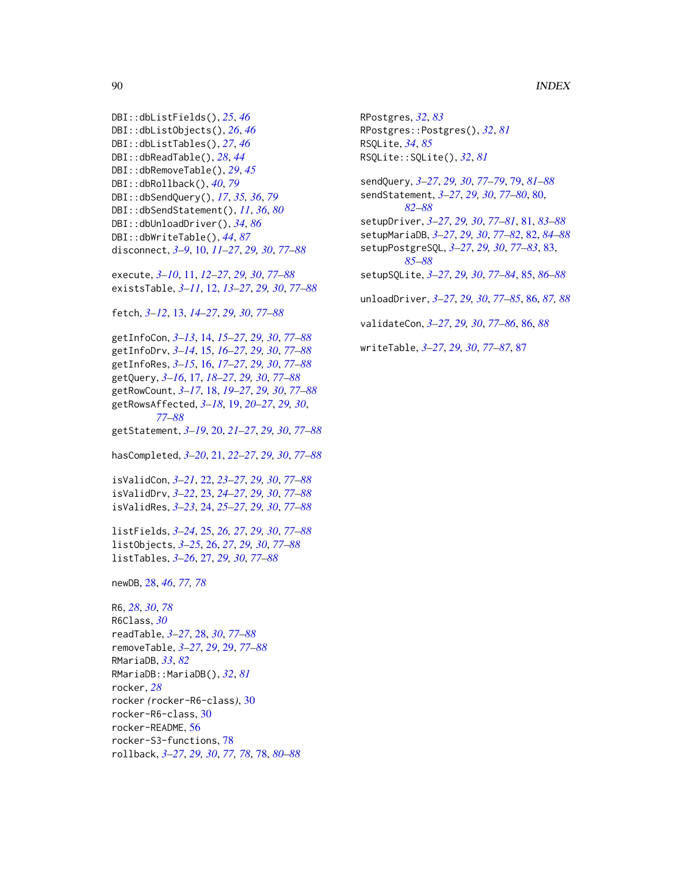DBI::dbListFields(), *25*, *46*
DBI::dbListObjects(), *26*, *46*
DBI::dbListTables(), *27*, *46*
DBI::dbReadTable(), *28*, *44*
DBI::dbRemoveTable(), *29*, *45*
DBI::dbRollback(), *40*, *79*
DBI::dbSendQuery(), *17*, *35, 36*, *79*
DBI::dbSendStatement(), *11*, *36*, *80*
DBI::dbUnloadDriver(), *34*, *86*
DBI::dbWriteTable(), *44*, *87*
disconnect, *3–9*, 10, *11–27*, *29, 30*, *77–88*

execute, *3–10*, 11, *12–27*, *29, 30*, *77–88*
existsTable, *3–11*, 12, *13–27*, *29, 30*, *77–88*

fetch, *3–12*, 13, *14–27*, *29, 30*, *77–88*

getInfoCon, *3–13*, 14, *15–27*, *29, 30*, *77–88*
getInfoDrv, *3–14*, 15, *16–27*, *29, 30*, *77–88*
getInfoRes, *3–15*, 16, *17–27*, *29, 30*, *77–88*
getQuery, *3–16*, 17, *18–27*, *29, 30*, *77–88*
getRowCount, *3–17*, 18, *19–27*, *29, 30*, *77–88*
getRowsAffected, *3–18*, 19, *20–27*, *29, 30*, *77–88*
getStatement, *3–19*, 20, *21–27*, *29, 30*, *77–88*

hasCompleted, *3–20*, 21, *22–27*, *29, 30*, *77–88*

isValidCon, *3–21*, 22, *23–27*, *29, 30*, *77–88*
isValidDrv, *3–22*, 23, *24–27*, *29, 30*, *77–88*
isValidRes, *3–23*, 24, *25–27*, *29, 30*, *77–88*

listFields, *3–24*, 25, *26, 27*, *29, 30*, *77–88*
listObjects, *3–25*, 26, *27*, *29, 30*, *77–88*
listTables, *3–26*, 27, *29, 30*, *77–88*

newDB, 28, *46*, *77, 78*

R6, *28*, *30*, *78*
R6Class, *30*
readTable, *3–27*, 28, *30*, *77–88*
removeTable, *3–27*, *29*, 29, *77–88*
RMariaDB, *33*, *82*
RMariaDB::MariaDB(), *32*, *81*
rocker, *28*
rocker *(*rocker-R6-class*)*, 30
rocker-R6-class, 30
rocker-README, 56
rocker-S3-functions, 78
rollback, *3–27*, *29, 30*, *77, 78*, 78, *80–88*

RPostgres, *32*, *83*
RPostgres::Postgres(), *32*, *81*
RSQLite, *34*, *85*
RSQLite::SQLite(), *32*, *81*

sendQuery, *3–27*, *29, 30*, *77–79*, 79, *81–88*
sendStatement, *3–27*, *29, 30*, *77–80*, 80, *82–88*
setupDriver, *3–27*, *29, 30*, *77–81*, 81, *83–88*
setupMariaDB, *3–27*, *29, 30*, *77–82*, 82, *84–88*
setupPostgreSQL, *3–27*, *29, 30*, *77–83*, 83, *85–88*
setupSQLite, *3–27*, *29, 30*, *77–84*, 85, *86–88*

unloadDriver, *3–27*, *29, 30*, *77–85*, 86, *87, 88*

validateCon, *3–27*, *29, 30*, *77–86*, 86, *88*

writeTable, *3–27*, *29, 30*, *77–87*, 87